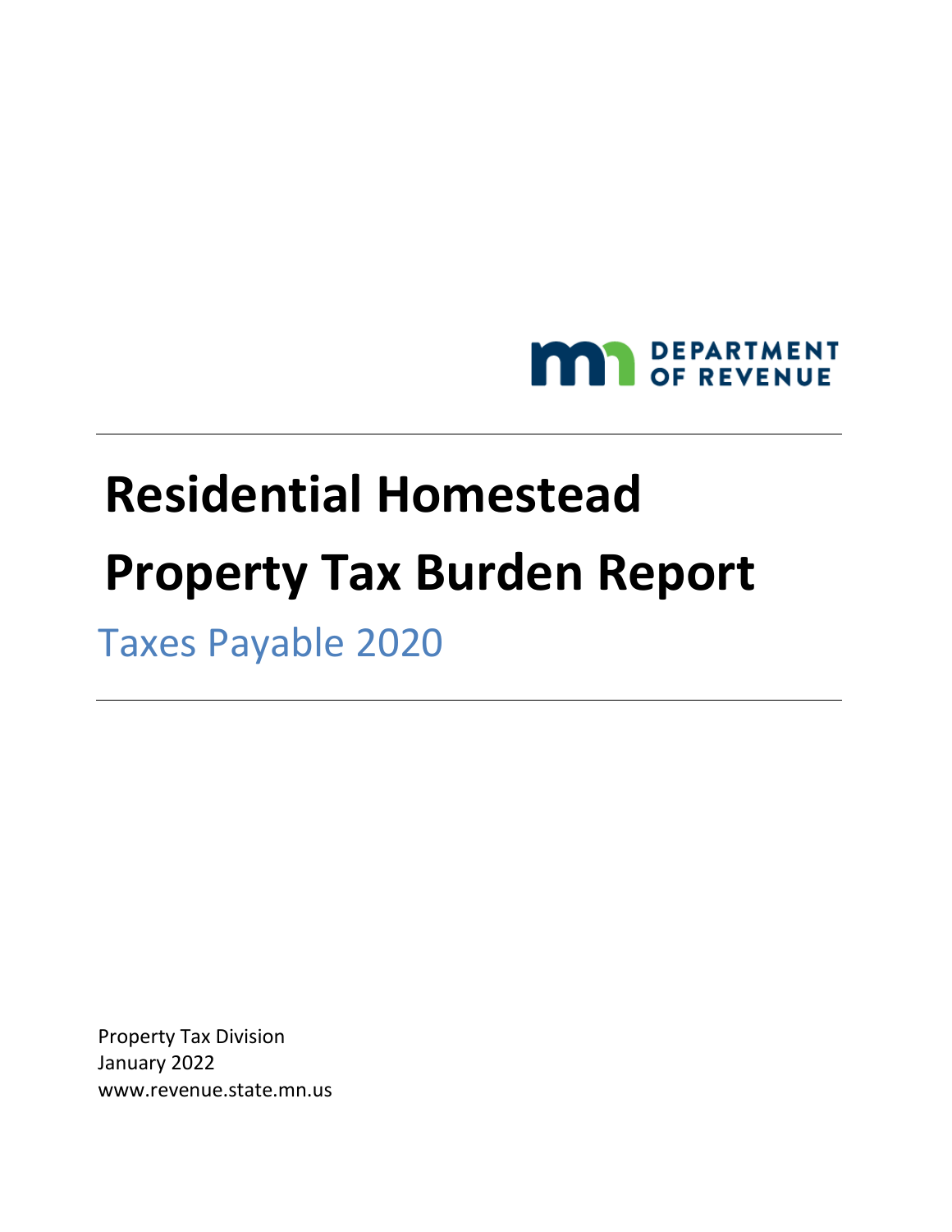MN DEPARTMENT OF REVENUE

# Residential Homestead Property Tax Burden Report

## Taxes Payable 2020

Property Tax Division
January 2022
www.revenue.state.mn.us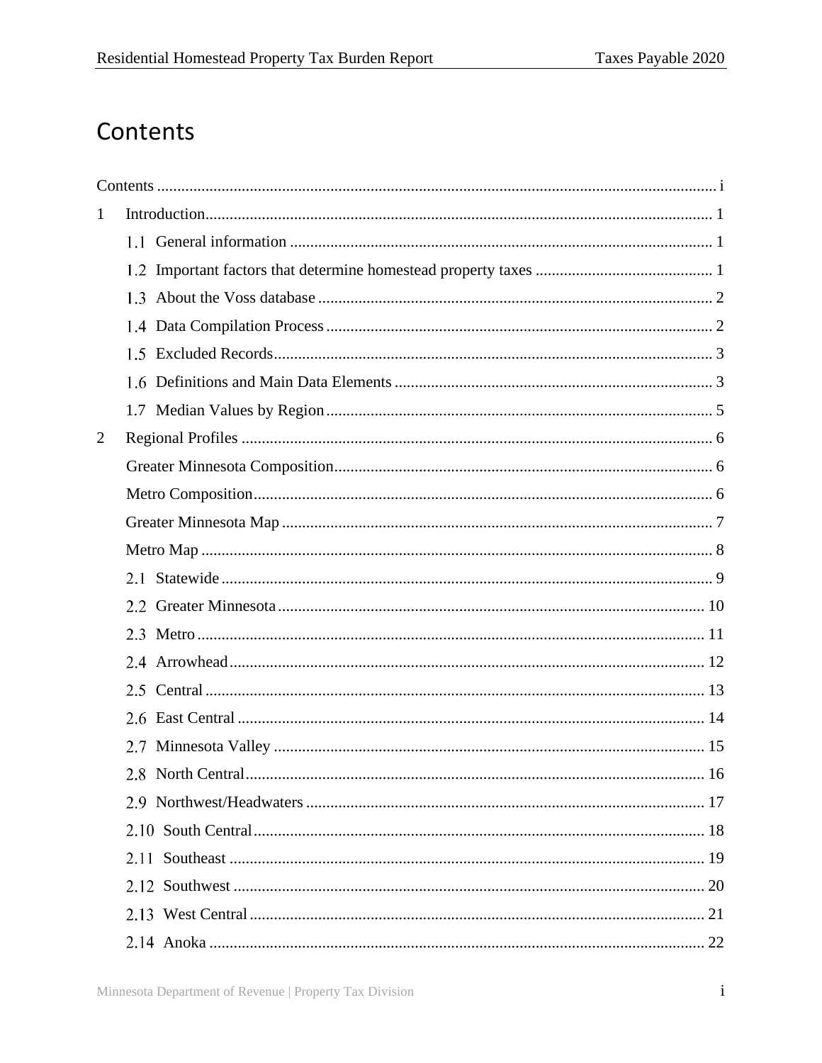# Contents

Contents .......... i

1 Introduction .......... 1

- 1.1 General information .......... 1
- 1.2 Important factors that determine homestead property taxes .......... 1
- 1.3 About the Voss database .......... 2
- 1.4 Data Compilation Process .......... 2
- 1.5 Excluded Records .......... 3
- 1.6 Definitions and Main Data Elements .......... 3
- 1.7 Median Values by Region .......... 5

2 Regional Profiles .......... 6

- Greater Minnesota Composition .......... 6
- Metro Composition .......... 6
- Greater Minnesota Map .......... 7
- Metro Map .......... 8
- 2.1 Statewide .......... 9
- 2.2 Greater Minnesota .......... 10
- 2.3 Metro .......... 11
- 2.4 Arrowhead .......... 12
- 2.5 Central .......... 13
- 2.6 East Central .......... 14
- 2.7 Minnesota Valley .......... 15
- 2.8 North Central .......... 16
- 2.9 Northwest/Headwaters .......... 17
- 2.10 South Central .......... 18
- 2.11 Southeast .......... 19
- 2.12 Southwest .......... 20
- 2.13 West Central .......... 21
- 2.14 Anoka .......... 22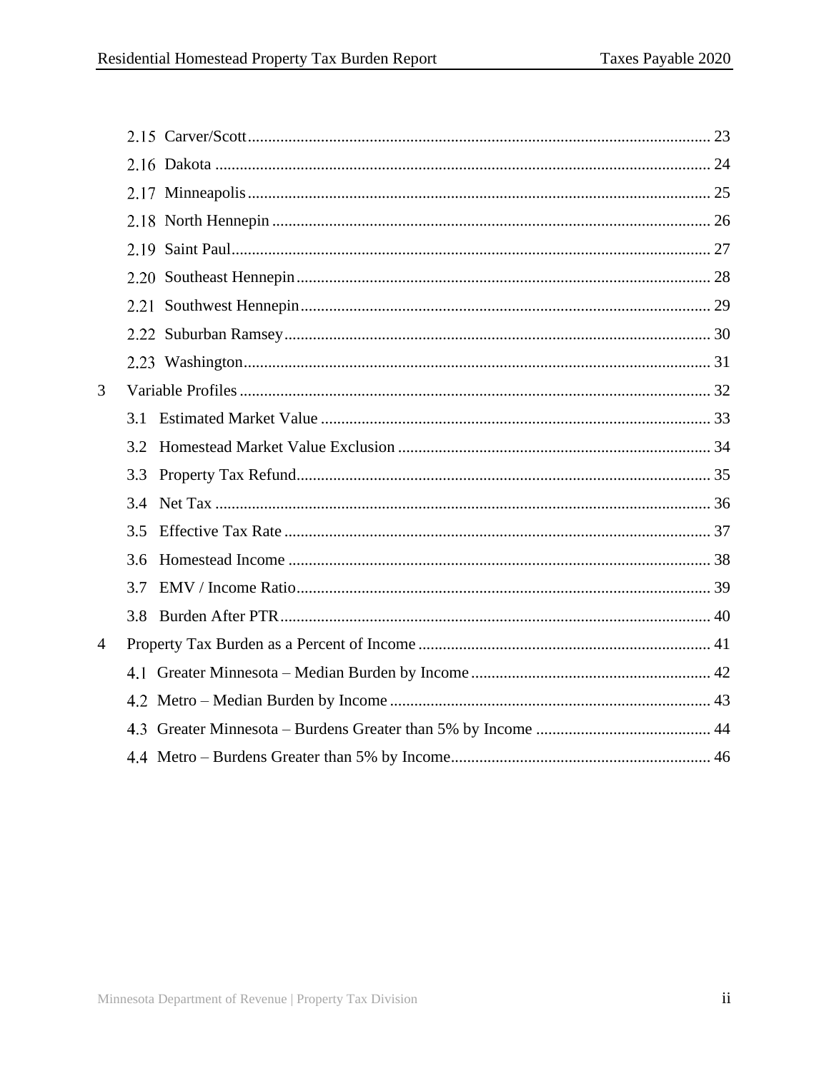- 2.15 Carver/Scott ..... 23
- 2.16 Dakota ..... 24
- 2.17 Minneapolis ..... 25
- 2.18 North Hennepin ..... 26
- 2.19 Saint Paul ..... 27
- 2.20 Southeast Hennepin ..... 28
- 2.21 Southwest Hennepin ..... 29
- 2.22 Suburban Ramsey ..... 30
- 2.23 Washington ..... 31

3 Variable Profiles ..... 32
- 3.1 Estimated Market Value ..... 33
- 3.2 Homestead Market Value Exclusion ..... 34
- 3.3 Property Tax Refund ..... 35
- 3.4 Net Tax ..... 36
- 3.5 Effective Tax Rate ..... 37
- 3.6 Homestead Income ..... 38
- 3.7 EMV / Income Ratio ..... 39
- 3.8 Burden After PTR ..... 40

4 Property Tax Burden as a Percent of Income ..... 41
- 4.1 Greater Minnesota – Median Burden by Income ..... 42
- 4.2 Metro – Median Burden by Income ..... 43
- 4.3 Greater Minnesota – Burdens Greater than 5% by Income ..... 44
- 4.4 Metro – Burdens Greater than 5% by Income ..... 46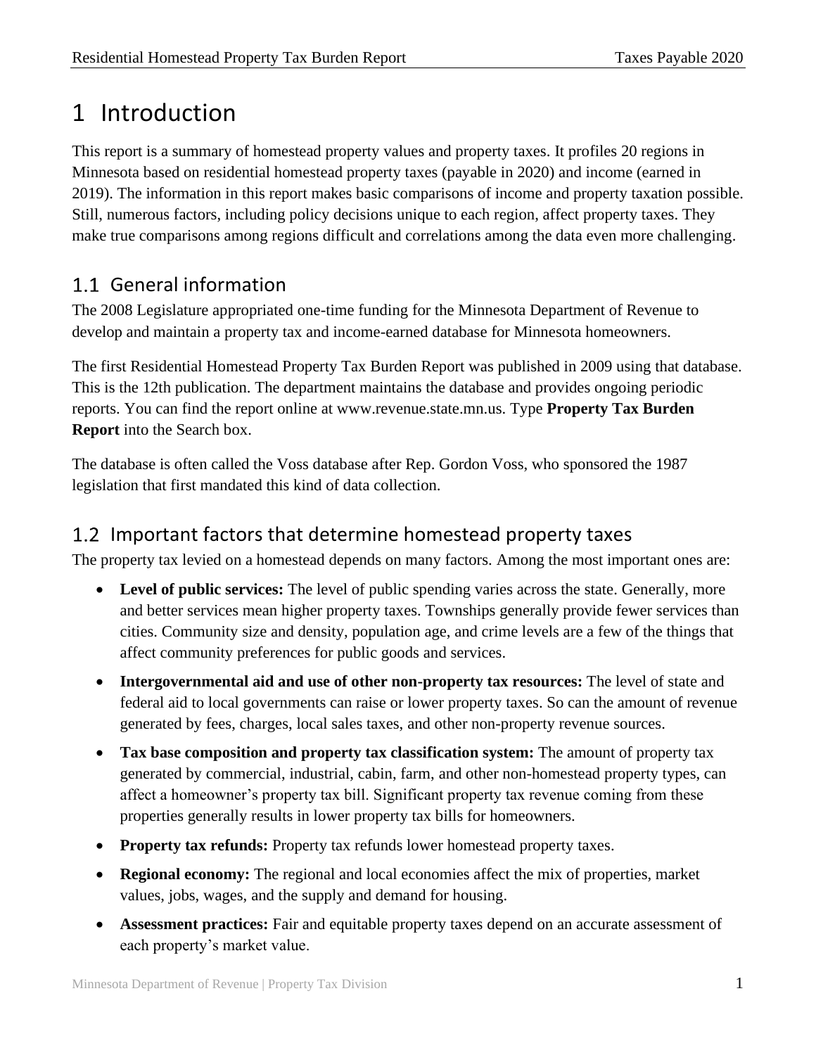# 1 Introduction

This report is a summary of homestead property values and property taxes. It profiles 20 regions in Minnesota based on residential homestead property taxes (payable in 2020) and income (earned in 2019). The information in this report makes basic comparisons of income and property taxation possible. Still, numerous factors, including policy decisions unique to each region, affect property taxes. They make true comparisons among regions difficult and correlations among the data even more challenging.

## 1.1 General information

The 2008 Legislature appropriated one-time funding for the Minnesota Department of Revenue to develop and maintain a property tax and income-earned database for Minnesota homeowners.

The first Residential Homestead Property Tax Burden Report was published in 2009 using that database. This is the 12th publication. The department maintains the database and provides ongoing periodic reports. You can find the report online at www.revenue.state.mn.us. Type **Property Tax Burden Report** into the Search box.

The database is often called the Voss database after Rep. Gordon Voss, who sponsored the 1987 legislation that first mandated this kind of data collection.

## 1.2 Important factors that determine homestead property taxes

The property tax levied on a homestead depends on many factors. Among the most important ones are:

- **Level of public services:** The level of public spending varies across the state. Generally, more and better services mean higher property taxes. Townships generally provide fewer services than cities. Community size and density, population age, and crime levels are a few of the things that affect community preferences for public goods and services.
- **Intergovernmental aid and use of other non-property tax resources:** The level of state and federal aid to local governments can raise or lower property taxes. So can the amount of revenue generated by fees, charges, local sales taxes, and other non-property revenue sources.
- **Tax base composition and property tax classification system:** The amount of property tax generated by commercial, industrial, cabin, farm, and other non-homestead property types, can affect a homeowner's property tax bill. Significant property tax revenue coming from these properties generally results in lower property tax bills for homeowners.
- **Property tax refunds:** Property tax refunds lower homestead property taxes.
- **Regional economy:** The regional and local economies affect the mix of properties, market values, jobs, wages, and the supply and demand for housing.
- **Assessment practices:** Fair and equitable property taxes depend on an accurate assessment of each property's market value.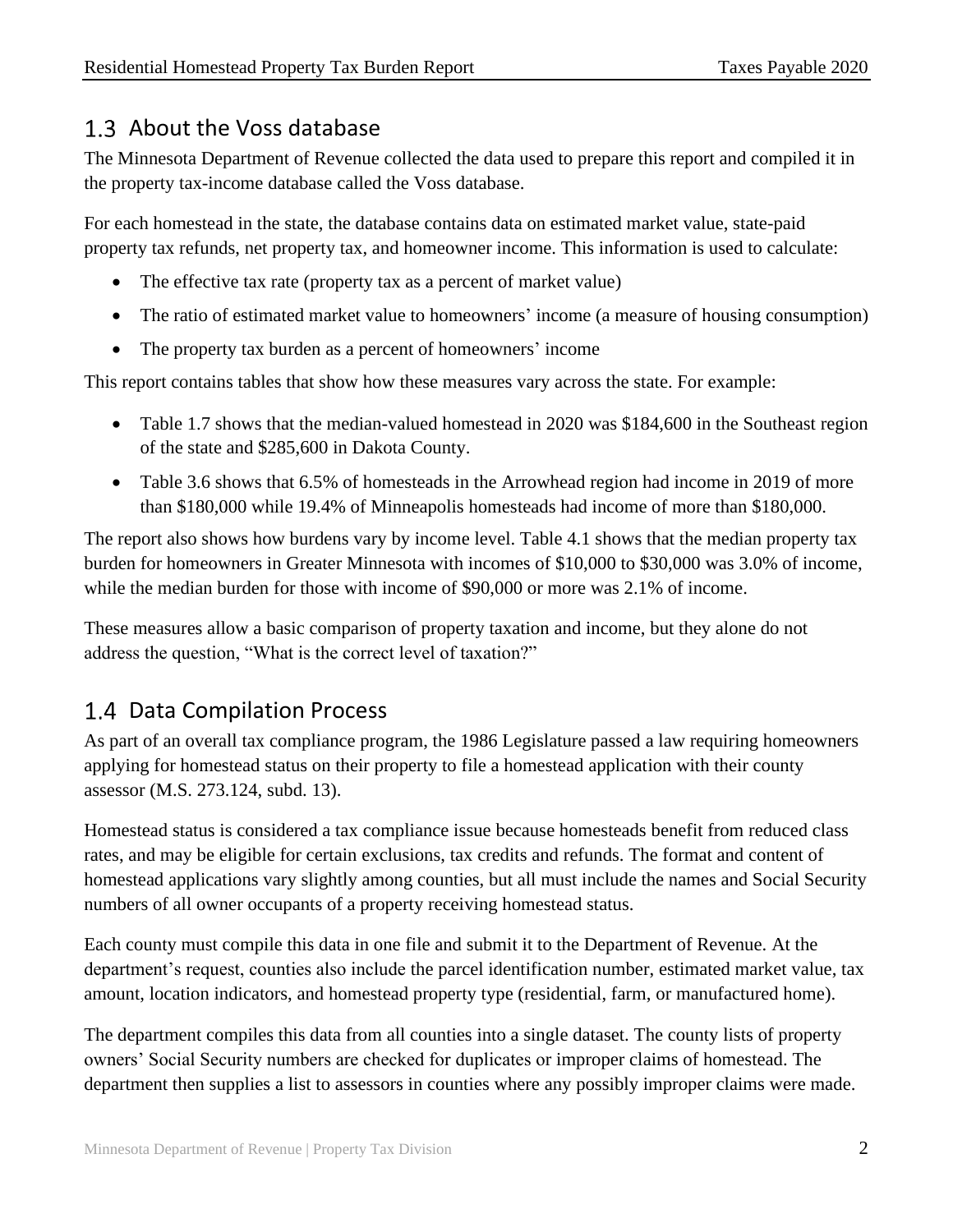## 1.3 About the Voss database

The Minnesota Department of Revenue collected the data used to prepare this report and compiled it in the property tax-income database called the Voss database.

For each homestead in the state, the database contains data on estimated market value, state-paid property tax refunds, net property tax, and homeowner income. This information is used to calculate:

- The effective tax rate (property tax as a percent of market value)
- The ratio of estimated market value to homeowners' income (a measure of housing consumption)
- The property tax burden as a percent of homeowners' income

This report contains tables that show how these measures vary across the state. For example:

- Table 1.7 shows that the median-valued homestead in 2020 was $184,600 in the Southeast region of the state and $285,600 in Dakota County.
- Table 3.6 shows that 6.5% of homesteads in the Arrowhead region had income in 2019 of more than $180,000 while 19.4% of Minneapolis homesteads had income of more than $180,000.

The report also shows how burdens vary by income level. Table 4.1 shows that the median property tax burden for homeowners in Greater Minnesota with incomes of $10,000 to $30,000 was 3.0% of income, while the median burden for those with income of $90,000 or more was 2.1% of income.

These measures allow a basic comparison of property taxation and income, but they alone do not address the question, "What is the correct level of taxation?"

## 1.4 Data Compilation Process

As part of an overall tax compliance program, the 1986 Legislature passed a law requiring homeowners applying for homestead status on their property to file a homestead application with their county assessor (M.S. 273.124, subd. 13).

Homestead status is considered a tax compliance issue because homesteads benefit from reduced class rates, and may be eligible for certain exclusions, tax credits and refunds. The format and content of homestead applications vary slightly among counties, but all must include the names and Social Security numbers of all owner occupants of a property receiving homestead status.

Each county must compile this data in one file and submit it to the Department of Revenue. At the department's request, counties also include the parcel identification number, estimated market value, tax amount, location indicators, and homestead property type (residential, farm, or manufactured home).

The department compiles this data from all counties into a single dataset. The county lists of property owners' Social Security numbers are checked for duplicates or improper claims of homestead. The department then supplies a list to assessors in counties where any possibly improper claims were made.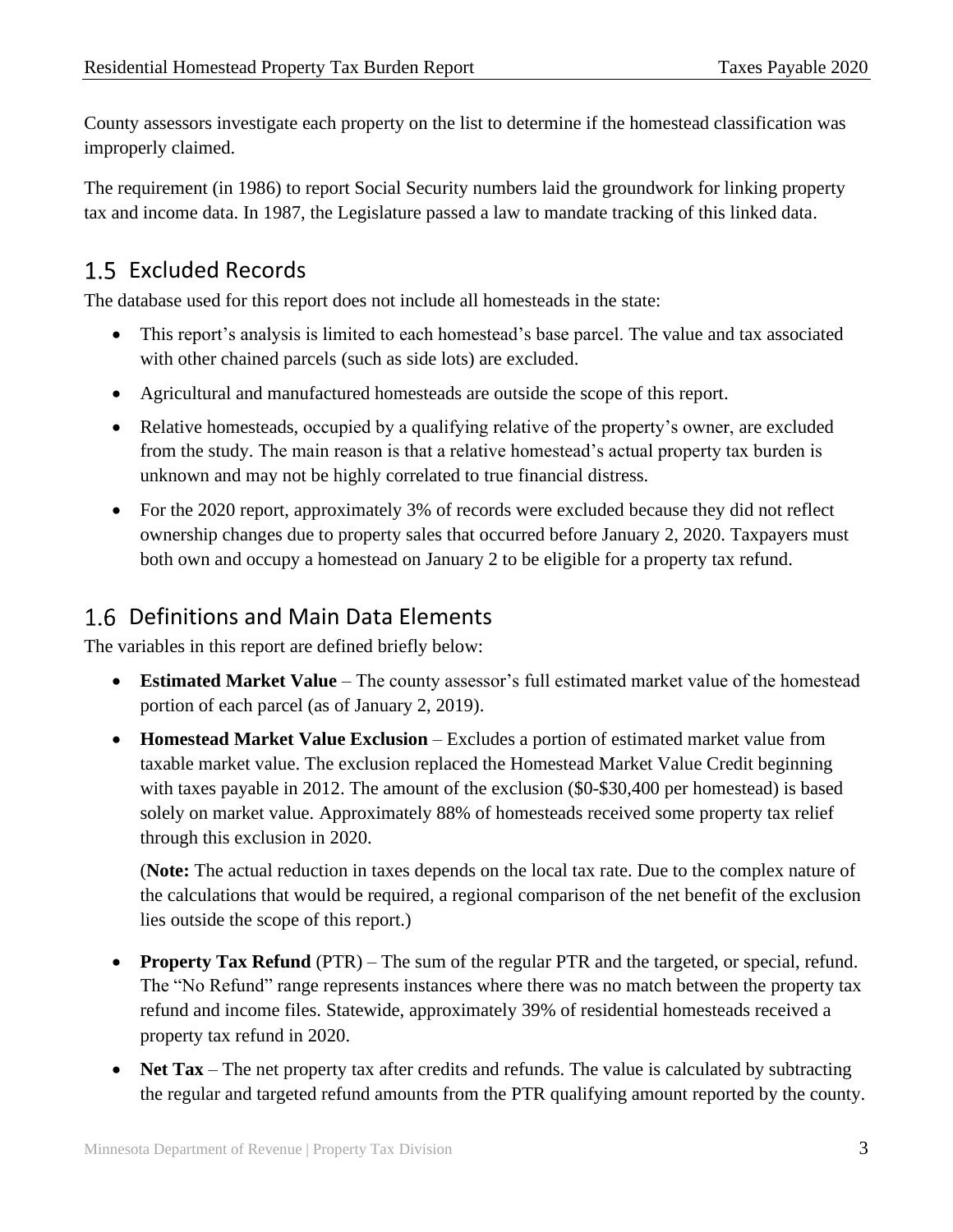County assessors investigate each property on the list to determine if the homestead classification was improperly claimed.

The requirement (in 1986) to report Social Security numbers laid the groundwork for linking property tax and income data. In 1987, the Legislature passed a law to mandate tracking of this linked data.

## 1.5 Excluded Records

The database used for this report does not include all homesteads in the state:

- This report's analysis is limited to each homestead's base parcel. The value and tax associated with other chained parcels (such as side lots) are excluded.
- Agricultural and manufactured homesteads are outside the scope of this report.
- Relative homesteads, occupied by a qualifying relative of the property's owner, are excluded from the study. The main reason is that a relative homestead's actual property tax burden is unknown and may not be highly correlated to true financial distress.
- For the 2020 report, approximately 3% of records were excluded because they did not reflect ownership changes due to property sales that occurred before January 2, 2020. Taxpayers must both own and occupy a homestead on January 2 to be eligible for a property tax refund.

## 1.6 Definitions and Main Data Elements

The variables in this report are defined briefly below:

- **Estimated Market Value** – The county assessor's full estimated market value of the homestead portion of each parcel (as of January 2, 2019).
- **Homestead Market Value Exclusion** – Excludes a portion of estimated market value from taxable market value. The exclusion replaced the Homestead Market Value Credit beginning with taxes payable in 2012. The amount of the exclusion ($0-$30,400 per homestead) is based solely on market value. Approximately 88% of homesteads received some property tax relief through this exclusion in 2020.

  (**Note:** The actual reduction in taxes depends on the local tax rate. Due to the complex nature of the calculations that would be required, a regional comparison of the net benefit of the exclusion lies outside the scope of this report.)

- **Property Tax Refund** (PTR) – The sum of the regular PTR and the targeted, or special, refund. The "No Refund" range represents instances where there was no match between the property tax refund and income files. Statewide, approximately 39% of residential homesteads received a property tax refund in 2020.
- **Net Tax** – The net property tax after credits and refunds. The value is calculated by subtracting the regular and targeted refund amounts from the PTR qualifying amount reported by the county.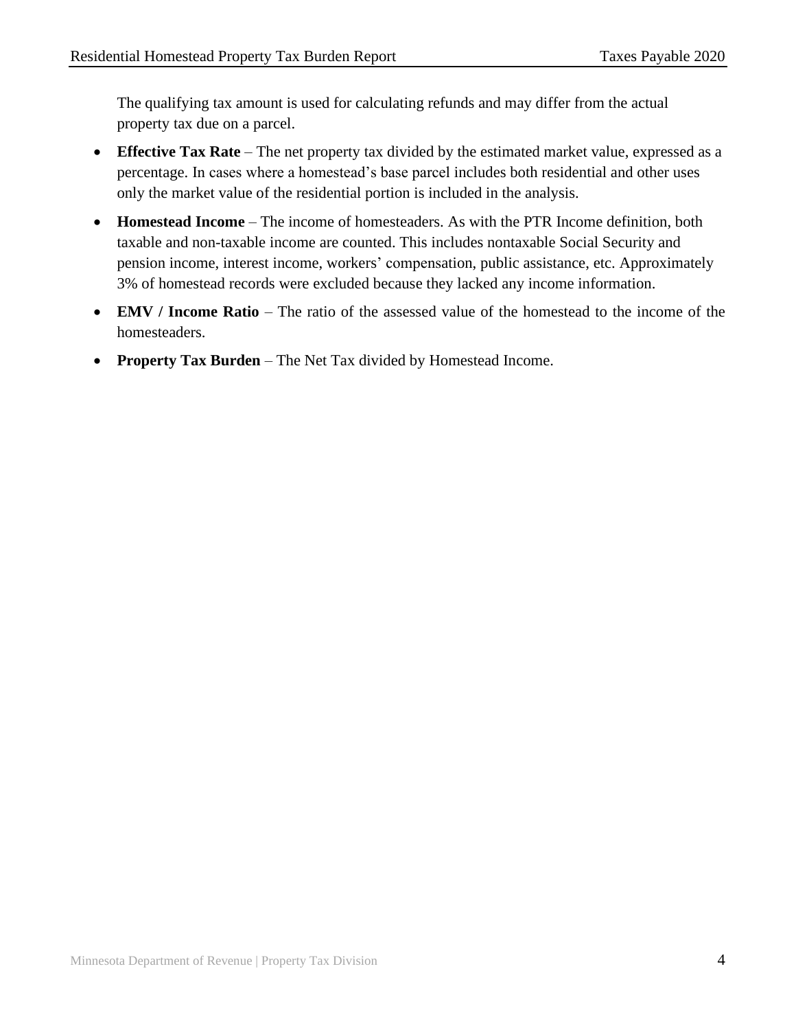The qualifying tax amount is used for calculating refunds and may differ from the actual property tax due on a parcel.

- **Effective Tax Rate** – The net property tax divided by the estimated market value, expressed as a percentage. In cases where a homestead's base parcel includes both residential and other uses only the market value of the residential portion is included in the analysis.
- **Homestead Income** – The income of homesteaders. As with the PTR Income definition, both taxable and non-taxable income are counted. This includes nontaxable Social Security and pension income, interest income, workers' compensation, public assistance, etc. Approximately 3% of homestead records were excluded because they lacked any income information.
- **EMV / Income Ratio** – The ratio of the assessed value of the homestead to the income of the homesteaders.
- **Property Tax Burden** – The Net Tax divided by Homestead Income.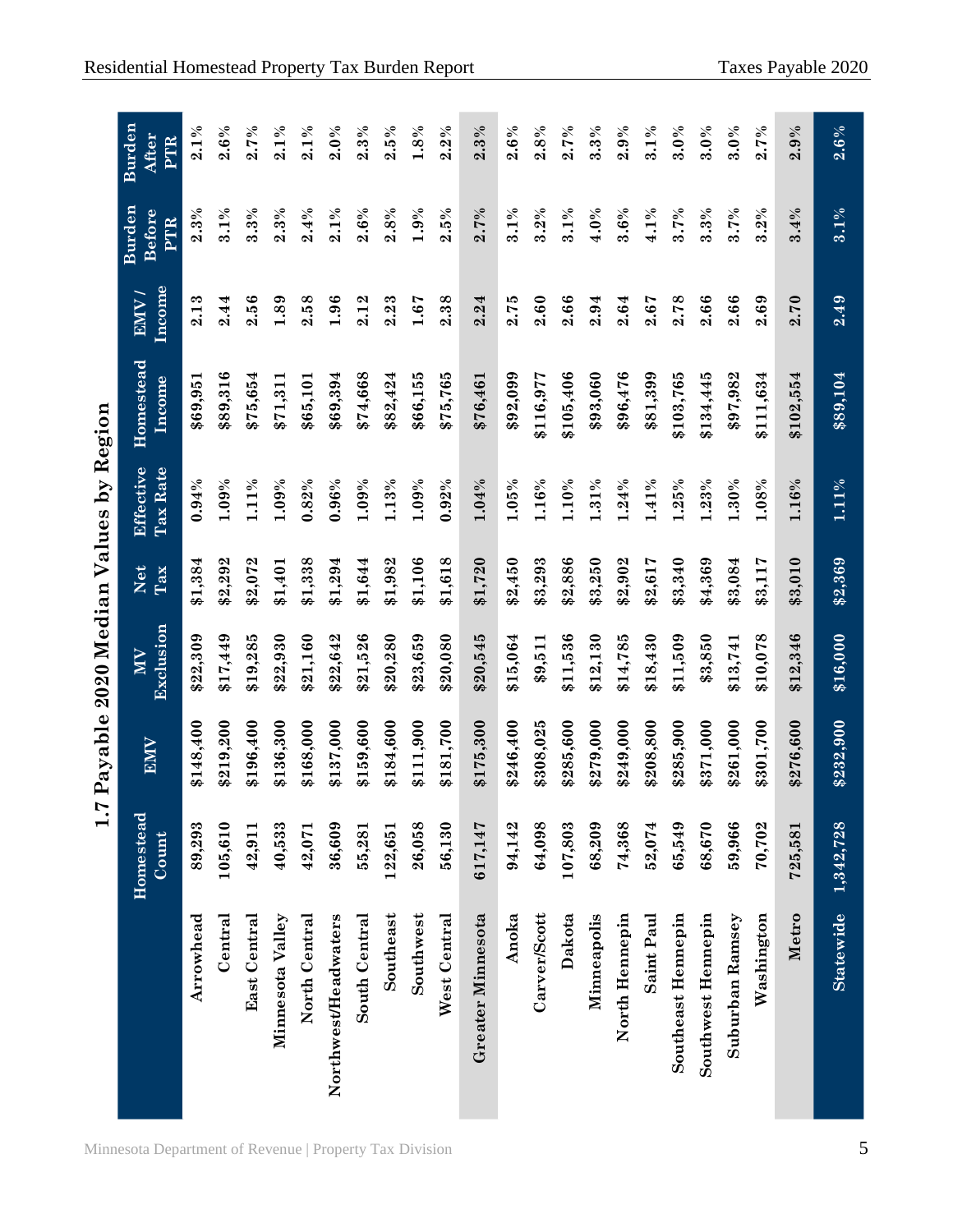## 1.7 Payable 2020 Median Values by Region

| | Homestead Count | EMV | MV Exclusion | Net Tax | Effective Tax Rate | Homestead Income | EMV / Income | Burden Before PTR | Burden After PTR |
|---|---|---|---|---|---|---|---|---|---|
| Arrowhead | 89,293 | $148,400 | $22,309 | $1,384 | 0.94% | $69,951 | 2.13 | 2.3% | 2.1% |
| Central | 105,610 | $219,200 | $17,449 | $2,292 | 1.09% | $89,316 | 2.44 | 3.1% | 2.6% |
| East Central | 42,911 | $196,400 | $19,285 | $2,072 | 1.11% | $75,654 | 2.56 | 3.3% | 2.7% |
| Minnesota Valley | 40,533 | $136,300 | $22,930 | $1,401 | 1.09% | $71,311 | 1.89 | 2.3% | 2.1% |
| North Central | 42,071 | $168,000 | $21,160 | $1,338 | 0.82% | $65,101 | 2.58 | 2.4% | 2.1% |
| Northwest/Headwaters | 36,609 | $137,000 | $22,642 | $1,294 | 0.96% | $69,394 | 1.96 | 2.1% | 2.0% |
| South Central | 55,281 | $159,600 | $21,526 | $1,644 | 1.09% | $74,668 | 2.12 | 2.6% | 2.3% |
| Southeast | 122,651 | $184,600 | $20,280 | $1,982 | 1.13% | $82,424 | 2.23 | 2.8% | 2.5% |
| Southwest | 26,058 | $111,900 | $23,659 | $1,106 | 1.09% | $66,155 | 1.67 | 1.9% | 1.8% |
| West Central | 56,130 | $181,700 | $20,080 | $1,618 | 0.92% | $75,765 | 2.38 | 2.5% | 2.2% |
| **Greater Minnesota** | **617,147** | **$175,300** | **$20,545** | **$1,720** | **1.04%** | **$76,461** | **2.24** | **2.7%** | **2.3%** |
| Anoka | 94,142 | $246,400 | $15,064 | $2,450 | 1.05% | $92,099 | 2.75 | 3.1% | 2.6% |
| Carver/Scott | 64,098 | $308,025 | $9,511 | $3,293 | 1.16% | $116,977 | 2.60 | 3.2% | 2.8% |
| Dakota | 107,803 | $285,600 | $11,536 | $2,886 | 1.10% | $105,406 | 2.66 | 3.1% | 2.7% |
| Minneapolis | 68,209 | $279,000 | $12,130 | $3,250 | 1.31% | $93,060 | 2.94 | 4.0% | 3.3% |
| North Hennepin | 74,368 | $249,000 | $14,785 | $2,902 | 1.24% | $96,476 | 2.64 | 3.6% | 2.9% |
| Saint Paul | 52,074 | $208,800 | $18,430 | $2,617 | 1.41% | $81,399 | 2.67 | 4.1% | 3.1% |
| Southeast Hennepin | 65,549 | $285,900 | $11,509 | $3,340 | 1.25% | $103,765 | 2.78 | 3.7% | 3.0% |
| Southwest Hennepin | 68,670 | $371,000 | $3,850 | $4,369 | 1.23% | $134,445 | 2.66 | 3.3% | 3.0% |
| Suburban Ramsey | 59,966 | $261,000 | $13,741 | $3,084 | 1.30% | $97,982 | 2.66 | 3.7% | 3.0% |
| Washington | 70,702 | $301,700 | $10,078 | $3,117 | 1.08% | $111,634 | 2.69 | 3.2% | 2.7% |
| **Metro** | **725,581** | **$276,600** | **$12,346** | **$3,010** | **1.16%** | **$102,554** | **2.70** | **3.4%** | **2.9%** |
| **Statewide** | **1,342,728** | **$232,900** | **$16,000** | **$2,369** | **1.11%** | **$89,104** | **2.49** | **3.1%** | **2.6%** |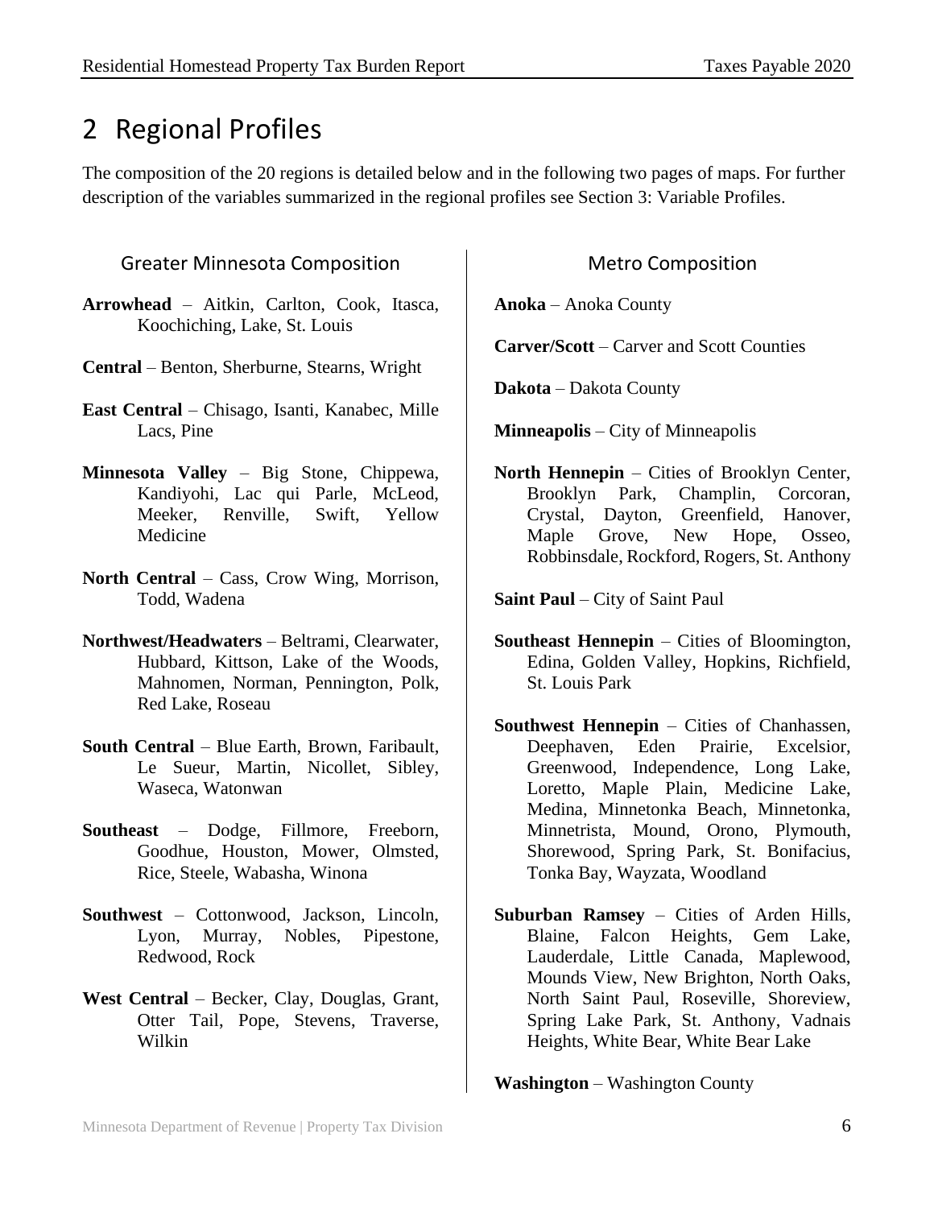# 2 Regional Profiles

The composition of the 20 regions is detailed below and in the following two pages of maps. For further description of the variables summarized in the regional profiles see Section 3: Variable Profiles.

### Greater Minnesota Composition

**Arrowhead** – Aitkin, Carlton, Cook, Itasca, Koochiching, Lake, St. Louis

**Central** – Benton, Sherburne, Stearns, Wright

**East Central** – Chisago, Isanti, Kanabec, Mille Lacs, Pine

**Minnesota Valley** – Big Stone, Chippewa, Kandiyohi, Lac qui Parle, McLeod, Meeker, Renville, Swift, Yellow Medicine

**North Central** – Cass, Crow Wing, Morrison, Todd, Wadena

**Northwest/Headwaters** – Beltrami, Clearwater, Hubbard, Kittson, Lake of the Woods, Mahnomen, Norman, Pennington, Polk, Red Lake, Roseau

**South Central** – Blue Earth, Brown, Faribault, Le Sueur, Martin, Nicollet, Sibley, Waseca, Watonwan

**Southeast** – Dodge, Fillmore, Freeborn, Goodhue, Houston, Mower, Olmsted, Rice, Steele, Wabasha, Winona

**Southwest** – Cottonwood, Jackson, Lincoln, Lyon, Murray, Nobles, Pipestone, Redwood, Rock

**West Central** – Becker, Clay, Douglas, Grant, Otter Tail, Pope, Stevens, Traverse, Wilkin

### Metro Composition

**Anoka** – Anoka County

**Carver/Scott** – Carver and Scott Counties

**Dakota** – Dakota County

**Minneapolis** – City of Minneapolis

**North Hennepin** – Cities of Brooklyn Center, Brooklyn Park, Champlin, Corcoran, Crystal, Dayton, Greenfield, Hanover, Maple Grove, New Hope, Osseo, Robbinsdale, Rockford, Rogers, St. Anthony

**Saint Paul** – City of Saint Paul

**Southeast Hennepin** – Cities of Bloomington, Edina, Golden Valley, Hopkins, Richfield, St. Louis Park

**Southwest Hennepin** – Cities of Chanhassen, Deephaven, Eden Prairie, Excelsior, Greenwood, Independence, Long Lake, Loretto, Maple Plain, Medicine Lake, Medina, Minnetonka Beach, Minnetonka, Minnetrista, Mound, Orono, Plymouth, Shorewood, Spring Park, St. Bonifacius, Tonka Bay, Wayzata, Woodland

**Suburban Ramsey** – Cities of Arden Hills, Blaine, Falcon Heights, Gem Lake, Lauderdale, Little Canada, Maplewood, Mounds View, New Brighton, North Oaks, North Saint Paul, Roseville, Shoreview, Spring Lake Park, St. Anthony, Vadnais Heights, White Bear, White Bear Lake

**Washington** – Washington County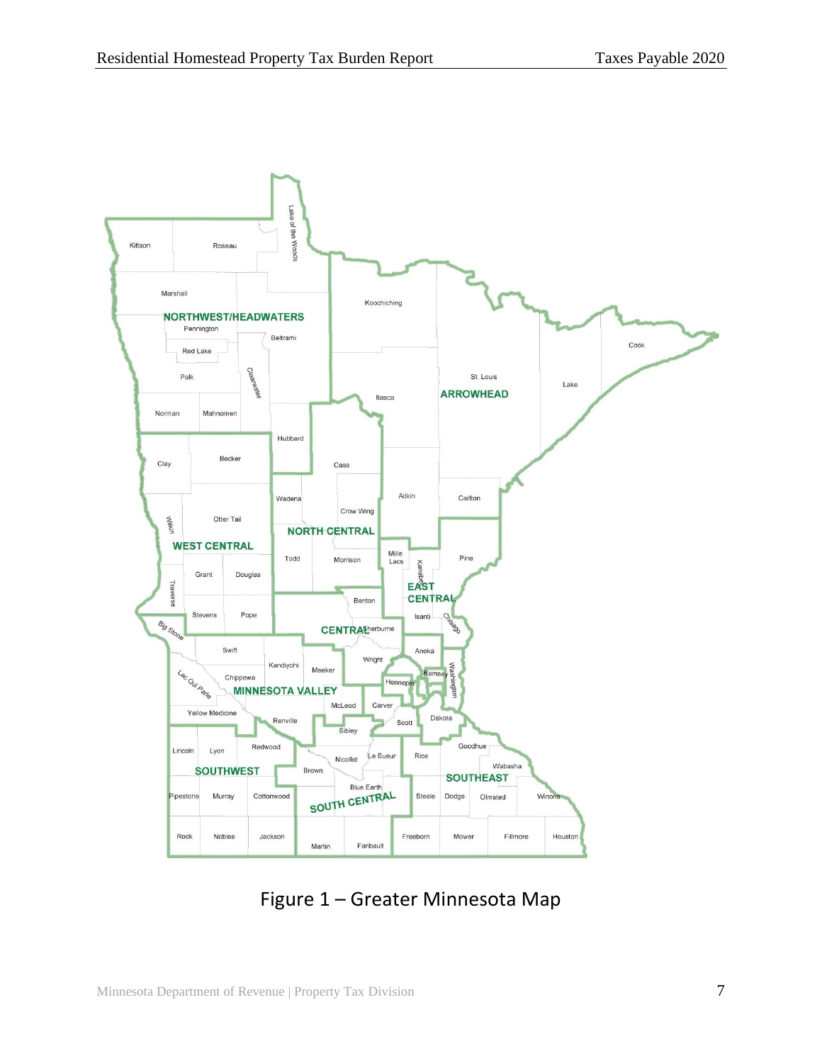Figure 1 – Greater Minnesota Map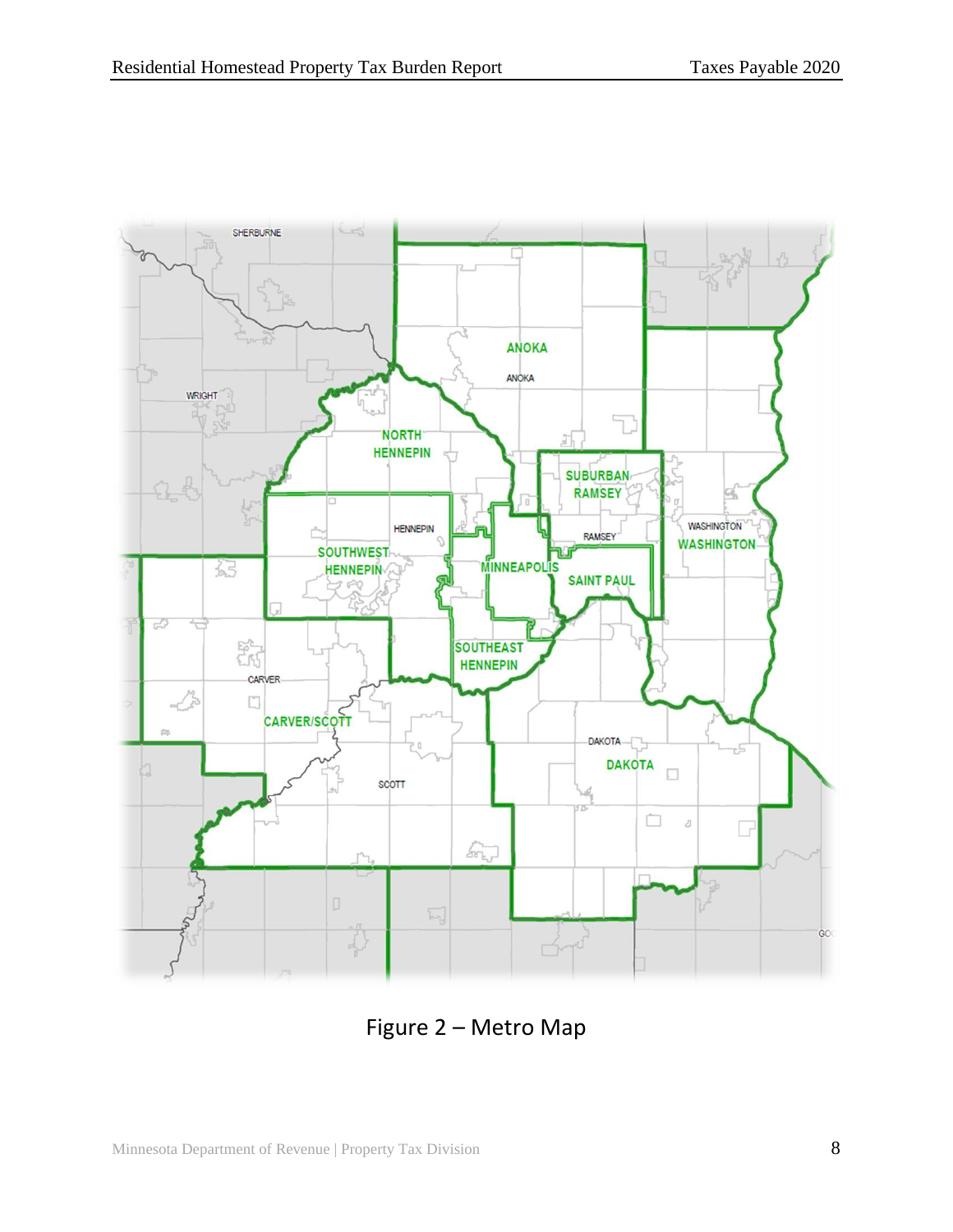Figure 2 – Metro Map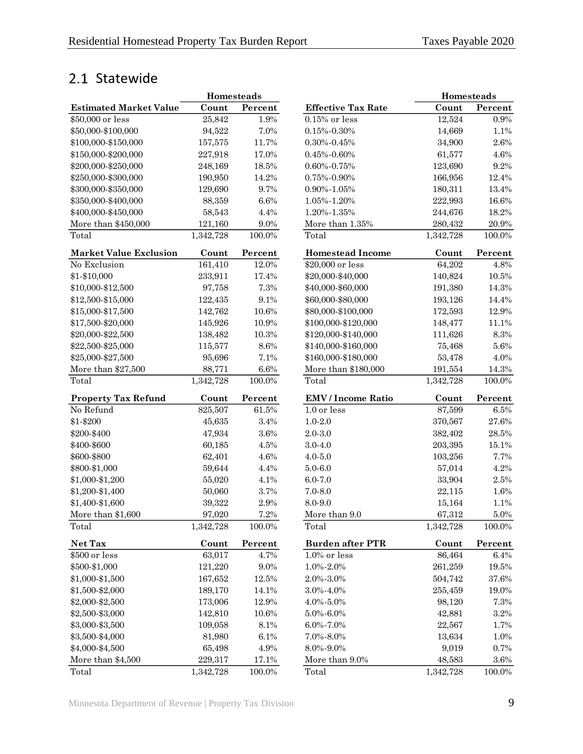## 2.1 Statewide

| | Homesteads | |
|---|---|---|
| **Estimated Market Value** | **Count** | **Percent** |
| $50,000 or less | 25,842 | 1.9% |
| $50,000-$100,000 | 94,522 | 7.0% |
| $100,000-$150,000 | 157,575 | 11.7% |
| $150,000-$200,000 | 227,918 | 17.0% |
| $200,000-$250,000 | 248,169 | 18.5% |
| $250,000-$300,000 | 190,950 | 14.2% |
| $300,000-$350,000 | 129,690 | 9.7% |
| $350,000-$400,000 | 88,359 | 6.6% |
| $400,000-$450,000 | 58,543 | 4.4% |
| More than $450,000 | 121,160 | 9.0% |
| Total | 1,342,728 | 100.0% |

| | Homesteads | |
|---|---|---|
| **Effective Tax Rate** | **Count** | **Percent** |
| 0.15% or less | 12,524 | 0.9% |
| 0.15%-0.30% | 14,669 | 1.1% |
| 0.30%-0.45% | 34,900 | 2.6% |
| 0.45%-0.60% | 61,577 | 4.6% |
| 0.60%-0.75% | 123,690 | 9.2% |
| 0.75%-0.90% | 166,956 | 12.4% |
| 0.90%-1.05% | 180,311 | 13.4% |
| 1.05%-1.20% | 222,993 | 16.6% |
| 1.20%-1.35% | 244,676 | 18.2% |
| More than 1.35% | 280,432 | 20.9% |
| Total | 1,342,728 | 100.0% |

| **Market Value Exclusion** | **Count** | **Percent** |
|---|---|---|
| No Exclusion | 161,410 | 12.0% |
| $1-$10,000 | 233,911 | 17.4% |
| $10,000-$12,500 | 97,758 | 7.3% |
| $12,500-$15,000 | 122,435 | 9.1% |
| $15,000-$17,500 | 142,762 | 10.6% |
| $17,500-$20,000 | 145,926 | 10.9% |
| $20,000-$22,500 | 138,482 | 10.3% |
| $22,500-$25,000 | 115,577 | 8.6% |
| $25,000-$27,500 | 95,696 | 7.1% |
| More than $27,500 | 88,771 | 6.6% |
| Total | 1,342,728 | 100.0% |

| **Homestead Income** | **Count** | **Percent** |
|---|---|---|
| $20,000 or less | 64,202 | 4.8% |
| $20,000-$40,000 | 140,824 | 10.5% |
| $40,000-$60,000 | 191,380 | 14.3% |
| $60,000-$80,000 | 193,126 | 14.4% |
| $80,000-$100,000 | 172,593 | 12.9% |
| $100,000-$120,000 | 148,477 | 11.1% |
| $120,000-$140,000 | 111,626 | 8.3% |
| $140,000-$160,000 | 75,468 | 5.6% |
| $160,000-$180,000 | 53,478 | 4.0% |
| More than $180,000 | 191,554 | 14.3% |
| Total | 1,342,728 | 100.0% |

| **Property Tax Refund** | **Count** | **Percent** |
|---|---|---|
| No Refund | 825,507 | 61.5% |
| $1-$200 | 45,635 | 3.4% |
| $200-$400 | 47,934 | 3.6% |
| $400-$600 | 60,185 | 4.5% |
| $600-$800 | 62,401 | 4.6% |
| $800-$1,000 | 59,644 | 4.4% |
| $1,000-$1,200 | 55,020 | 4.1% |
| $1,200-$1,400 | 50,060 | 3.7% |
| $1,400-$1,600 | 39,322 | 2.9% |
| More than $1,600 | 97,020 | 7.2% |
| Total | 1,342,728 | 100.0% |

| **EMV / Income Ratio** | **Count** | **Percent** |
|---|---|---|
| 1.0 or less | 87,599 | 6.5% |
| 1.0-2.0 | 370,567 | 27.6% |
| 2.0-3.0 | 382,402 | 28.5% |
| 3.0-4.0 | 203,395 | 15.1% |
| 4.0-5.0 | 103,256 | 7.7% |
| 5.0-6.0 | 57,014 | 4.2% |
| 6.0-7.0 | 33,904 | 2.5% |
| 7.0-8.0 | 22,115 | 1.6% |
| 8.0-9.0 | 15,164 | 1.1% |
| More than 9.0 | 67,312 | 5.0% |
| Total | 1,342,728 | 100.0% |

| **Net Tax** | **Count** | **Percent** |
|---|---|---|
| $500 or less | 63,017 | 4.7% |
| $500-$1,000 | 121,220 | 9.0% |
| $1,000-$1,500 | 167,652 | 12.5% |
| $1,500-$2,000 | 189,170 | 14.1% |
| $2,000-$2,500 | 173,006 | 12.9% |
| $2,500-$3,000 | 142,810 | 10.6% |
| $3,000-$3,500 | 109,058 | 8.1% |
| $3,500-$4,000 | 81,980 | 6.1% |
| $4,000-$4,500 | 65,498 | 4.9% |
| More than $4,500 | 229,317 | 17.1% |
| Total | 1,342,728 | 100.0% |

| **Burden after PTR** | **Count** | **Percent** |
|---|---|---|
| 1.0% or less | 86,464 | 6.4% |
| 1.0%-2.0% | 261,259 | 19.5% |
| 2.0%-3.0% | 504,742 | 37.6% |
| 3.0%-4.0% | 255,459 | 19.0% |
| 4.0%-5.0% | 98,120 | 7.3% |
| 5.0%-6.0% | 42,881 | 3.2% |
| 6.0%-7.0% | 22,567 | 1.7% |
| 7.0%-8.0% | 13,634 | 1.0% |
| 8.0%-9.0% | 9,019 | 0.7% |
| More than 9.0% | 48,583 | 3.6% |
| Total | 1,342,728 | 100.0% |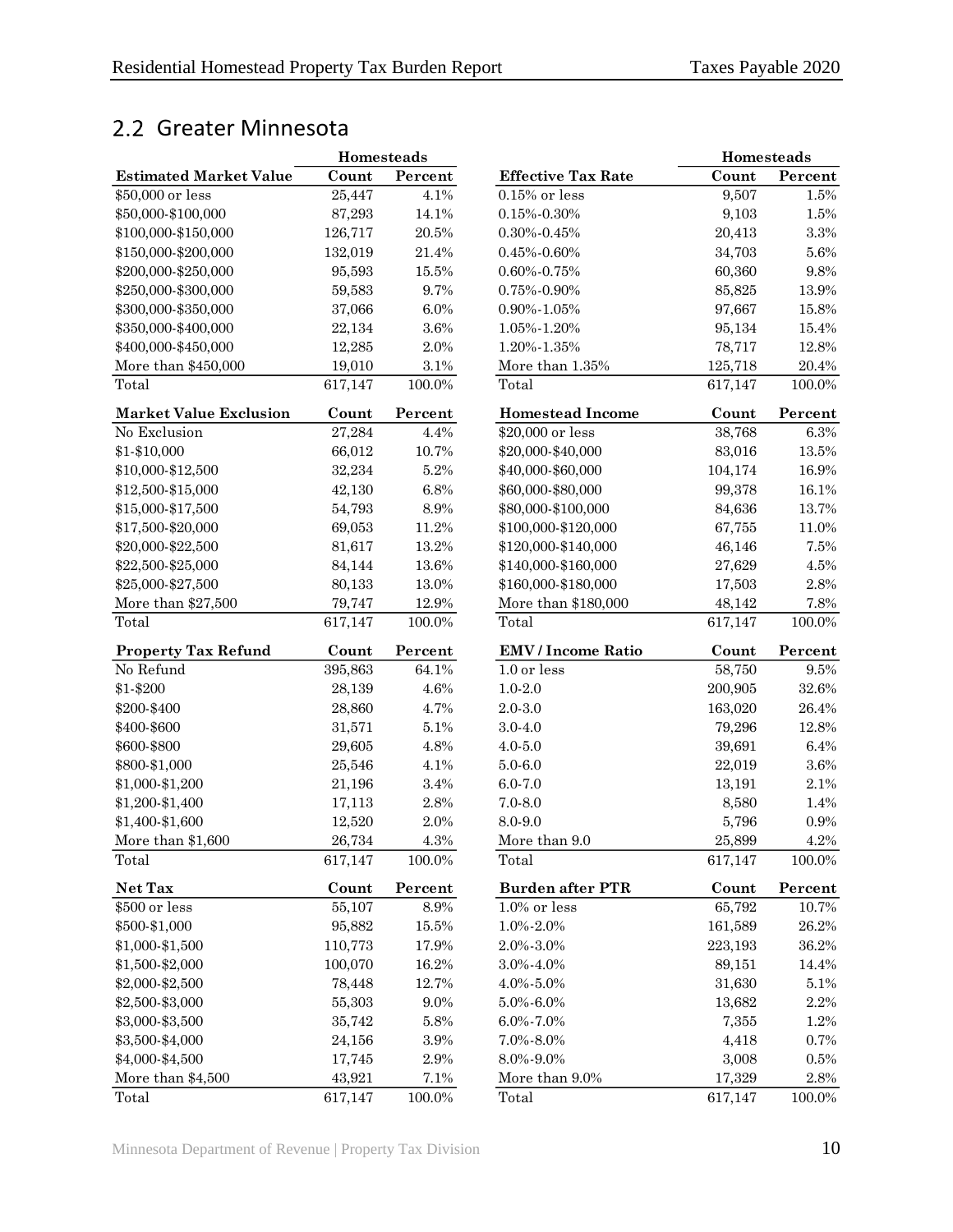## 2.2 Greater Minnesota

| Estimated Market Value | Homesteads Count | Homesteads Percent |
|---|---|---|
| $50,000 or less | 25,447 | 4.1% |
| $50,000-$100,000 | 87,293 | 14.1% |
| $100,000-$150,000 | 126,717 | 20.5% |
| $150,000-$200,000 | 132,019 | 21.4% |
| $200,000-$250,000 | 95,593 | 15.5% |
| $250,000-$300,000 | 59,583 | 9.7% |
| $300,000-$350,000 | 37,066 | 6.0% |
| $350,000-$400,000 | 22,134 | 3.6% |
| $400,000-$450,000 | 12,285 | 2.0% |
| More than $450,000 | 19,010 | 3.1% |
| Total | 617,147 | 100.0% |

| Market Value Exclusion | Count | Percent |
|---|---|---|
| No Exclusion | 27,284 | 4.4% |
| $1-$10,000 | 66,012 | 10.7% |
| $10,000-$12,500 | 32,234 | 5.2% |
| $12,500-$15,000 | 42,130 | 6.8% |
| $15,000-$17,500 | 54,793 | 8.9% |
| $17,500-$20,000 | 69,053 | 11.2% |
| $20,000-$22,500 | 81,617 | 13.2% |
| $22,500-$25,000 | 84,144 | 13.6% |
| $25,000-$27,500 | 80,133 | 13.0% |
| More than $27,500 | 79,747 | 12.9% |
| Total | 617,147 | 100.0% |

| Property Tax Refund | Count | Percent |
|---|---|---|
| No Refund | 395,863 | 64.1% |
| $1-$200 | 28,139 | 4.6% |
| $200-$400 | 28,860 | 4.7% |
| $400-$600 | 31,571 | 5.1% |
| $600-$800 | 29,605 | 4.8% |
| $800-$1,000 | 25,546 | 4.1% |
| $1,000-$1,200 | 21,196 | 3.4% |
| $1,200-$1,400 | 17,113 | 2.8% |
| $1,400-$1,600 | 12,520 | 2.0% |
| More than $1,600 | 26,734 | 4.3% |
| Total | 617,147 | 100.0% |

| Net Tax | Count | Percent |
|---|---|---|
| $500 or less | 55,107 | 8.9% |
| $500-$1,000 | 95,882 | 15.5% |
| $1,000-$1,500 | 110,773 | 17.9% |
| $1,500-$2,000 | 100,070 | 16.2% |
| $2,000-$2,500 | 78,448 | 12.7% |
| $2,500-$3,000 | 55,303 | 9.0% |
| $3,000-$3,500 | 35,742 | 5.8% |
| $3,500-$4,000 | 24,156 | 3.9% |
| $4,000-$4,500 | 17,745 | 2.9% |
| More than $4,500 | 43,921 | 7.1% |
| Total | 617,147 | 100.0% |

| Effective Tax Rate | Homesteads Count | Homesteads Percent |
|---|---|---|
| 0.15% or less | 9,507 | 1.5% |
| 0.15%-0.30% | 9,103 | 1.5% |
| 0.30%-0.45% | 20,413 | 3.3% |
| 0.45%-0.60% | 34,703 | 5.6% |
| 0.60%-0.75% | 60,360 | 9.8% |
| 0.75%-0.90% | 85,825 | 13.9% |
| 0.90%-1.05% | 97,667 | 15.8% |
| 1.05%-1.20% | 95,134 | 15.4% |
| 1.20%-1.35% | 78,717 | 12.8% |
| More than 1.35% | 125,718 | 20.4% |
| Total | 617,147 | 100.0% |

| Homestead Income | Count | Percent |
|---|---|---|
| $20,000 or less | 38,768 | 6.3% |
| $20,000-$40,000 | 83,016 | 13.5% |
| $40,000-$60,000 | 104,174 | 16.9% |
| $60,000-$80,000 | 99,378 | 16.1% |
| $80,000-$100,000 | 84,636 | 13.7% |
| $100,000-$120,000 | 67,755 | 11.0% |
| $120,000-$140,000 | 46,146 | 7.5% |
| $140,000-$160,000 | 27,629 | 4.5% |
| $160,000-$180,000 | 17,503 | 2.8% |
| More than $180,000 | 48,142 | 7.8% |
| Total | 617,147 | 100.0% |

| EMV / Income Ratio | Count | Percent |
|---|---|---|
| 1.0 or less | 58,750 | 9.5% |
| 1.0-2.0 | 200,905 | 32.6% |
| 2.0-3.0 | 163,020 | 26.4% |
| 3.0-4.0 | 79,296 | 12.8% |
| 4.0-5.0 | 39,691 | 6.4% |
| 5.0-6.0 | 22,019 | 3.6% |
| 6.0-7.0 | 13,191 | 2.1% |
| 7.0-8.0 | 8,580 | 1.4% |
| 8.0-9.0 | 5,796 | 0.9% |
| More than 9.0 | 25,899 | 4.2% |
| Total | 617,147 | 100.0% |

| Burden after PTR | Count | Percent |
|---|---|---|
| 1.0% or less | 65,792 | 10.7% |
| 1.0%-2.0% | 161,589 | 26.2% |
| 2.0%-3.0% | 223,193 | 36.2% |
| 3.0%-4.0% | 89,151 | 14.4% |
| 4.0%-5.0% | 31,630 | 5.1% |
| 5.0%-6.0% | 13,682 | 2.2% |
| 6.0%-7.0% | 7,355 | 1.2% |
| 7.0%-8.0% | 4,418 | 0.7% |
| 8.0%-9.0% | 3,008 | 0.5% |
| More than 9.0% | 17,329 | 2.8% |
| Total | 617,147 | 100.0% |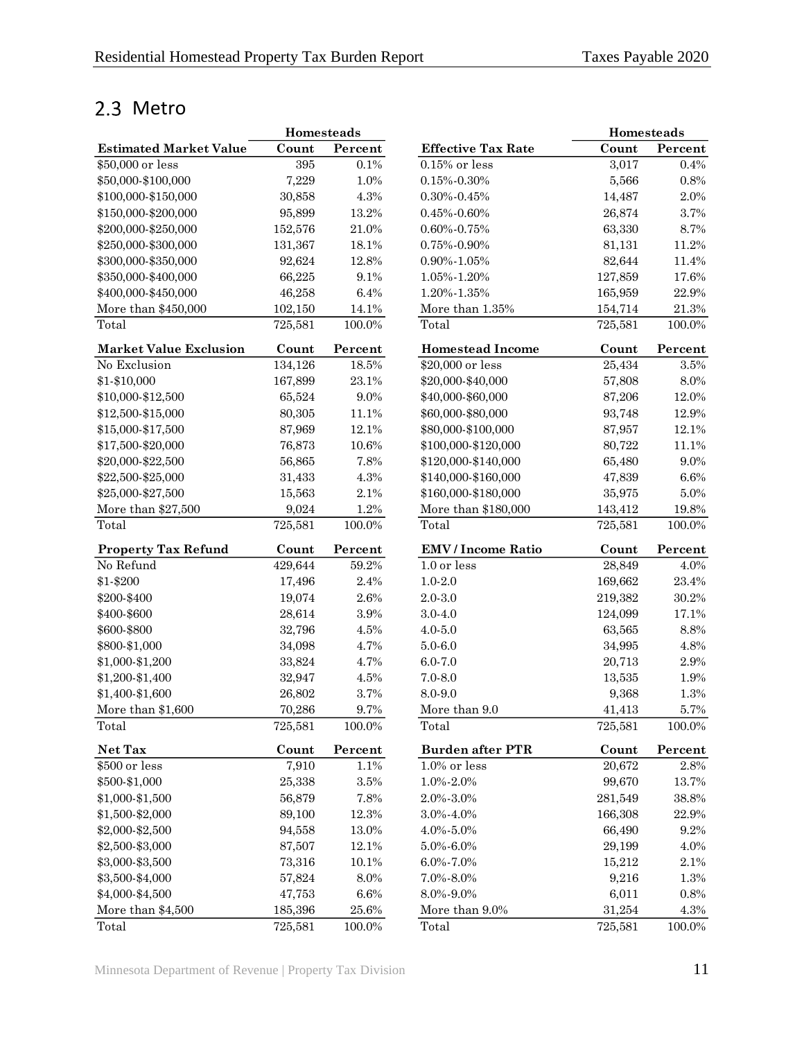## 2.3 Metro

| | Homesteads | |
|---|---|---|
| **Estimated Market Value** | **Count** | **Percent** |
| $50,000 or less | 395 | 0.1% |
| $50,000-$100,000 | 7,229 | 1.0% |
| $100,000-$150,000 | 30,858 | 4.3% |
| $150,000-$200,000 | 95,899 | 13.2% |
| $200,000-$250,000 | 152,576 | 21.0% |
| $250,000-$300,000 | 131,367 | 18.1% |
| $300,000-$350,000 | 92,624 | 12.8% |
| $350,000-$400,000 | 66,225 | 9.1% |
| $400,000-$450,000 | 46,258 | 6.4% |
| More than $450,000 | 102,150 | 14.1% |
| Total | 725,581 | 100.0% |

| **Market Value Exclusion** | **Count** | **Percent** |
|---|---|---|
| No Exclusion | 134,126 | 18.5% |
| $1-$10,000 | 167,899 | 23.1% |
| $10,000-$12,500 | 65,524 | 9.0% |
| $12,500-$15,000 | 80,305 | 11.1% |
| $15,000-$17,500 | 87,969 | 12.1% |
| $17,500-$20,000 | 76,873 | 10.6% |
| $20,000-$22,500 | 56,865 | 7.8% |
| $22,500-$25,000 | 31,433 | 4.3% |
| $25,000-$27,500 | 15,563 | 2.1% |
| More than $27,500 | 9,024 | 1.2% |
| Total | 725,581 | 100.0% |

| **Property Tax Refund** | **Count** | **Percent** |
|---|---|---|
| No Refund | 429,644 | 59.2% |
| $1-$200 | 17,496 | 2.4% |
| $200-$400 | 19,074 | 2.6% |
| $400-$600 | 28,614 | 3.9% |
| $600-$800 | 32,796 | 4.5% |
| $800-$1,000 | 34,098 | 4.7% |
| $1,000-$1,200 | 33,824 | 4.7% |
| $1,200-$1,400 | 32,947 | 4.5% |
| $1,400-$1,600 | 26,802 | 3.7% |
| More than $1,600 | 70,286 | 9.7% |
| Total | 725,581 | 100.0% |

| **Net Tax** | **Count** | **Percent** |
|---|---|---|
| $500 or less | 7,910 | 1.1% |
| $500-$1,000 | 25,338 | 3.5% |
| $1,000-$1,500 | 56,879 | 7.8% |
| $1,500-$2,000 | 89,100 | 12.3% |
| $2,000-$2,500 | 94,558 | 13.0% |
| $2,500-$3,000 | 87,507 | 12.1% |
| $3,000-$3,500 | 73,316 | 10.1% |
| $3,500-$4,000 | 57,824 | 8.0% |
| $4,000-$4,500 | 47,753 | 6.6% |
| More than $4,500 | 185,396 | 25.6% |
| Total | 725,581 | 100.0% |

| | Homesteads | |
|---|---|---|
| **Effective Tax Rate** | **Count** | **Percent** |
| 0.15% or less | 3,017 | 0.4% |
| 0.15%-0.30% | 5,566 | 0.8% |
| 0.30%-0.45% | 14,487 | 2.0% |
| 0.45%-0.60% | 26,874 | 3.7% |
| 0.60%-0.75% | 63,330 | 8.7% |
| 0.75%-0.90% | 81,131 | 11.2% |
| 0.90%-1.05% | 82,644 | 11.4% |
| 1.05%-1.20% | 127,859 | 17.6% |
| 1.20%-1.35% | 165,959 | 22.9% |
| More than 1.35% | 154,714 | 21.3% |
| Total | 725,581 | 100.0% |

| **Homestead Income** | **Count** | **Percent** |
|---|---|---|
| $20,000 or less | 25,434 | 3.5% |
| $20,000-$40,000 | 57,808 | 8.0% |
| $40,000-$60,000 | 87,206 | 12.0% |
| $60,000-$80,000 | 93,748 | 12.9% |
| $80,000-$100,000 | 87,957 | 12.1% |
| $100,000-$120,000 | 80,722 | 11.1% |
| $120,000-$140,000 | 65,480 | 9.0% |
| $140,000-$160,000 | 47,839 | 6.6% |
| $160,000-$180,000 | 35,975 | 5.0% |
| More than $180,000 | 143,412 | 19.8% |
| Total | 725,581 | 100.0% |

| **EMV / Income Ratio** | **Count** | **Percent** |
|---|---|---|
| 1.0 or less | 28,849 | 4.0% |
| 1.0-2.0 | 169,662 | 23.4% |
| 2.0-3.0 | 219,382 | 30.2% |
| 3.0-4.0 | 124,099 | 17.1% |
| 4.0-5.0 | 63,565 | 8.8% |
| 5.0-6.0 | 34,995 | 4.8% |
| 6.0-7.0 | 20,713 | 2.9% |
| 7.0-8.0 | 13,535 | 1.9% |
| 8.0-9.0 | 9,368 | 1.3% |
| More than 9.0 | 41,413 | 5.7% |
| Total | 725,581 | 100.0% |

| **Burden after PTR** | **Count** | **Percent** |
|---|---|---|
| 1.0% or less | 20,672 | 2.8% |
| 1.0%-2.0% | 99,670 | 13.7% |
| 2.0%-3.0% | 281,549 | 38.8% |
| 3.0%-4.0% | 166,308 | 22.9% |
| 4.0%-5.0% | 66,490 | 9.2% |
| 5.0%-6.0% | 29,199 | 4.0% |
| 6.0%-7.0% | 15,212 | 2.1% |
| 7.0%-8.0% | 9,216 | 1.3% |
| 8.0%-9.0% | 6,011 | 0.8% |
| More than 9.0% | 31,254 | 4.3% |
| Total | 725,581 | 100.0% |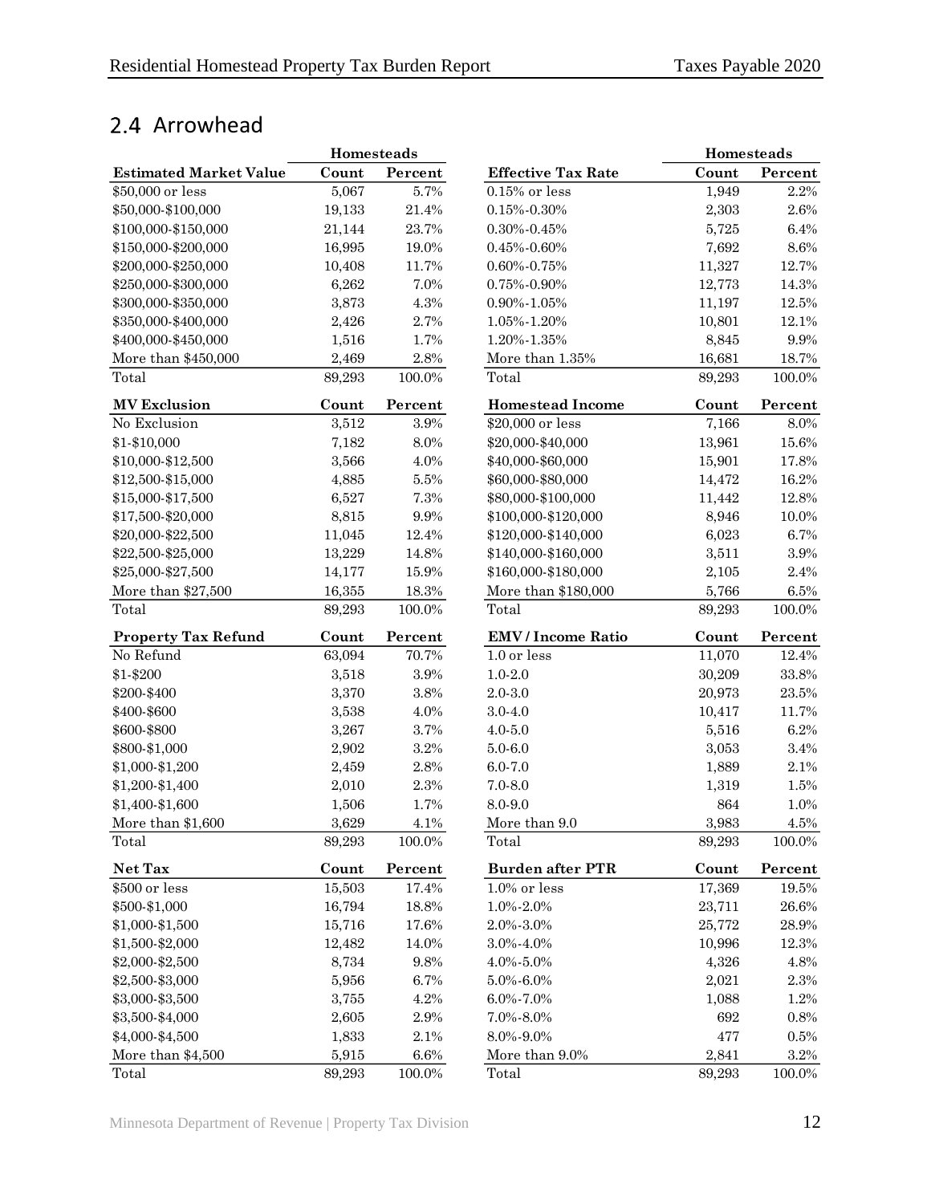## 2.4 Arrowhead

| | Homesteads | |
|---|---|---|
| **Estimated Market Value** | **Count** | **Percent** |
| $50,000 or less | 5,067 | 5.7% |
| $50,000-$100,000 | 19,133 | 21.4% |
| $100,000-$150,000 | 21,144 | 23.7% |
| $150,000-$200,000 | 16,995 | 19.0% |
| $200,000-$250,000 | 10,408 | 11.7% |
| $250,000-$300,000 | 6,262 | 7.0% |
| $300,000-$350,000 | 3,873 | 4.3% |
| $350,000-$400,000 | 2,426 | 2.7% |
| $400,000-$450,000 | 1,516 | 1.7% |
| More than $450,000 | 2,469 | 2.8% |
| Total | 89,293 | 100.0% |

| **MV Exclusion** | **Count** | **Percent** |
|---|---|---|
| No Exclusion | 3,512 | 3.9% |
| $1-$10,000 | 7,182 | 8.0% |
| $10,000-$12,500 | 3,566 | 4.0% |
| $12,500-$15,000 | 4,885 | 5.5% |
| $15,000-$17,500 | 6,527 | 7.3% |
| $17,500-$20,000 | 8,815 | 9.9% |
| $20,000-$22,500 | 11,045 | 12.4% |
| $22,500-$25,000 | 13,229 | 14.8% |
| $25,000-$27,500 | 14,177 | 15.9% |
| More than $27,500 | 16,355 | 18.3% |
| Total | 89,293 | 100.0% |

| **Property Tax Refund** | **Count** | **Percent** |
|---|---|---|
| No Refund | 63,094 | 70.7% |
| $1-$200 | 3,518 | 3.9% |
| $200-$400 | 3,370 | 3.8% |
| $400-$600 | 3,538 | 4.0% |
| $600-$800 | 3,267 | 3.7% |
| $800-$1,000 | 2,902 | 3.2% |
| $1,000-$1,200 | 2,459 | 2.8% |
| $1,200-$1,400 | 2,010 | 2.3% |
| $1,400-$1,600 | 1,506 | 1.7% |
| More than $1,600 | 3,629 | 4.1% |
| Total | 89,293 | 100.0% |

| **Net Tax** | **Count** | **Percent** |
|---|---|---|
| $500 or less | 15,503 | 17.4% |
| $500-$1,000 | 16,794 | 18.8% |
| $1,000-$1,500 | 15,716 | 17.6% |
| $1,500-$2,000 | 12,482 | 14.0% |
| $2,000-$2,500 | 8,734 | 9.8% |
| $2,500-$3,000 | 5,956 | 6.7% |
| $3,000-$3,500 | 3,755 | 4.2% |
| $3,500-$4,000 | 2,605 | 2.9% |
| $4,000-$4,500 | 1,833 | 2.1% |
| More than $4,500 | 5,915 | 6.6% |
| Total | 89,293 | 100.0% |

| | Homesteads | |
|---|---|---|
| **Effective Tax Rate** | **Count** | **Percent** |
| 0.15% or less | 1,949 | 2.2% |
| 0.15%-0.30% | 2,303 | 2.6% |
| 0.30%-0.45% | 5,725 | 6.4% |
| 0.45%-0.60% | 7,692 | 8.6% |
| 0.60%-0.75% | 11,327 | 12.7% |
| 0.75%-0.90% | 12,773 | 14.3% |
| 0.90%-1.05% | 11,197 | 12.5% |
| 1.05%-1.20% | 10,801 | 12.1% |
| 1.20%-1.35% | 8,845 | 9.9% |
| More than 1.35% | 16,681 | 18.7% |
| Total | 89,293 | 100.0% |

| **Homestead Income** | **Count** | **Percent** |
|---|---|---|
| $20,000 or less | 7,166 | 8.0% |
| $20,000-$40,000 | 13,961 | 15.6% |
| $40,000-$60,000 | 15,901 | 17.8% |
| $60,000-$80,000 | 14,472 | 16.2% |
| $80,000-$100,000 | 11,442 | 12.8% |
| $100,000-$120,000 | 8,946 | 10.0% |
| $120,000-$140,000 | 6,023 | 6.7% |
| $140,000-$160,000 | 3,511 | 3.9% |
| $160,000-$180,000 | 2,105 | 2.4% |
| More than $180,000 | 5,766 | 6.5% |
| Total | 89,293 | 100.0% |

| **EMV / Income Ratio** | **Count** | **Percent** |
|---|---|---|
| 1.0 or less | 11,070 | 12.4% |
| 1.0-2.0 | 30,209 | 33.8% |
| 2.0-3.0 | 20,973 | 23.5% |
| 3.0-4.0 | 10,417 | 11.7% |
| 4.0-5.0 | 5,516 | 6.2% |
| 5.0-6.0 | 3,053 | 3.4% |
| 6.0-7.0 | 1,889 | 2.1% |
| 7.0-8.0 | 1,319 | 1.5% |
| 8.0-9.0 | 864 | 1.0% |
| More than 9.0 | 3,983 | 4.5% |
| Total | 89,293 | 100.0% |

| **Burden after PTR** | **Count** | **Percent** |
|---|---|---|
| 1.0% or less | 17,369 | 19.5% |
| 1.0%-2.0% | 23,711 | 26.6% |
| 2.0%-3.0% | 25,772 | 28.9% |
| 3.0%-4.0% | 10,996 | 12.3% |
| 4.0%-5.0% | 4,326 | 4.8% |
| 5.0%-6.0% | 2,021 | 2.3% |
| 6.0%-7.0% | 1,088 | 1.2% |
| 7.0%-8.0% | 692 | 0.8% |
| 8.0%-9.0% | 477 | 0.5% |
| More than 9.0% | 2,841 | 3.2% |
| Total | 89,293 | 100.0% |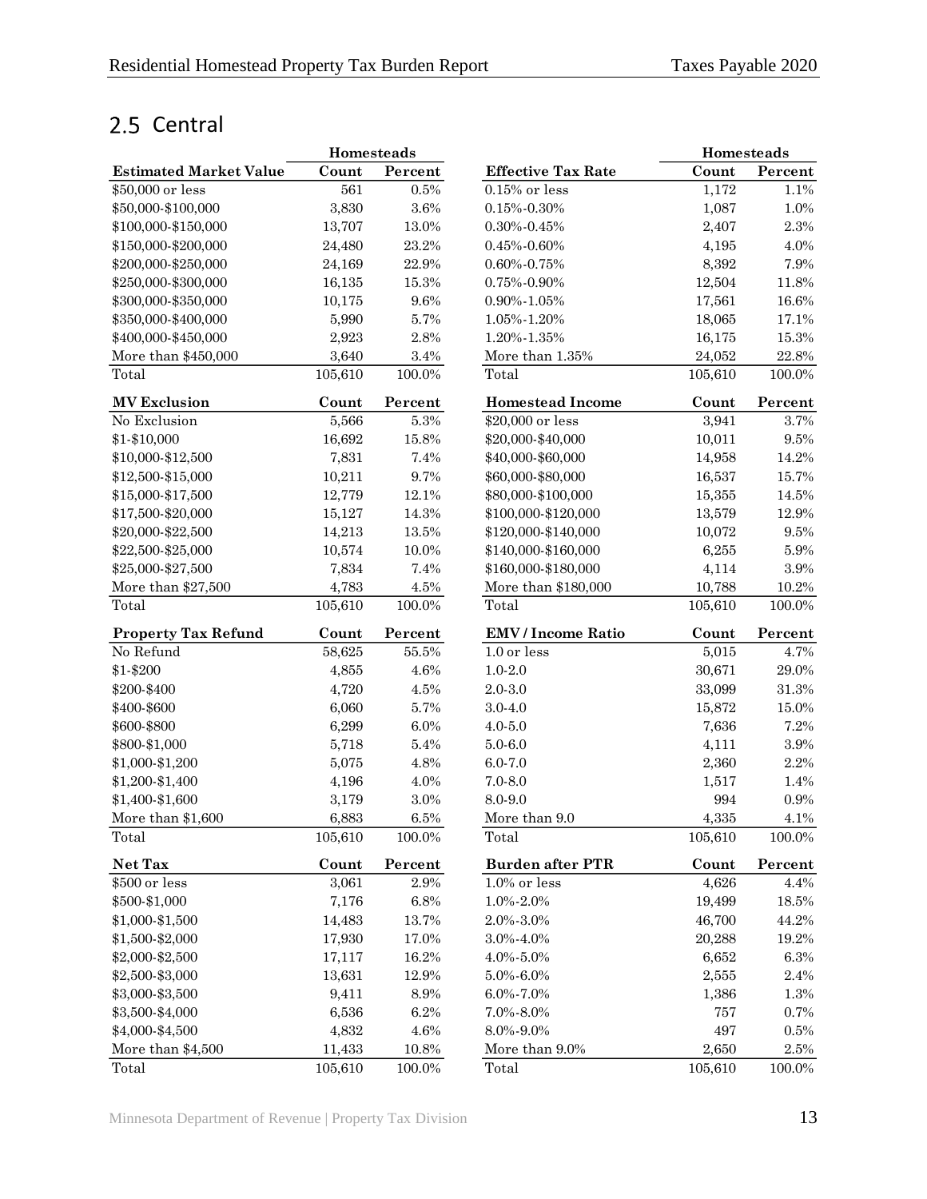## 2.5 Central

| Estimated Market Value | Homesteads Count | Homesteads Percent |
|---|---|---|
| $50,000 or less | 561 | 0.5% |
| $50,000-$100,000 | 3,830 | 3.6% |
| $100,000-$150,000 | 13,707 | 13.0% |
| $150,000-$200,000 | 24,480 | 23.2% |
| $200,000-$250,000 | 24,169 | 22.9% |
| $250,000-$300,000 | 16,135 | 15.3% |
| $300,000-$350,000 | 10,175 | 9.6% |
| $350,000-$400,000 | 5,990 | 5.7% |
| $400,000-$450,000 | 2,923 | 2.8% |
| More than $450,000 | 3,640 | 3.4% |
| Total | 105,610 | 100.0% |

| MV Exclusion | Count | Percent |
|---|---|---|
| No Exclusion | 5,566 | 5.3% |
| $1-$10,000 | 16,692 | 15.8% |
| $10,000-$12,500 | 7,831 | 7.4% |
| $12,500-$15,000 | 10,211 | 9.7% |
| $15,000-$17,500 | 12,779 | 12.1% |
| $17,500-$20,000 | 15,127 | 14.3% |
| $20,000-$22,500 | 14,213 | 13.5% |
| $22,500-$25,000 | 10,574 | 10.0% |
| $25,000-$27,500 | 7,834 | 7.4% |
| More than $27,500 | 4,783 | 4.5% |
| Total | 105,610 | 100.0% |

| Property Tax Refund | Count | Percent |
|---|---|---|
| No Refund | 58,625 | 55.5% |
| $1-$200 | 4,855 | 4.6% |
| $200-$400 | 4,720 | 4.5% |
| $400-$600 | 6,060 | 5.7% |
| $600-$800 | 6,299 | 6.0% |
| $800-$1,000 | 5,718 | 5.4% |
| $1,000-$1,200 | 5,075 | 4.8% |
| $1,200-$1,400 | 4,196 | 4.0% |
| $1,400-$1,600 | 3,179 | 3.0% |
| More than $1,600 | 6,883 | 6.5% |
| Total | 105,610 | 100.0% |

| Net Tax | Count | Percent |
|---|---|---|
| $500 or less | 3,061 | 2.9% |
| $500-$1,000 | 7,176 | 6.8% |
| $1,000-$1,500 | 14,483 | 13.7% |
| $1,500-$2,000 | 17,930 | 17.0% |
| $2,000-$2,500 | 17,117 | 16.2% |
| $2,500-$3,000 | 13,631 | 12.9% |
| $3,000-$3,500 | 9,411 | 8.9% |
| $3,500-$4,000 | 6,536 | 6.2% |
| $4,000-$4,500 | 4,832 | 4.6% |
| More than $4,500 | 11,433 | 10.8% |
| Total | 105,610 | 100.0% |

| Effective Tax Rate | Homesteads Count | Homesteads Percent |
|---|---|---|
| 0.15% or less | 1,172 | 1.1% |
| 0.15%-0.30% | 1,087 | 1.0% |
| 0.30%-0.45% | 2,407 | 2.3% |
| 0.45%-0.60% | 4,195 | 4.0% |
| 0.60%-0.75% | 8,392 | 7.9% |
| 0.75%-0.90% | 12,504 | 11.8% |
| 0.90%-1.05% | 17,561 | 16.6% |
| 1.05%-1.20% | 18,065 | 17.1% |
| 1.20%-1.35% | 16,175 | 15.3% |
| More than 1.35% | 24,052 | 22.8% |
| Total | 105,610 | 100.0% |

| Homestead Income | Count | Percent |
|---|---|---|
| $20,000 or less | 3,941 | 3.7% |
| $20,000-$40,000 | 10,011 | 9.5% |
| $40,000-$60,000 | 14,958 | 14.2% |
| $60,000-$80,000 | 16,537 | 15.7% |
| $80,000-$100,000 | 15,355 | 14.5% |
| $100,000-$120,000 | 13,579 | 12.9% |
| $120,000-$140,000 | 10,072 | 9.5% |
| $140,000-$160,000 | 6,255 | 5.9% |
| $160,000-$180,000 | 4,114 | 3.9% |
| More than $180,000 | 10,788 | 10.2% |
| Total | 105,610 | 100.0% |

| EMV / Income Ratio | Count | Percent |
|---|---|---|
| 1.0 or less | 5,015 | 4.7% |
| 1.0-2.0 | 30,671 | 29.0% |
| 2.0-3.0 | 33,099 | 31.3% |
| 3.0-4.0 | 15,872 | 15.0% |
| 4.0-5.0 | 7,636 | 7.2% |
| 5.0-6.0 | 4,111 | 3.9% |
| 6.0-7.0 | 2,360 | 2.2% |
| 7.0-8.0 | 1,517 | 1.4% |
| 8.0-9.0 | 994 | 0.9% |
| More than 9.0 | 4,335 | 4.1% |
| Total | 105,610 | 100.0% |

| Burden after PTR | Count | Percent |
|---|---|---|
| 1.0% or less | 4,626 | 4.4% |
| 1.0%-2.0% | 19,499 | 18.5% |
| 2.0%-3.0% | 46,700 | 44.2% |
| 3.0%-4.0% | 20,288 | 19.2% |
| 4.0%-5.0% | 6,652 | 6.3% |
| 5.0%-6.0% | 2,555 | 2.4% |
| 6.0%-7.0% | 1,386 | 1.3% |
| 7.0%-8.0% | 757 | 0.7% |
| 8.0%-9.0% | 497 | 0.5% |
| More than 9.0% | 2,650 | 2.5% |
| Total | 105,610 | 100.0% |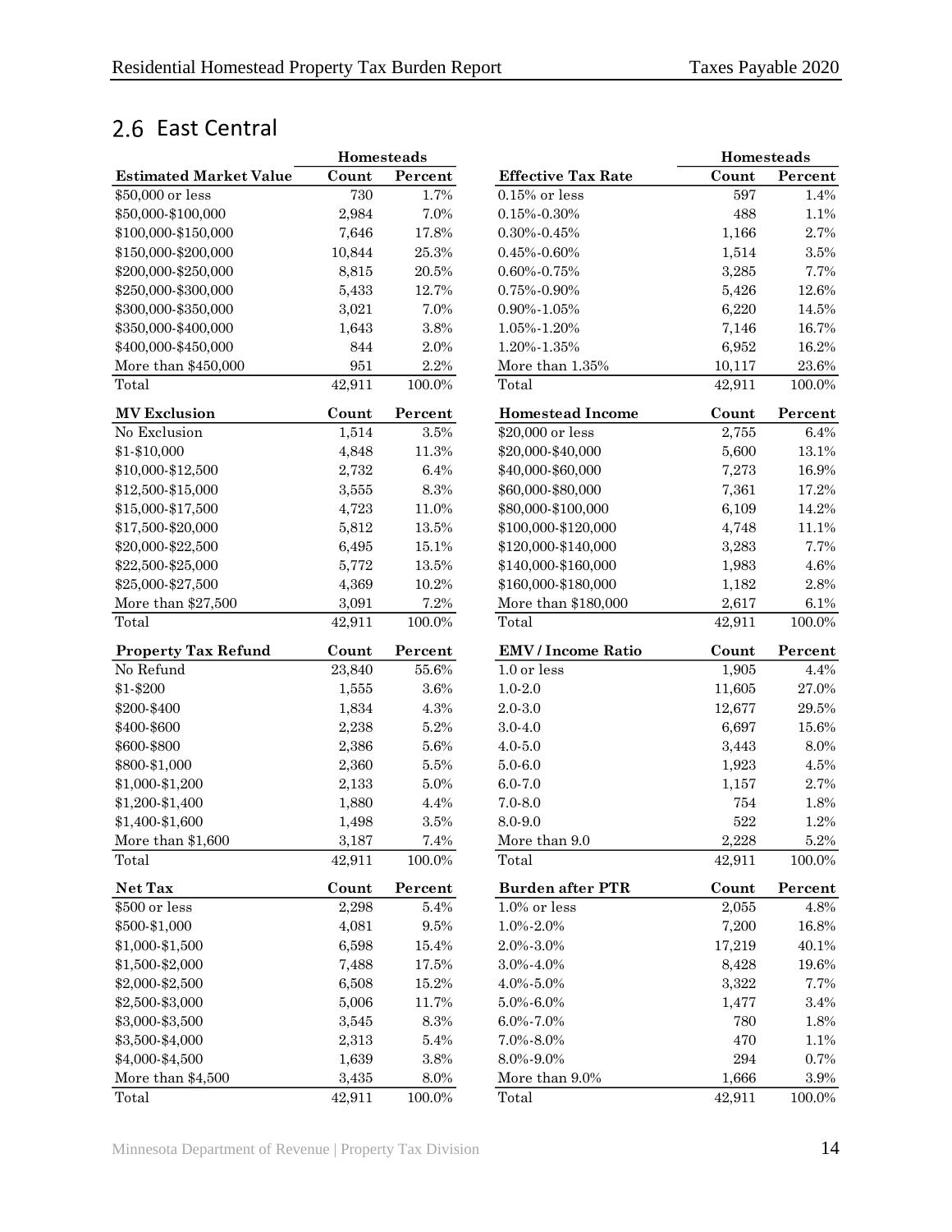## 2.6 East Central

| Estimated Market Value | Homesteads Count | Homesteads Percent |
|---|---|---|
| $50,000 or less | 730 | 1.7% |
| $50,000-$100,000 | 2,984 | 7.0% |
| $100,000-$150,000 | 7,646 | 17.8% |
| $150,000-$200,000 | 10,844 | 25.3% |
| $200,000-$250,000 | 8,815 | 20.5% |
| $250,000-$300,000 | 5,433 | 12.7% |
| $300,000-$350,000 | 3,021 | 7.0% |
| $350,000-$400,000 | 1,643 | 3.8% |
| $400,000-$450,000 | 844 | 2.0% |
| More than $450,000 | 951 | 2.2% |
| Total | 42,911 | 100.0% |

| MV Exclusion | Count | Percent |
|---|---|---|
| No Exclusion | 1,514 | 3.5% |
| $1-$10,000 | 4,848 | 11.3% |
| $10,000-$12,500 | 2,732 | 6.4% |
| $12,500-$15,000 | 3,555 | 8.3% |
| $15,000-$17,500 | 4,723 | 11.0% |
| $17,500-$20,000 | 5,812 | 13.5% |
| $20,000-$22,500 | 6,495 | 15.1% |
| $22,500-$25,000 | 5,772 | 13.5% |
| $25,000-$27,500 | 4,369 | 10.2% |
| More than $27,500 | 3,091 | 7.2% |
| Total | 42,911 | 100.0% |

| Property Tax Refund | Count | Percent |
|---|---|---|
| No Refund | 23,840 | 55.6% |
| $1-$200 | 1,555 | 3.6% |
| $200-$400 | 1,834 | 4.3% |
| $400-$600 | 2,238 | 5.2% |
| $600-$800 | 2,386 | 5.6% |
| $800-$1,000 | 2,360 | 5.5% |
| $1,000-$1,200 | 2,133 | 5.0% |
| $1,200-$1,400 | 1,880 | 4.4% |
| $1,400-$1,600 | 1,498 | 3.5% |
| More than $1,600 | 3,187 | 7.4% |
| Total | 42,911 | 100.0% |

| Net Tax | Count | Percent |
|---|---|---|
| $500 or less | 2,298 | 5.4% |
| $500-$1,000 | 4,081 | 9.5% |
| $1,000-$1,500 | 6,598 | 15.4% |
| $1,500-$2,000 | 7,488 | 17.5% |
| $2,000-$2,500 | 6,508 | 15.2% |
| $2,500-$3,000 | 5,006 | 11.7% |
| $3,000-$3,500 | 3,545 | 8.3% |
| $3,500-$4,000 | 2,313 | 5.4% |
| $4,000-$4,500 | 1,639 | 3.8% |
| More than $4,500 | 3,435 | 8.0% |
| Total | 42,911 | 100.0% |

| Effective Tax Rate | Homesteads Count | Homesteads Percent |
|---|---|---|
| 0.15% or less | 597 | 1.4% |
| 0.15%-0.30% | 488 | 1.1% |
| 0.30%-0.45% | 1,166 | 2.7% |
| 0.45%-0.60% | 1,514 | 3.5% |
| 0.60%-0.75% | 3,285 | 7.7% |
| 0.75%-0.90% | 5,426 | 12.6% |
| 0.90%-1.05% | 6,220 | 14.5% |
| 1.05%-1.20% | 7,146 | 16.7% |
| 1.20%-1.35% | 6,952 | 16.2% |
| More than 1.35% | 10,117 | 23.6% |
| Total | 42,911 | 100.0% |

| Homestead Income | Count | Percent |
|---|---|---|
| $20,000 or less | 2,755 | 6.4% |
| $20,000-$40,000 | 5,600 | 13.1% |
| $40,000-$60,000 | 7,273 | 16.9% |
| $60,000-$80,000 | 7,361 | 17.2% |
| $80,000-$100,000 | 6,109 | 14.2% |
| $100,000-$120,000 | 4,748 | 11.1% |
| $120,000-$140,000 | 3,283 | 7.7% |
| $140,000-$160,000 | 1,983 | 4.6% |
| $160,000-$180,000 | 1,182 | 2.8% |
| More than $180,000 | 2,617 | 6.1% |
| Total | 42,911 | 100.0% |

| EMV / Income Ratio | Count | Percent |
|---|---|---|
| 1.0 or less | 1,905 | 4.4% |
| 1.0-2.0 | 11,605 | 27.0% |
| 2.0-3.0 | 12,677 | 29.5% |
| 3.0-4.0 | 6,697 | 15.6% |
| 4.0-5.0 | 3,443 | 8.0% |
| 5.0-6.0 | 1,923 | 4.5% |
| 6.0-7.0 | 1,157 | 2.7% |
| 7.0-8.0 | 754 | 1.8% |
| 8.0-9.0 | 522 | 1.2% |
| More than 9.0 | 2,228 | 5.2% |
| Total | 42,911 | 100.0% |

| Burden after PTR | Count | Percent |
|---|---|---|
| 1.0% or less | 2,055 | 4.8% |
| 1.0%-2.0% | 7,200 | 16.8% |
| 2.0%-3.0% | 17,219 | 40.1% |
| 3.0%-4.0% | 8,428 | 19.6% |
| 4.0%-5.0% | 3,322 | 7.7% |
| 5.0%-6.0% | 1,477 | 3.4% |
| 6.0%-7.0% | 780 | 1.8% |
| 7.0%-8.0% | 470 | 1.1% |
| 8.0%-9.0% | 294 | 0.7% |
| More than 9.0% | 1,666 | 3.9% |
| Total | 42,911 | 100.0% |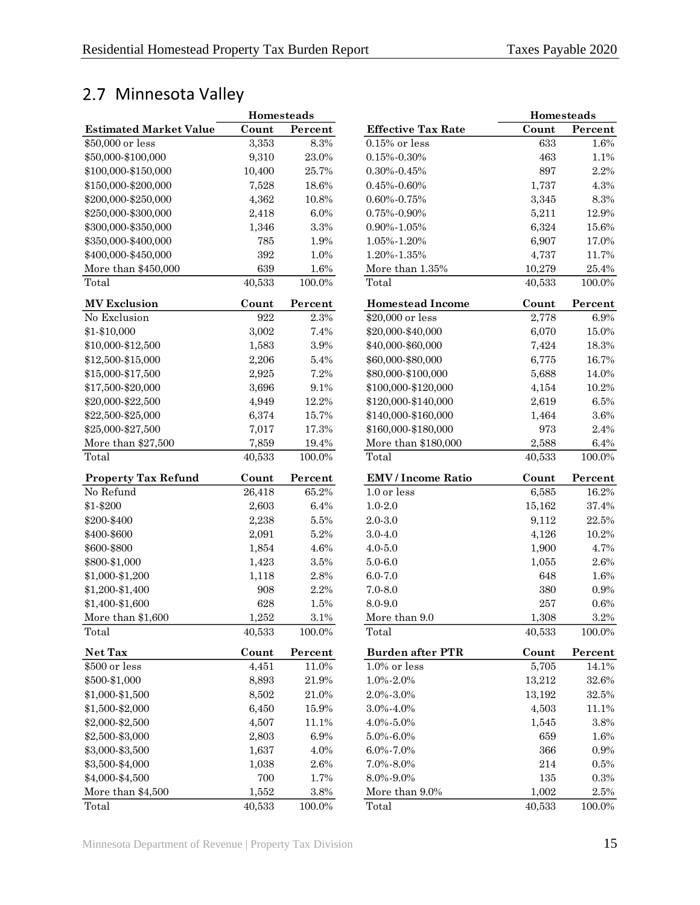## 2.7 Minnesota Valley

| | Homesteads | |
|---|---|---|
| **Estimated Market Value** | **Count** | **Percent** |
| $50,000 or less | 3,353 | 8.3% |
| $50,000-$100,000 | 9,310 | 23.0% |
| $100,000-$150,000 | 10,400 | 25.7% |
| $150,000-$200,000 | 7,528 | 18.6% |
| $200,000-$250,000 | 4,362 | 10.8% |
| $250,000-$300,000 | 2,418 | 6.0% |
| $300,000-$350,000 | 1,346 | 3.3% |
| $350,000-$400,000 | 785 | 1.9% |
| $400,000-$450,000 | 392 | 1.0% |
| More than $450,000 | 639 | 1.6% |
| Total | 40,533 | 100.0% |

| | Homesteads | |
|---|---|---|
| **Effective Tax Rate** | **Count** | **Percent** |
| 0.15% or less | 633 | 1.6% |
| 0.15%-0.30% | 463 | 1.1% |
| 0.30%-0.45% | 897 | 2.2% |
| 0.45%-0.60% | 1,737 | 4.3% |
| 0.60%-0.75% | 3,345 | 8.3% |
| 0.75%-0.90% | 5,211 | 12.9% |
| 0.90%-1.05% | 6,324 | 15.6% |
| 1.05%-1.20% | 6,907 | 17.0% |
| 1.20%-1.35% | 4,737 | 11.7% |
| More than 1.35% | 10,279 | 25.4% |
| Total | 40,533 | 100.0% |

| **MV Exclusion** | **Count** | **Percent** |
|---|---|---|
| No Exclusion | 922 | 2.3% |
| $1-$10,000 | 3,002 | 7.4% |
| $10,000-$12,500 | 1,583 | 3.9% |
| $12,500-$15,000 | 2,206 | 5.4% |
| $15,000-$17,500 | 2,925 | 7.2% |
| $17,500-$20,000 | 3,696 | 9.1% |
| $20,000-$22,500 | 4,949 | 12.2% |
| $22,500-$25,000 | 6,374 | 15.7% |
| $25,000-$27,500 | 7,017 | 17.3% |
| More than $27,500 | 7,859 | 19.4% |
| Total | 40,533 | 100.0% |

| **Homestead Income** | **Count** | **Percent** |
|---|---|---|
| $20,000 or less | 2,778 | 6.9% |
| $20,000-$40,000 | 6,070 | 15.0% |
| $40,000-$60,000 | 7,424 | 18.3% |
| $60,000-$80,000 | 6,775 | 16.7% |
| $80,000-$100,000 | 5,688 | 14.0% |
| $100,000-$120,000 | 4,154 | 10.2% |
| $120,000-$140,000 | 2,619 | 6.5% |
| $140,000-$160,000 | 1,464 | 3.6% |
| $160,000-$180,000 | 973 | 2.4% |
| More than $180,000 | 2,588 | 6.4% |
| Total | 40,533 | 100.0% |

| **Property Tax Refund** | **Count** | **Percent** |
|---|---|---|
| No Refund | 26,418 | 65.2% |
| $1-$200 | 2,603 | 6.4% |
| $200-$400 | 2,238 | 5.5% |
| $400-$600 | 2,091 | 5.2% |
| $600-$800 | 1,854 | 4.6% |
| $800-$1,000 | 1,423 | 3.5% |
| $1,000-$1,200 | 1,118 | 2.8% |
| $1,200-$1,400 | 908 | 2.2% |
| $1,400-$1,600 | 628 | 1.5% |
| More than $1,600 | 1,252 | 3.1% |
| Total | 40,533 | 100.0% |

| **EMV / Income Ratio** | **Count** | **Percent** |
|---|---|---|
| 1.0 or less | 6,585 | 16.2% |
| 1.0-2.0 | 15,162 | 37.4% |
| 2.0-3.0 | 9,112 | 22.5% |
| 3.0-4.0 | 4,126 | 10.2% |
| 4.0-5.0 | 1,900 | 4.7% |
| 5.0-6.0 | 1,055 | 2.6% |
| 6.0-7.0 | 648 | 1.6% |
| 7.0-8.0 | 380 | 0.9% |
| 8.0-9.0 | 257 | 0.6% |
| More than 9.0 | 1,308 | 3.2% |
| Total | 40,533 | 100.0% |

| **Net Tax** | **Count** | **Percent** |
|---|---|---|
| $500 or less | 4,451 | 11.0% |
| $500-$1,000 | 8,893 | 21.9% |
| $1,000-$1,500 | 8,502 | 21.0% |
| $1,500-$2,000 | 6,450 | 15.9% |
| $2,000-$2,500 | 4,507 | 11.1% |
| $2,500-$3,000 | 2,803 | 6.9% |
| $3,000-$3,500 | 1,637 | 4.0% |
| $3,500-$4,000 | 1,038 | 2.6% |
| $4,000-$4,500 | 700 | 1.7% |
| More than $4,500 | 1,552 | 3.8% |
| Total | 40,533 | 100.0% |

| **Burden after PTR** | **Count** | **Percent** |
|---|---|---|
| 1.0% or less | 5,705 | 14.1% |
| 1.0%-2.0% | 13,212 | 32.6% |
| 2.0%-3.0% | 13,192 | 32.5% |
| 3.0%-4.0% | 4,503 | 11.1% |
| 4.0%-5.0% | 1,545 | 3.8% |
| 5.0%-6.0% | 659 | 1.6% |
| 6.0%-7.0% | 366 | 0.9% |
| 7.0%-8.0% | 214 | 0.5% |
| 8.0%-9.0% | 135 | 0.3% |
| More than 9.0% | 1,002 | 2.5% |
| Total | 40,533 | 100.0% |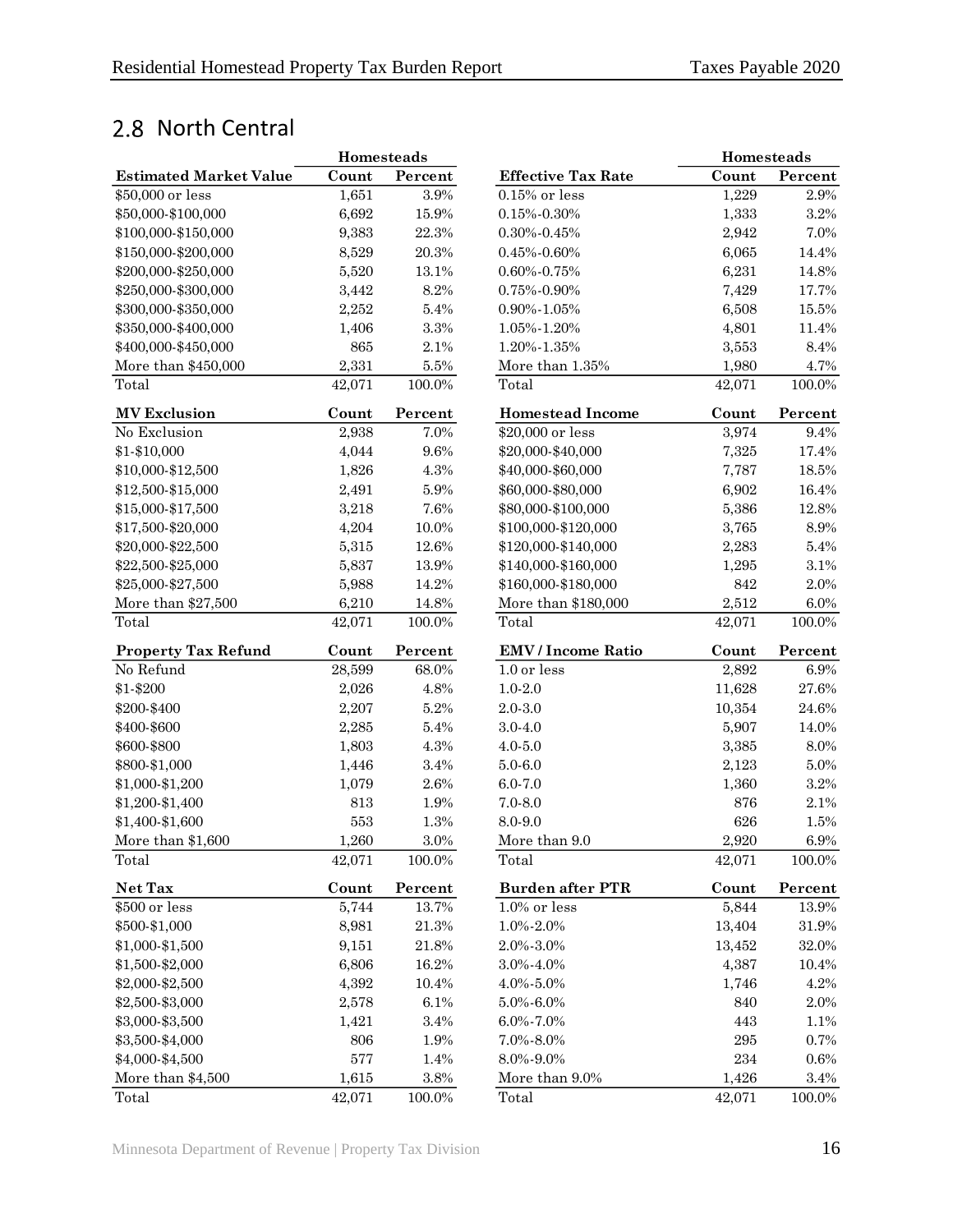## 2.8 North Central

| Estimated Market Value | Homesteads Count | Homesteads Percent |
|---|---|---|
| $50,000 or less | 1,651 | 3.9% |
| $50,000-$100,000 | 6,692 | 15.9% |
| $100,000-$150,000 | 9,383 | 22.3% |
| $150,000-$200,000 | 8,529 | 20.3% |
| $200,000-$250,000 | 5,520 | 13.1% |
| $250,000-$300,000 | 3,442 | 8.2% |
| $300,000-$350,000 | 2,252 | 5.4% |
| $350,000-$400,000 | 1,406 | 3.3% |
| $400,000-$450,000 | 865 | 2.1% |
| More than $450,000 | 2,331 | 5.5% |
| Total | 42,071 | 100.0% |

| MV Exclusion | Count | Percent |
|---|---|---|
| No Exclusion | 2,938 | 7.0% |
| $1-$10,000 | 4,044 | 9.6% |
| $10,000-$12,500 | 1,826 | 4.3% |
| $12,500-$15,000 | 2,491 | 5.9% |
| $15,000-$17,500 | 3,218 | 7.6% |
| $17,500-$20,000 | 4,204 | 10.0% |
| $20,000-$22,500 | 5,315 | 12.6% |
| $22,500-$25,000 | 5,837 | 13.9% |
| $25,000-$27,500 | 5,988 | 14.2% |
| More than $27,500 | 6,210 | 14.8% |
| Total | 42,071 | 100.0% |

| Property Tax Refund | Count | Percent |
|---|---|---|
| No Refund | 28,599 | 68.0% |
| $1-$200 | 2,026 | 4.8% |
| $200-$400 | 2,207 | 5.2% |
| $400-$600 | 2,285 | 5.4% |
| $600-$800 | 1,803 | 4.3% |
| $800-$1,000 | 1,446 | 3.4% |
| $1,000-$1,200 | 1,079 | 2.6% |
| $1,200-$1,400 | 813 | 1.9% |
| $1,400-$1,600 | 553 | 1.3% |
| More than $1,600 | 1,260 | 3.0% |
| Total | 42,071 | 100.0% |

| Net Tax | Count | Percent |
|---|---|---|
| $500 or less | 5,744 | 13.7% |
| $500-$1,000 | 8,981 | 21.3% |
| $1,000-$1,500 | 9,151 | 21.8% |
| $1,500-$2,000 | 6,806 | 16.2% |
| $2,000-$2,500 | 4,392 | 10.4% |
| $2,500-$3,000 | 2,578 | 6.1% |
| $3,000-$3,500 | 1,421 | 3.4% |
| $3,500-$4,000 | 806 | 1.9% |
| $4,000-$4,500 | 577 | 1.4% |
| More than $4,500 | 1,615 | 3.8% |
| Total | 42,071 | 100.0% |

| Effective Tax Rate | Homesteads Count | Homesteads Percent |
|---|---|---|
| 0.15% or less | 1,229 | 2.9% |
| 0.15%-0.30% | 1,333 | 3.2% |
| 0.30%-0.45% | 2,942 | 7.0% |
| 0.45%-0.60% | 6,065 | 14.4% |
| 0.60%-0.75% | 6,231 | 14.8% |
| 0.75%-0.90% | 7,429 | 17.7% |
| 0.90%-1.05% | 6,508 | 15.5% |
| 1.05%-1.20% | 4,801 | 11.4% |
| 1.20%-1.35% | 3,553 | 8.4% |
| More than 1.35% | 1,980 | 4.7% |
| Total | 42,071 | 100.0% |

| Homestead Income | Count | Percent |
|---|---|---|
| $20,000 or less | 3,974 | 9.4% |
| $20,000-$40,000 | 7,325 | 17.4% |
| $40,000-$60,000 | 7,787 | 18.5% |
| $60,000-$80,000 | 6,902 | 16.4% |
| $80,000-$100,000 | 5,386 | 12.8% |
| $100,000-$120,000 | 3,765 | 8.9% |
| $120,000-$140,000 | 2,283 | 5.4% |
| $140,000-$160,000 | 1,295 | 3.1% |
| $160,000-$180,000 | 842 | 2.0% |
| More than $180,000 | 2,512 | 6.0% |
| Total | 42,071 | 100.0% |

| EMV / Income Ratio | Count | Percent |
|---|---|---|
| 1.0 or less | 2,892 | 6.9% |
| 1.0-2.0 | 11,628 | 27.6% |
| 2.0-3.0 | 10,354 | 24.6% |
| 3.0-4.0 | 5,907 | 14.0% |
| 4.0-5.0 | 3,385 | 8.0% |
| 5.0-6.0 | 2,123 | 5.0% |
| 6.0-7.0 | 1,360 | 3.2% |
| 7.0-8.0 | 876 | 2.1% |
| 8.0-9.0 | 626 | 1.5% |
| More than 9.0 | 2,920 | 6.9% |
| Total | 42,071 | 100.0% |

| Burden after PTR | Count | Percent |
|---|---|---|
| 1.0% or less | 5,844 | 13.9% |
| 1.0%-2.0% | 13,404 | 31.9% |
| 2.0%-3.0% | 13,452 | 32.0% |
| 3.0%-4.0% | 4,387 | 10.4% |
| 4.0%-5.0% | 1,746 | 4.2% |
| 5.0%-6.0% | 840 | 2.0% |
| 6.0%-7.0% | 443 | 1.1% |
| 7.0%-8.0% | 295 | 0.7% |
| 8.0%-9.0% | 234 | 0.6% |
| More than 9.0% | 1,426 | 3.4% |
| Total | 42,071 | 100.0% |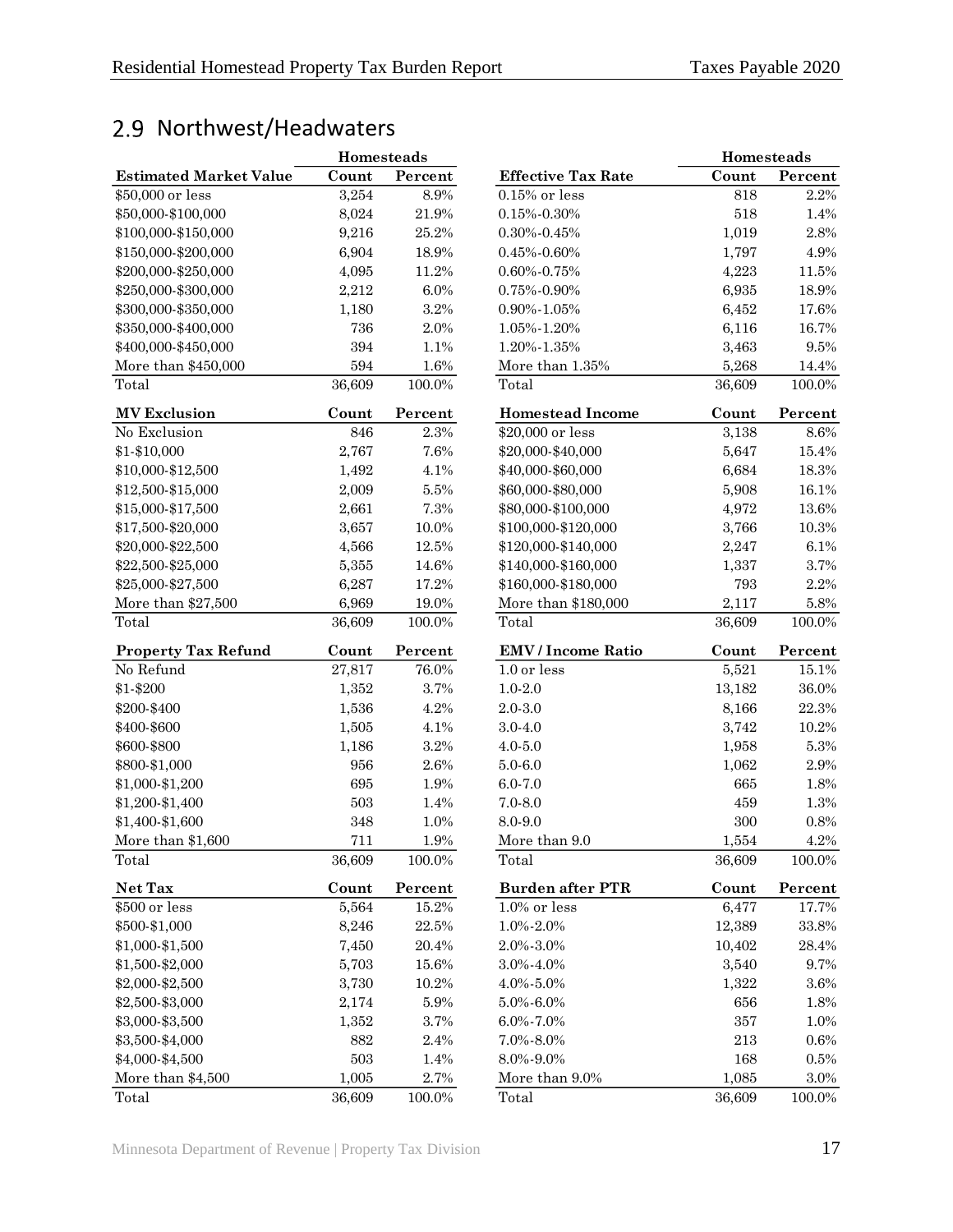## 2.9 Northwest/Headwaters

| Estimated Market Value | Homesteads Count | Homesteads Percent |
|---|---|---|
| $50,000 or less | 3,254 | 8.9% |
| $50,000-$100,000 | 8,024 | 21.9% |
| $100,000-$150,000 | 9,216 | 25.2% |
| $150,000-$200,000 | 6,904 | 18.9% |
| $200,000-$250,000 | 4,095 | 11.2% |
| $250,000-$300,000 | 2,212 | 6.0% |
| $300,000-$350,000 | 1,180 | 3.2% |
| $350,000-$400,000 | 736 | 2.0% |
| $400,000-$450,000 | 394 | 1.1% |
| More than $450,000 | 594 | 1.6% |
| Total | 36,609 | 100.0% |

| MV Exclusion | Count | Percent |
|---|---|---|
| No Exclusion | 846 | 2.3% |
| $1-$10,000 | 2,767 | 7.6% |
| $10,000-$12,500 | 1,492 | 4.1% |
| $12,500-$15,000 | 2,009 | 5.5% |
| $15,000-$17,500 | 2,661 | 7.3% |
| $17,500-$20,000 | 3,657 | 10.0% |
| $20,000-$22,500 | 4,566 | 12.5% |
| $22,500-$25,000 | 5,355 | 14.6% |
| $25,000-$27,500 | 6,287 | 17.2% |
| More than $27,500 | 6,969 | 19.0% |
| Total | 36,609 | 100.0% |

| Property Tax Refund | Count | Percent |
|---|---|---|
| No Refund | 27,817 | 76.0% |
| $1-$200 | 1,352 | 3.7% |
| $200-$400 | 1,536 | 4.2% |
| $400-$600 | 1,505 | 4.1% |
| $600-$800 | 1,186 | 3.2% |
| $800-$1,000 | 956 | 2.6% |
| $1,000-$1,200 | 695 | 1.9% |
| $1,200-$1,400 | 503 | 1.4% |
| $1,400-$1,600 | 348 | 1.0% |
| More than $1,600 | 711 | 1.9% |
| Total | 36,609 | 100.0% |

| Net Tax | Count | Percent |
|---|---|---|
| $500 or less | 5,564 | 15.2% |
| $500-$1,000 | 8,246 | 22.5% |
| $1,000-$1,500 | 7,450 | 20.4% |
| $1,500-$2,000 | 5,703 | 15.6% |
| $2,000-$2,500 | 3,730 | 10.2% |
| $2,500-$3,000 | 2,174 | 5.9% |
| $3,000-$3,500 | 1,352 | 3.7% |
| $3,500-$4,000 | 882 | 2.4% |
| $4,000-$4,500 | 503 | 1.4% |
| More than $4,500 | 1,005 | 2.7% |
| Total | 36,609 | 100.0% |

| Effective Tax Rate | Homesteads Count | Homesteads Percent |
|---|---|---|
| 0.15% or less | 818 | 2.2% |
| 0.15%-0.30% | 518 | 1.4% |
| 0.30%-0.45% | 1,019 | 2.8% |
| 0.45%-0.60% | 1,797 | 4.9% |
| 0.60%-0.75% | 4,223 | 11.5% |
| 0.75%-0.90% | 6,935 | 18.9% |
| 0.90%-1.05% | 6,452 | 17.6% |
| 1.05%-1.20% | 6,116 | 16.7% |
| 1.20%-1.35% | 3,463 | 9.5% |
| More than 1.35% | 5,268 | 14.4% |
| Total | 36,609 | 100.0% |

| Homestead Income | Count | Percent |
|---|---|---|
| $20,000 or less | 3,138 | 8.6% |
| $20,000-$40,000 | 5,647 | 15.4% |
| $40,000-$60,000 | 6,684 | 18.3% |
| $60,000-$80,000 | 5,908 | 16.1% |
| $80,000-$100,000 | 4,972 | 13.6% |
| $100,000-$120,000 | 3,766 | 10.3% |
| $120,000-$140,000 | 2,247 | 6.1% |
| $140,000-$160,000 | 1,337 | 3.7% |
| $160,000-$180,000 | 793 | 2.2% |
| More than $180,000 | 2,117 | 5.8% |
| Total | 36,609 | 100.0% |

| EMV / Income Ratio | Count | Percent |
|---|---|---|
| 1.0 or less | 5,521 | 15.1% |
| 1.0-2.0 | 13,182 | 36.0% |
| 2.0-3.0 | 8,166 | 22.3% |
| 3.0-4.0 | 3,742 | 10.2% |
| 4.0-5.0 | 1,958 | 5.3% |
| 5.0-6.0 | 1,062 | 2.9% |
| 6.0-7.0 | 665 | 1.8% |
| 7.0-8.0 | 459 | 1.3% |
| 8.0-9.0 | 300 | 0.8% |
| More than 9.0 | 1,554 | 4.2% |
| Total | 36,609 | 100.0% |

| Burden after PTR | Count | Percent |
|---|---|---|
| 1.0% or less | 6,477 | 17.7% |
| 1.0%-2.0% | 12,389 | 33.8% |
| 2.0%-3.0% | 10,402 | 28.4% |
| 3.0%-4.0% | 3,540 | 9.7% |
| 4.0%-5.0% | 1,322 | 3.6% |
| 5.0%-6.0% | 656 | 1.8% |
| 6.0%-7.0% | 357 | 1.0% |
| 7.0%-8.0% | 213 | 0.6% |
| 8.0%-9.0% | 168 | 0.5% |
| More than 9.0% | 1,085 | 3.0% |
| Total | 36,609 | 100.0% |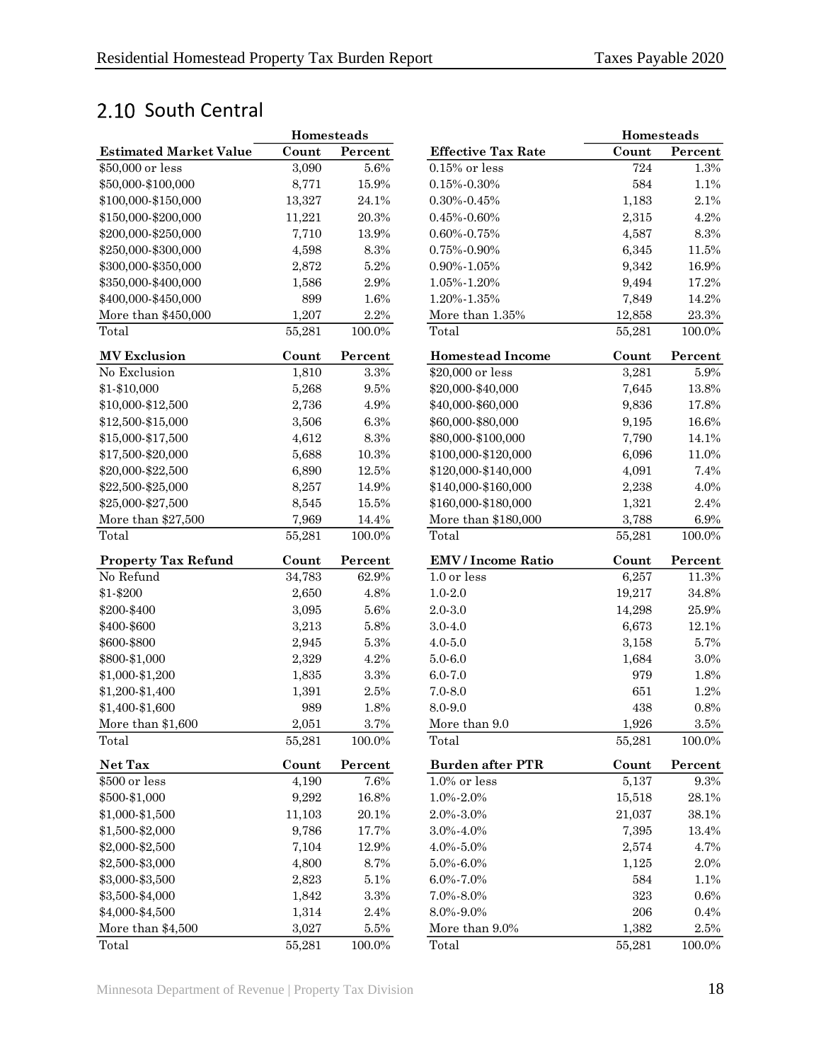## 2.10 South Central

| | Homesteads | |
|---|---|---|
| **Estimated Market Value** | **Count** | **Percent** |
| $50,000 or less | 3,090 | 5.6% |
| $50,000-$100,000 | 8,771 | 15.9% |
| $100,000-$150,000 | 13,327 | 24.1% |
| $150,000-$200,000 | 11,221 | 20.3% |
| $200,000-$250,000 | 7,710 | 13.9% |
| $250,000-$300,000 | 4,598 | 8.3% |
| $300,000-$350,000 | 2,872 | 5.2% |
| $350,000-$400,000 | 1,586 | 2.9% |
| $400,000-$450,000 | 899 | 1.6% |
| More than $450,000 | 1,207 | 2.2% |
| Total | 55,281 | 100.0% |

| **MV Exclusion** | **Count** | **Percent** |
|---|---|---|
| No Exclusion | 1,810 | 3.3% |
| $1-$10,000 | 5,268 | 9.5% |
| $10,000-$12,500 | 2,736 | 4.9% |
| $12,500-$15,000 | 3,506 | 6.3% |
| $15,000-$17,500 | 4,612 | 8.3% |
| $17,500-$20,000 | 5,688 | 10.3% |
| $20,000-$22,500 | 6,890 | 12.5% |
| $22,500-$25,000 | 8,257 | 14.9% |
| $25,000-$27,500 | 8,545 | 15.5% |
| More than $27,500 | 7,969 | 14.4% |
| Total | 55,281 | 100.0% |

| **Property Tax Refund** | **Count** | **Percent** |
|---|---|---|
| No Refund | 34,783 | 62.9% |
| $1-$200 | 2,650 | 4.8% |
| $200-$400 | 3,095 | 5.6% |
| $400-$600 | 3,213 | 5.8% |
| $600-$800 | 2,945 | 5.3% |
| $800-$1,000 | 2,329 | 4.2% |
| $1,000-$1,200 | 1,835 | 3.3% |
| $1,200-$1,400 | 1,391 | 2.5% |
| $1,400-$1,600 | 989 | 1.8% |
| More than $1,600 | 2,051 | 3.7% |
| Total | 55,281 | 100.0% |

| **Net Tax** | **Count** | **Percent** |
|---|---|---|
| $500 or less | 4,190 | 7.6% |
| $500-$1,000 | 9,292 | 16.8% |
| $1,000-$1,500 | 11,103 | 20.1% |
| $1,500-$2,000 | 9,786 | 17.7% |
| $2,000-$2,500 | 7,104 | 12.9% |
| $2,500-$3,000 | 4,800 | 8.7% |
| $3,000-$3,500 | 2,823 | 5.1% |
| $3,500-$4,000 | 1,842 | 3.3% |
| $4,000-$4,500 | 1,314 | 2.4% |
| More than $4,500 | 3,027 | 5.5% |
| Total | 55,281 | 100.0% |

| | Homesteads | |
|---|---|---|
| **Effective Tax Rate** | **Count** | **Percent** |
| 0.15% or less | 724 | 1.3% |
| 0.15%-0.30% | 584 | 1.1% |
| 0.30%-0.45% | 1,183 | 2.1% |
| 0.45%-0.60% | 2,315 | 4.2% |
| 0.60%-0.75% | 4,587 | 8.3% |
| 0.75%-0.90% | 6,345 | 11.5% |
| 0.90%-1.05% | 9,342 | 16.9% |
| 1.05%-1.20% | 9,494 | 17.2% |
| 1.20%-1.35% | 7,849 | 14.2% |
| More than 1.35% | 12,858 | 23.3% |
| Total | 55,281 | 100.0% |

| **Homestead Income** | **Count** | **Percent** |
|---|---|---|
| $20,000 or less | 3,281 | 5.9% |
| $20,000-$40,000 | 7,645 | 13.8% |
| $40,000-$60,000 | 9,836 | 17.8% |
| $60,000-$80,000 | 9,195 | 16.6% |
| $80,000-$100,000 | 7,790 | 14.1% |
| $100,000-$120,000 | 6,096 | 11.0% |
| $120,000-$140,000 | 4,091 | 7.4% |
| $140,000-$160,000 | 2,238 | 4.0% |
| $160,000-$180,000 | 1,321 | 2.4% |
| More than $180,000 | 3,788 | 6.9% |
| Total | 55,281 | 100.0% |

| **EMV / Income Ratio** | **Count** | **Percent** |
|---|---|---|
| 1.0 or less | 6,257 | 11.3% |
| 1.0-2.0 | 19,217 | 34.8% |
| 2.0-3.0 | 14,298 | 25.9% |
| 3.0-4.0 | 6,673 | 12.1% |
| 4.0-5.0 | 3,158 | 5.7% |
| 5.0-6.0 | 1,684 | 3.0% |
| 6.0-7.0 | 979 | 1.8% |
| 7.0-8.0 | 651 | 1.2% |
| 8.0-9.0 | 438 | 0.8% |
| More than 9.0 | 1,926 | 3.5% |
| Total | 55,281 | 100.0% |

| **Burden after PTR** | **Count** | **Percent** |
|---|---|---|
| 1.0% or less | 5,137 | 9.3% |
| 1.0%-2.0% | 15,518 | 28.1% |
| 2.0%-3.0% | 21,037 | 38.1% |
| 3.0%-4.0% | 7,395 | 13.4% |
| 4.0%-5.0% | 2,574 | 4.7% |
| 5.0%-6.0% | 1,125 | 2.0% |
| 6.0%-7.0% | 584 | 1.1% |
| 7.0%-8.0% | 323 | 0.6% |
| 8.0%-9.0% | 206 | 0.4% |
| More than 9.0% | 1,382 | 2.5% |
| Total | 55,281 | 100.0% |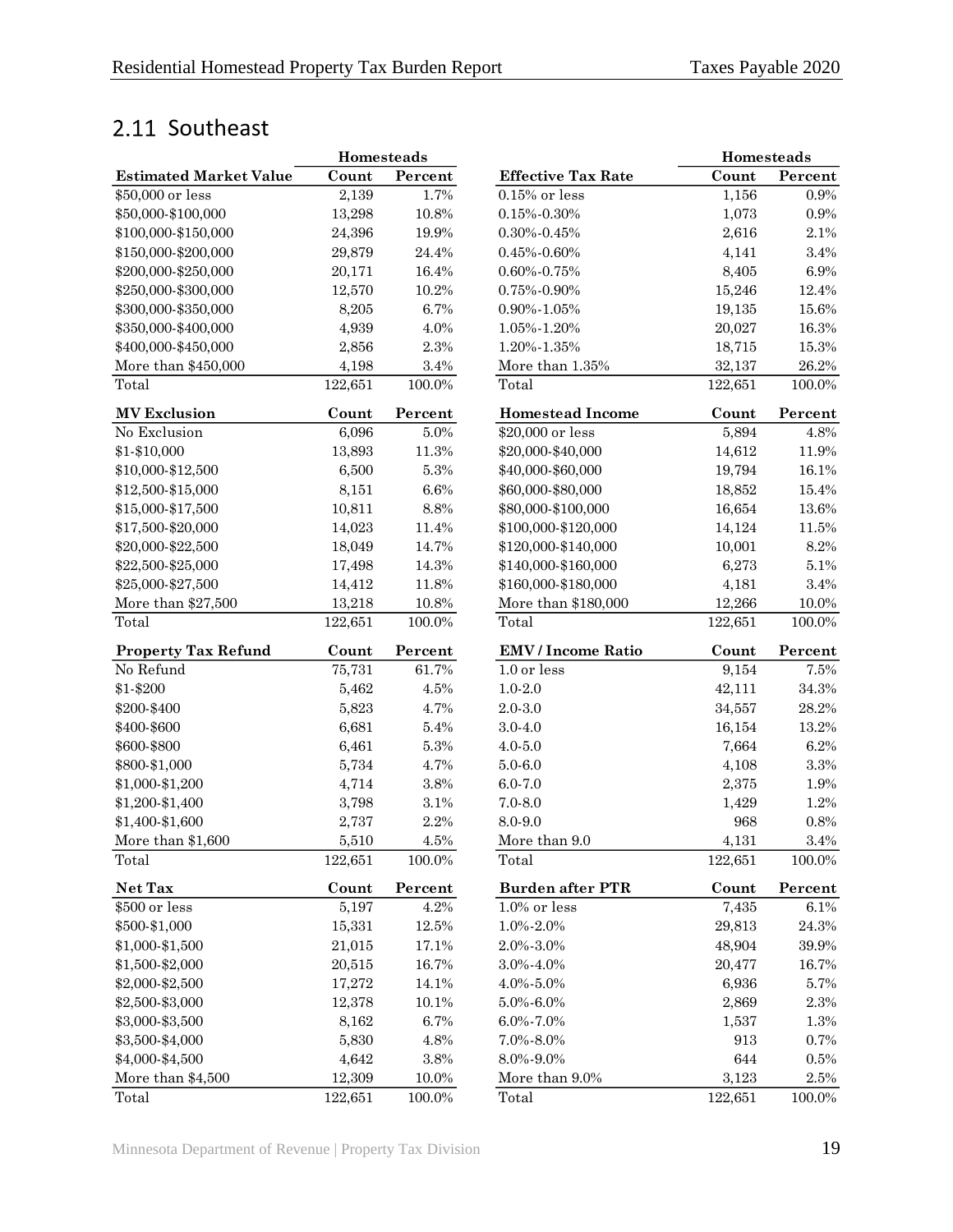## 2.11 Southeast

| Estimated Market Value | Homesteads Count | Homesteads Percent |
|---|---|---|
| $50,000 or less | 2,139 | 1.7% |
| $50,000-$100,000 | 13,298 | 10.8% |
| $100,000-$150,000 | 24,396 | 19.9% |
| $150,000-$200,000 | 29,879 | 24.4% |
| $200,000-$250,000 | 20,171 | 16.4% |
| $250,000-$300,000 | 12,570 | 10.2% |
| $300,000-$350,000 | 8,205 | 6.7% |
| $350,000-$400,000 | 4,939 | 4.0% |
| $400,000-$450,000 | 2,856 | 2.3% |
| More than $450,000 | 4,198 | 3.4% |
| Total | 122,651 | 100.0% |

| Effective Tax Rate | Homesteads Count | Homesteads Percent |
|---|---|---|
| 0.15% or less | 1,156 | 0.9% |
| 0.15%-0.30% | 1,073 | 0.9% |
| 0.30%-0.45% | 2,616 | 2.1% |
| 0.45%-0.60% | 4,141 | 3.4% |
| 0.60%-0.75% | 8,405 | 6.9% |
| 0.75%-0.90% | 15,246 | 12.4% |
| 0.90%-1.05% | 19,135 | 15.6% |
| 1.05%-1.20% | 20,027 | 16.3% |
| 1.20%-1.35% | 18,715 | 15.3% |
| More than 1.35% | 32,137 | 26.2% |
| Total | 122,651 | 100.0% |

| MV Exclusion | Count | Percent |
|---|---|---|
| No Exclusion | 6,096 | 5.0% |
| $1-$10,000 | 13,893 | 11.3% |
| $10,000-$12,500 | 6,500 | 5.3% |
| $12,500-$15,000 | 8,151 | 6.6% |
| $15,000-$17,500 | 10,811 | 8.8% |
| $17,500-$20,000 | 14,023 | 11.4% |
| $20,000-$22,500 | 18,049 | 14.7% |
| $22,500-$25,000 | 17,498 | 14.3% |
| $25,000-$27,500 | 14,412 | 11.8% |
| More than $27,500 | 13,218 | 10.8% |
| Total | 122,651 | 100.0% |

| Homestead Income | Count | Percent |
|---|---|---|
| $20,000 or less | 5,894 | 4.8% |
| $20,000-$40,000 | 14,612 | 11.9% |
| $40,000-$60,000 | 19,794 | 16.1% |
| $60,000-$80,000 | 18,852 | 15.4% |
| $80,000-$100,000 | 16,654 | 13.6% |
| $100,000-$120,000 | 14,124 | 11.5% |
| $120,000-$140,000 | 10,001 | 8.2% |
| $140,000-$160,000 | 6,273 | 5.1% |
| $160,000-$180,000 | 4,181 | 3.4% |
| More than $180,000 | 12,266 | 10.0% |
| Total | 122,651 | 100.0% |

| Property Tax Refund | Count | Percent |
|---|---|---|
| No Refund | 75,731 | 61.7% |
| $1-$200 | 5,462 | 4.5% |
| $200-$400 | 5,823 | 4.7% |
| $400-$600 | 6,681 | 5.4% |
| $600-$800 | 6,461 | 5.3% |
| $800-$1,000 | 5,734 | 4.7% |
| $1,000-$1,200 | 4,714 | 3.8% |
| $1,200-$1,400 | 3,798 | 3.1% |
| $1,400-$1,600 | 2,737 | 2.2% |
| More than $1,600 | 5,510 | 4.5% |
| Total | 122,651 | 100.0% |

| EMV / Income Ratio | Count | Percent |
|---|---|---|
| 1.0 or less | 9,154 | 7.5% |
| 1.0-2.0 | 42,111 | 34.3% |
| 2.0-3.0 | 34,557 | 28.2% |
| 3.0-4.0 | 16,154 | 13.2% |
| 4.0-5.0 | 7,664 | 6.2% |
| 5.0-6.0 | 4,108 | 3.3% |
| 6.0-7.0 | 2,375 | 1.9% |
| 7.0-8.0 | 1,429 | 1.2% |
| 8.0-9.0 | 968 | 0.8% |
| More than 9.0 | 4,131 | 3.4% |
| Total | 122,651 | 100.0% |

| Net Tax | Count | Percent |
|---|---|---|
| $500 or less | 5,197 | 4.2% |
| $500-$1,000 | 15,331 | 12.5% |
| $1,000-$1,500 | 21,015 | 17.1% |
| $1,500-$2,000 | 20,515 | 16.7% |
| $2,000-$2,500 | 17,272 | 14.1% |
| $2,500-$3,000 | 12,378 | 10.1% |
| $3,000-$3,500 | 8,162 | 6.7% |
| $3,500-$4,000 | 5,830 | 4.8% |
| $4,000-$4,500 | 4,642 | 3.8% |
| More than $4,500 | 12,309 | 10.0% |
| Total | 122,651 | 100.0% |

| Burden after PTR | Count | Percent |
|---|---|---|
| 1.0% or less | 7,435 | 6.1% |
| 1.0%-2.0% | 29,813 | 24.3% |
| 2.0%-3.0% | 48,904 | 39.9% |
| 3.0%-4.0% | 20,477 | 16.7% |
| 4.0%-5.0% | 6,936 | 5.7% |
| 5.0%-6.0% | 2,869 | 2.3% |
| 6.0%-7.0% | 1,537 | 1.3% |
| 7.0%-8.0% | 913 | 0.7% |
| 8.0%-9.0% | 644 | 0.5% |
| More than 9.0% | 3,123 | 2.5% |
| Total | 122,651 | 100.0% |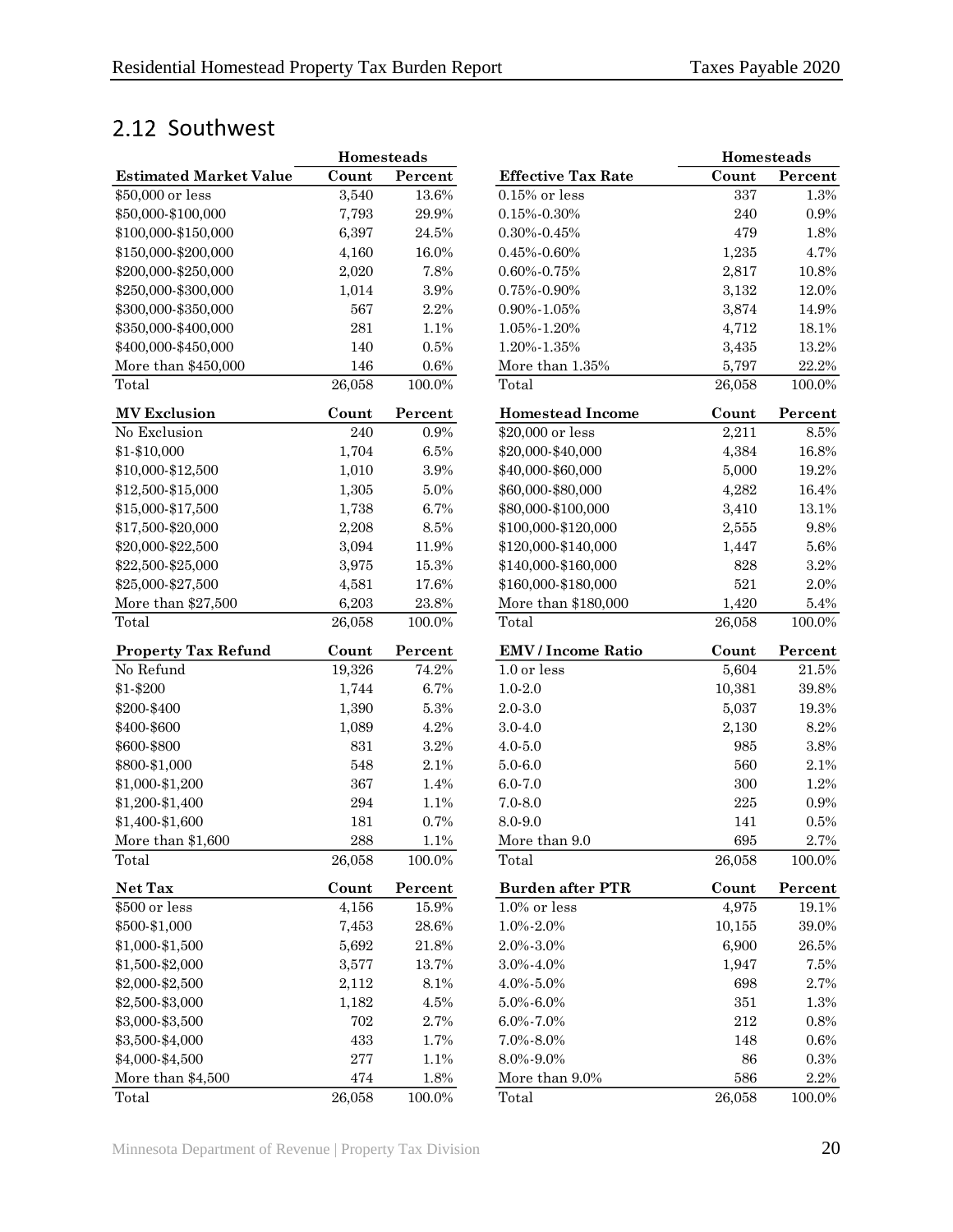## 2.12 Southwest

| Estimated Market Value | Homesteads Count | Homesteads Percent |
|---|---|---|
| $50,000 or less | 3,540 | 13.6% |
| $50,000-$100,000 | 7,793 | 29.9% |
| $100,000-$150,000 | 6,397 | 24.5% |
| $150,000-$200,000 | 4,160 | 16.0% |
| $200,000-$250,000 | 2,020 | 7.8% |
| $250,000-$300,000 | 1,014 | 3.9% |
| $300,000-$350,000 | 567 | 2.2% |
| $350,000-$400,000 | 281 | 1.1% |
| $400,000-$450,000 | 140 | 0.5% |
| More than $450,000 | 146 | 0.6% |
| Total | 26,058 | 100.0% |

| Effective Tax Rate | Homesteads Count | Homesteads Percent |
|---|---|---|
| 0.15% or less | 337 | 1.3% |
| 0.15%-0.30% | 240 | 0.9% |
| 0.30%-0.45% | 479 | 1.8% |
| 0.45%-0.60% | 1,235 | 4.7% |
| 0.60%-0.75% | 2,817 | 10.8% |
| 0.75%-0.90% | 3,132 | 12.0% |
| 0.90%-1.05% | 3,874 | 14.9% |
| 1.05%-1.20% | 4,712 | 18.1% |
| 1.20%-1.35% | 3,435 | 13.2% |
| More than 1.35% | 5,797 | 22.2% |
| Total | 26,058 | 100.0% |

| MV Exclusion | Count | Percent |
|---|---|---|
| No Exclusion | 240 | 0.9% |
| $1-$10,000 | 1,704 | 6.5% |
| $10,000-$12,500 | 1,010 | 3.9% |
| $12,500-$15,000 | 1,305 | 5.0% |
| $15,000-$17,500 | 1,738 | 6.7% |
| $17,500-$20,000 | 2,208 | 8.5% |
| $20,000-$22,500 | 3,094 | 11.9% |
| $22,500-$25,000 | 3,975 | 15.3% |
| $25,000-$27,500 | 4,581 | 17.6% |
| More than $27,500 | 6,203 | 23.8% |
| Total | 26,058 | 100.0% |

| Homestead Income | Count | Percent |
|---|---|---|
| $20,000 or less | 2,211 | 8.5% |
| $20,000-$40,000 | 4,384 | 16.8% |
| $40,000-$60,000 | 5,000 | 19.2% |
| $60,000-$80,000 | 4,282 | 16.4% |
| $80,000-$100,000 | 3,410 | 13.1% |
| $100,000-$120,000 | 2,555 | 9.8% |
| $120,000-$140,000 | 1,447 | 5.6% |
| $140,000-$160,000 | 828 | 3.2% |
| $160,000-$180,000 | 521 | 2.0% |
| More than $180,000 | 1,420 | 5.4% |
| Total | 26,058 | 100.0% |

| Property Tax Refund | Count | Percent |
|---|---|---|
| No Refund | 19,326 | 74.2% |
| $1-$200 | 1,744 | 6.7% |
| $200-$400 | 1,390 | 5.3% |
| $400-$600 | 1,089 | 4.2% |
| $600-$800 | 831 | 3.2% |
| $800-$1,000 | 548 | 2.1% |
| $1,000-$1,200 | 367 | 1.4% |
| $1,200-$1,400 | 294 | 1.1% |
| $1,400-$1,600 | 181 | 0.7% |
| More than $1,600 | 288 | 1.1% |
| Total | 26,058 | 100.0% |

| EMV / Income Ratio | Count | Percent |
|---|---|---|
| 1.0 or less | 5,604 | 21.5% |
| 1.0-2.0 | 10,381 | 39.8% |
| 2.0-3.0 | 5,037 | 19.3% |
| 3.0-4.0 | 2,130 | 8.2% |
| 4.0-5.0 | 985 | 3.8% |
| 5.0-6.0 | 560 | 2.1% |
| 6.0-7.0 | 300 | 1.2% |
| 7.0-8.0 | 225 | 0.9% |
| 8.0-9.0 | 141 | 0.5% |
| More than 9.0 | 695 | 2.7% |
| Total | 26,058 | 100.0% |

| Net Tax | Count | Percent |
|---|---|---|
| $500 or less | 4,156 | 15.9% |
| $500-$1,000 | 7,453 | 28.6% |
| $1,000-$1,500 | 5,692 | 21.8% |
| $1,500-$2,000 | 3,577 | 13.7% |
| $2,000-$2,500 | 2,112 | 8.1% |
| $2,500-$3,000 | 1,182 | 4.5% |
| $3,000-$3,500 | 702 | 2.7% |
| $3,500-$4,000 | 433 | 1.7% |
| $4,000-$4,500 | 277 | 1.1% |
| More than $4,500 | 474 | 1.8% |
| Total | 26,058 | 100.0% |

| Burden after PTR | Count | Percent |
|---|---|---|
| 1.0% or less | 4,975 | 19.1% |
| 1.0%-2.0% | 10,155 | 39.0% |
| 2.0%-3.0% | 6,900 | 26.5% |
| 3.0%-4.0% | 1,947 | 7.5% |
| 4.0%-5.0% | 698 | 2.7% |
| 5.0%-6.0% | 351 | 1.3% |
| 6.0%-7.0% | 212 | 0.8% |
| 7.0%-8.0% | 148 | 0.6% |
| 8.0%-9.0% | 86 | 0.3% |
| More than 9.0% | 586 | 2.2% |
| Total | 26,058 | 100.0% |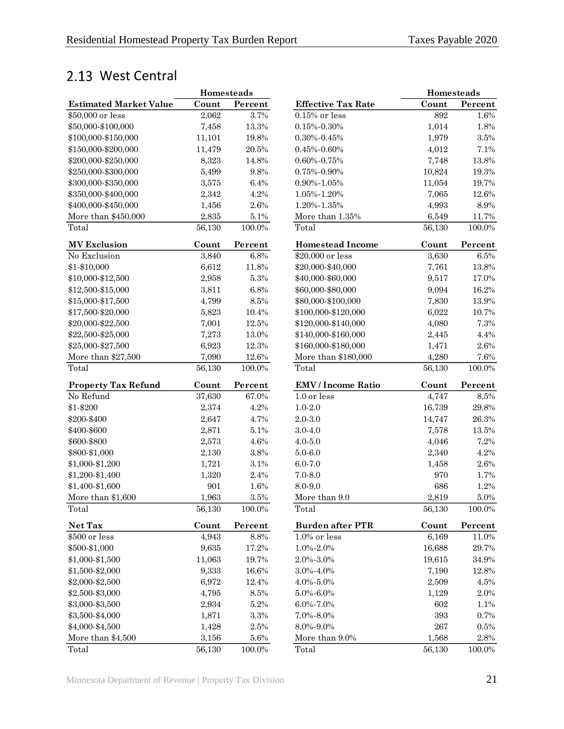## 2.13 West Central

| | Homesteads | |
|---|---|---|
| **Estimated Market Value** | **Count** | **Percent** |
| $50,000 or less | 2,062 | 3.7% |
| $50,000-$100,000 | 7,458 | 13.3% |
| $100,000-$150,000 | 11,101 | 19.8% |
| $150,000-$200,000 | 11,479 | 20.5% |
| $200,000-$250,000 | 8,323 | 14.8% |
| $250,000-$300,000 | 5,499 | 9.8% |
| $300,000-$350,000 | 3,575 | 6.4% |
| $350,000-$400,000 | 2,342 | 4.2% |
| $400,000-$450,000 | 1,456 | 2.6% |
| More than $450,000 | 2,835 | 5.1% |
| Total | 56,130 | 100.0% |

| **MV Exclusion** | **Count** | **Percent** |
|---|---|---|
| No Exclusion | 3,840 | 6.8% |
| $1-$10,000 | 6,612 | 11.8% |
| $10,000-$12,500 | 2,958 | 5.3% |
| $12,500-$15,000 | 3,811 | 6.8% |
| $15,000-$17,500 | 4,799 | 8.5% |
| $17,500-$20,000 | 5,823 | 10.4% |
| $20,000-$22,500 | 7,001 | 12.5% |
| $22,500-$25,000 | 7,273 | 13.0% |
| $25,000-$27,500 | 6,923 | 12.3% |
| More than $27,500 | 7,090 | 12.6% |
| Total | 56,130 | 100.0% |

| **Property Tax Refund** | **Count** | **Percent** |
|---|---|---|
| No Refund | 37,630 | 67.0% |
| $1-$200 | 2,374 | 4.2% |
| $200-$400 | 2,647 | 4.7% |
| $400-$600 | 2,871 | 5.1% |
| $600-$800 | 2,573 | 4.6% |
| $800-$1,000 | 2,130 | 3.8% |
| $1,000-$1,200 | 1,721 | 3.1% |
| $1,200-$1,400 | 1,320 | 2.4% |
| $1,400-$1,600 | 901 | 1.6% |
| More than $1,600 | 1,963 | 3.5% |
| Total | 56,130 | 100.0% |

| **Net Tax** | **Count** | **Percent** |
|---|---|---|
| $500 or less | 4,943 | 8.8% |
| $500-$1,000 | 9,635 | 17.2% |
| $1,000-$1,500 | 11,063 | 19.7% |
| $1,500-$2,000 | 9,333 | 16.6% |
| $2,000-$2,500 | 6,972 | 12.4% |
| $2,500-$3,000 | 4,795 | 8.5% |
| $3,000-$3,500 | 2,934 | 5.2% |
| $3,500-$4,000 | 1,871 | 3.3% |
| $4,000-$4,500 | 1,428 | 2.5% |
| More than $4,500 | 3,156 | 5.6% |
| Total | 56,130 | 100.0% |

| | Homesteads | |
|---|---|---|
| **Effective Tax Rate** | **Count** | **Percent** |
| 0.15% or less | 892 | 1.6% |
| 0.15%-0.30% | 1,014 | 1.8% |
| 0.30%-0.45% | 1,979 | 3.5% |
| 0.45%-0.60% | 4,012 | 7.1% |
| 0.60%-0.75% | 7,748 | 13.8% |
| 0.75%-0.90% | 10,824 | 19.3% |
| 0.90%-1.05% | 11,054 | 19.7% |
| 1.05%-1.20% | 7,065 | 12.6% |
| 1.20%-1.35% | 4,993 | 8.9% |
| More than 1.35% | 6,549 | 11.7% |
| Total | 56,130 | 100.0% |

| **Homestead Income** | **Count** | **Percent** |
|---|---|---|
| $20,000 or less | 3,630 | 6.5% |
| $20,000-$40,000 | 7,761 | 13.8% |
| $40,000-$60,000 | 9,517 | 17.0% |
| $60,000-$80,000 | 9,094 | 16.2% |
| $80,000-$100,000 | 7,830 | 13.9% |
| $100,000-$120,000 | 6,022 | 10.7% |
| $120,000-$140,000 | 4,080 | 7.3% |
| $140,000-$160,000 | 2,445 | 4.4% |
| $160,000-$180,000 | 1,471 | 2.6% |
| More than $180,000 | 4,280 | 7.6% |
| Total | 56,130 | 100.0% |

| **EMV / Income Ratio** | **Count** | **Percent** |
|---|---|---|
| 1.0 or less | 4,747 | 8.5% |
| 1.0-2.0 | 16,739 | 29.8% |
| 2.0-3.0 | 14,747 | 26.3% |
| 3.0-4.0 | 7,578 | 13.5% |
| 4.0-5.0 | 4,046 | 7.2% |
| 5.0-6.0 | 2,340 | 4.2% |
| 6.0-7.0 | 1,458 | 2.6% |
| 7.0-8.0 | 970 | 1.7% |
| 8.0-9.0 | 686 | 1.2% |
| More than 9.0 | 2,819 | 5.0% |
| Total | 56,130 | 100.0% |

| **Burden after PTR** | **Count** | **Percent** |
|---|---|---|
| 1.0% or less | 6,169 | 11.0% |
| 1.0%-2.0% | 16,688 | 29.7% |
| 2.0%-3.0% | 19,615 | 34.9% |
| 3.0%-4.0% | 7,190 | 12.8% |
| 4.0%-5.0% | 2,509 | 4.5% |
| 5.0%-6.0% | 1,129 | 2.0% |
| 6.0%-7.0% | 602 | 1.1% |
| 7.0%-8.0% | 393 | 0.7% |
| 8.0%-9.0% | 267 | 0.5% |
| More than 9.0% | 1,568 | 2.8% |
| Total | 56,130 | 100.0% |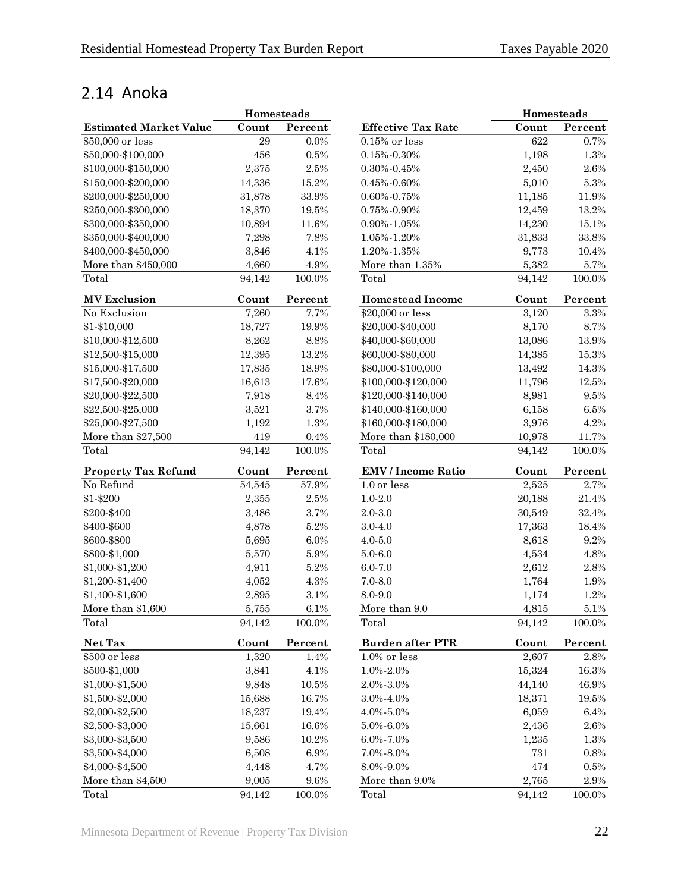## 2.14 Anoka

| Estimated Market Value | Homesteads Count | Homesteads Percent |
|---|---|---|
| $50,000 or less | 29 | 0.0% |
| $50,000-$100,000 | 456 | 0.5% |
| $100,000-$150,000 | 2,375 | 2.5% |
| $150,000-$200,000 | 14,336 | 15.2% |
| $200,000-$250,000 | 31,878 | 33.9% |
| $250,000-$300,000 | 18,370 | 19.5% |
| $300,000-$350,000 | 10,894 | 11.6% |
| $350,000-$400,000 | 7,298 | 7.8% |
| $400,000-$450,000 | 3,846 | 4.1% |
| More than $450,000 | 4,660 | 4.9% |
| Total | 94,142 | 100.0% |

| MV Exclusion | Count | Percent |
|---|---|---|
| No Exclusion | 7,260 | 7.7% |
| $1-$10,000 | 18,727 | 19.9% |
| $10,000-$12,500 | 8,262 | 8.8% |
| $12,500-$15,000 | 12,395 | 13.2% |
| $15,000-$17,500 | 17,835 | 18.9% |
| $17,500-$20,000 | 16,613 | 17.6% |
| $20,000-$22,500 | 7,918 | 8.4% |
| $22,500-$25,000 | 3,521 | 3.7% |
| $25,000-$27,500 | 1,192 | 1.3% |
| More than $27,500 | 419 | 0.4% |
| Total | 94,142 | 100.0% |

| Property Tax Refund | Count | Percent |
|---|---|---|
| No Refund | 54,545 | 57.9% |
| $1-$200 | 2,355 | 2.5% |
| $200-$400 | 3,486 | 3.7% |
| $400-$600 | 4,878 | 5.2% |
| $600-$800 | 5,695 | 6.0% |
| $800-$1,000 | 5,570 | 5.9% |
| $1,000-$1,200 | 4,911 | 5.2% |
| $1,200-$1,400 | 4,052 | 4.3% |
| $1,400-$1,600 | 2,895 | 3.1% |
| More than $1,600 | 5,755 | 6.1% |
| Total | 94,142 | 100.0% |

| Net Tax | Count | Percent |
|---|---|---|
| $500 or less | 1,320 | 1.4% |
| $500-$1,000 | 3,841 | 4.1% |
| $1,000-$1,500 | 9,848 | 10.5% |
| $1,500-$2,000 | 15,688 | 16.7% |
| $2,000-$2,500 | 18,237 | 19.4% |
| $2,500-$3,000 | 15,661 | 16.6% |
| $3,000-$3,500 | 9,586 | 10.2% |
| $3,500-$4,000 | 6,508 | 6.9% |
| $4,000-$4,500 | 4,448 | 4.7% |
| More than $4,500 | 9,005 | 9.6% |
| Total | 94,142 | 100.0% |

| Effective Tax Rate | Homesteads Count | Homesteads Percent |
|---|---|---|
| 0.15% or less | 622 | 0.7% |
| 0.15%-0.30% | 1,198 | 1.3% |
| 0.30%-0.45% | 2,450 | 2.6% |
| 0.45%-0.60% | 5,010 | 5.3% |
| 0.60%-0.75% | 11,185 | 11.9% |
| 0.75%-0.90% | 12,459 | 13.2% |
| 0.90%-1.05% | 14,230 | 15.1% |
| 1.05%-1.20% | 31,833 | 33.8% |
| 1.20%-1.35% | 9,773 | 10.4% |
| More than 1.35% | 5,382 | 5.7% |
| Total | 94,142 | 100.0% |

| Homestead Income | Count | Percent |
|---|---|---|
| $20,000 or less | 3,120 | 3.3% |
| $20,000-$40,000 | 8,170 | 8.7% |
| $40,000-$60,000 | 13,086 | 13.9% |
| $60,000-$80,000 | 14,385 | 15.3% |
| $80,000-$100,000 | 13,492 | 14.3% |
| $100,000-$120,000 | 11,796 | 12.5% |
| $120,000-$140,000 | 8,981 | 9.5% |
| $140,000-$160,000 | 6,158 | 6.5% |
| $160,000-$180,000 | 3,976 | 4.2% |
| More than $180,000 | 10,978 | 11.7% |
| Total | 94,142 | 100.0% |

| EMV / Income Ratio | Count | Percent |
|---|---|---|
| 1.0 or less | 2,525 | 2.7% |
| 1.0-2.0 | 20,188 | 21.4% |
| 2.0-3.0 | 30,549 | 32.4% |
| 3.0-4.0 | 17,363 | 18.4% |
| 4.0-5.0 | 8,618 | 9.2% |
| 5.0-6.0 | 4,534 | 4.8% |
| 6.0-7.0 | 2,612 | 2.8% |
| 7.0-8.0 | 1,764 | 1.9% |
| 8.0-9.0 | 1,174 | 1.2% |
| More than 9.0 | 4,815 | 5.1% |
| Total | 94,142 | 100.0% |

| Burden after PTR | Count | Percent |
|---|---|---|
| 1.0% or less | 2,607 | 2.8% |
| 1.0%-2.0% | 15,324 | 16.3% |
| 2.0%-3.0% | 44,140 | 46.9% |
| 3.0%-4.0% | 18,371 | 19.5% |
| 4.0%-5.0% | 6,059 | 6.4% |
| 5.0%-6.0% | 2,436 | 2.6% |
| 6.0%-7.0% | 1,235 | 1.3% |
| 7.0%-8.0% | 731 | 0.8% |
| 8.0%-9.0% | 474 | 0.5% |
| More than 9.0% | 2,765 | 2.9% |
| Total | 94,142 | 100.0% |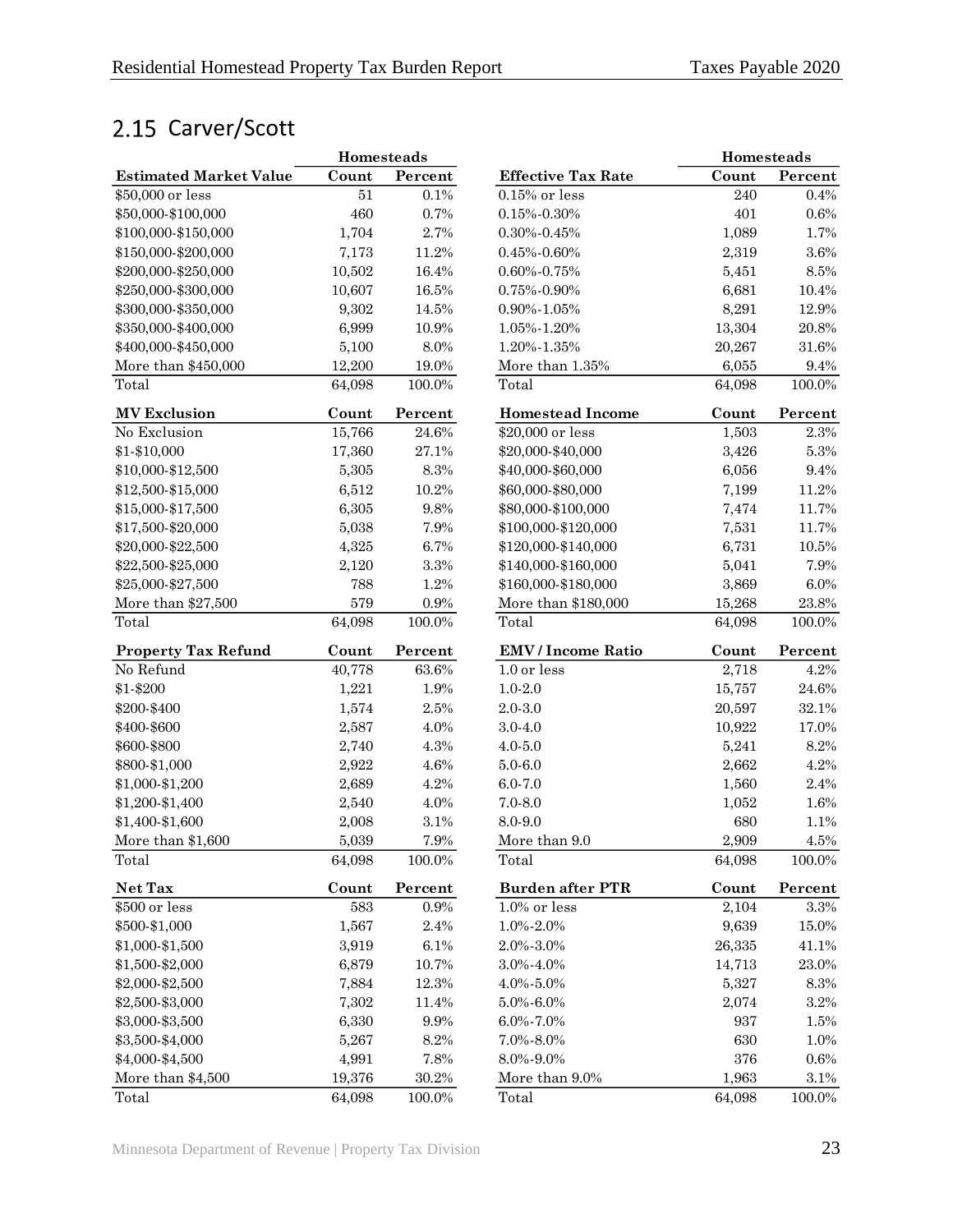## 2.15 Carver/Scott

| | Homesteads | |
|---|---|---|
| **Estimated Market Value** | **Count** | **Percent** |
| $50,000 or less | 51 | 0.1% |
| $50,000-$100,000 | 460 | 0.7% |
| $100,000-$150,000 | 1,704 | 2.7% |
| $150,000-$200,000 | 7,173 | 11.2% |
| $200,000-$250,000 | 10,502 | 16.4% |
| $250,000-$300,000 | 10,607 | 16.5% |
| $300,000-$350,000 | 9,302 | 14.5% |
| $350,000-$400,000 | 6,999 | 10.9% |
| $400,000-$450,000 | 5,100 | 8.0% |
| More than $450,000 | 12,200 | 19.0% |
| Total | 64,098 | 100.0% |

| **MV Exclusion** | **Count** | **Percent** |
|---|---|---|
| No Exclusion | 15,766 | 24.6% |
| $1-$10,000 | 17,360 | 27.1% |
| $10,000-$12,500 | 5,305 | 8.3% |
| $12,500-$15,000 | 6,512 | 10.2% |
| $15,000-$17,500 | 6,305 | 9.8% |
| $17,500-$20,000 | 5,038 | 7.9% |
| $20,000-$22,500 | 4,325 | 6.7% |
| $22,500-$25,000 | 2,120 | 3.3% |
| $25,000-$27,500 | 788 | 1.2% |
| More than $27,500 | 579 | 0.9% |
| Total | 64,098 | 100.0% |

| **Property Tax Refund** | **Count** | **Percent** |
|---|---|---|
| No Refund | 40,778 | 63.6% |
| $1-$200 | 1,221 | 1.9% |
| $200-$400 | 1,574 | 2.5% |
| $400-$600 | 2,587 | 4.0% |
| $600-$800 | 2,740 | 4.3% |
| $800-$1,000 | 2,922 | 4.6% |
| $1,000-$1,200 | 2,689 | 4.2% |
| $1,200-$1,400 | 2,540 | 4.0% |
| $1,400-$1,600 | 2,008 | 3.1% |
| More than $1,600 | 5,039 | 7.9% |
| Total | 64,098 | 100.0% |

| **Net Tax** | **Count** | **Percent** |
|---|---|---|
| $500 or less | 583 | 0.9% |
| $500-$1,000 | 1,567 | 2.4% |
| $1,000-$1,500 | 3,919 | 6.1% |
| $1,500-$2,000 | 6,879 | 10.7% |
| $2,000-$2,500 | 7,884 | 12.3% |
| $2,500-$3,000 | 7,302 | 11.4% |
| $3,000-$3,500 | 6,330 | 9.9% |
| $3,500-$4,000 | 5,267 | 8.2% |
| $4,000-$4,500 | 4,991 | 7.8% |
| More than $4,500 | 19,376 | 30.2% |
| Total | 64,098 | 100.0% |

| | Homesteads | |
|---|---|---|
| **Effective Tax Rate** | **Count** | **Percent** |
| 0.15% or less | 240 | 0.4% |
| 0.15%-0.30% | 401 | 0.6% |
| 0.30%-0.45% | 1,089 | 1.7% |
| 0.45%-0.60% | 2,319 | 3.6% |
| 0.60%-0.75% | 5,451 | 8.5% |
| 0.75%-0.90% | 6,681 | 10.4% |
| 0.90%-1.05% | 8,291 | 12.9% |
| 1.05%-1.20% | 13,304 | 20.8% |
| 1.20%-1.35% | 20,267 | 31.6% |
| More than 1.35% | 6,055 | 9.4% |
| Total | 64,098 | 100.0% |

| **Homestead Income** | **Count** | **Percent** |
|---|---|---|
| $20,000 or less | 1,503 | 2.3% |
| $20,000-$40,000 | 3,426 | 5.3% |
| $40,000-$60,000 | 6,056 | 9.4% |
| $60,000-$80,000 | 7,199 | 11.2% |
| $80,000-$100,000 | 7,474 | 11.7% |
| $100,000-$120,000 | 7,531 | 11.7% |
| $120,000-$140,000 | 6,731 | 10.5% |
| $140,000-$160,000 | 5,041 | 7.9% |
| $160,000-$180,000 | 3,869 | 6.0% |
| More than $180,000 | 15,268 | 23.8% |
| Total | 64,098 | 100.0% |

| **EMV / Income Ratio** | **Count** | **Percent** |
|---|---|---|
| 1.0 or less | 2,718 | 4.2% |
| 1.0-2.0 | 15,757 | 24.6% |
| 2.0-3.0 | 20,597 | 32.1% |
| 3.0-4.0 | 10,922 | 17.0% |
| 4.0-5.0 | 5,241 | 8.2% |
| 5.0-6.0 | 2,662 | 4.2% |
| 6.0-7.0 | 1,560 | 2.4% |
| 7.0-8.0 | 1,052 | 1.6% |
| 8.0-9.0 | 680 | 1.1% |
| More than 9.0 | 2,909 | 4.5% |
| Total | 64,098 | 100.0% |

| **Burden after PTR** | **Count** | **Percent** |
|---|---|---|
| 1.0% or less | 2,104 | 3.3% |
| 1.0%-2.0% | 9,639 | 15.0% |
| 2.0%-3.0% | 26,335 | 41.1% |
| 3.0%-4.0% | 14,713 | 23.0% |
| 4.0%-5.0% | 5,327 | 8.3% |
| 5.0%-6.0% | 2,074 | 3.2% |
| 6.0%-7.0% | 937 | 1.5% |
| 7.0%-8.0% | 630 | 1.0% |
| 8.0%-9.0% | 376 | 0.6% |
| More than 9.0% | 1,963 | 3.1% |
| Total | 64,098 | 100.0% |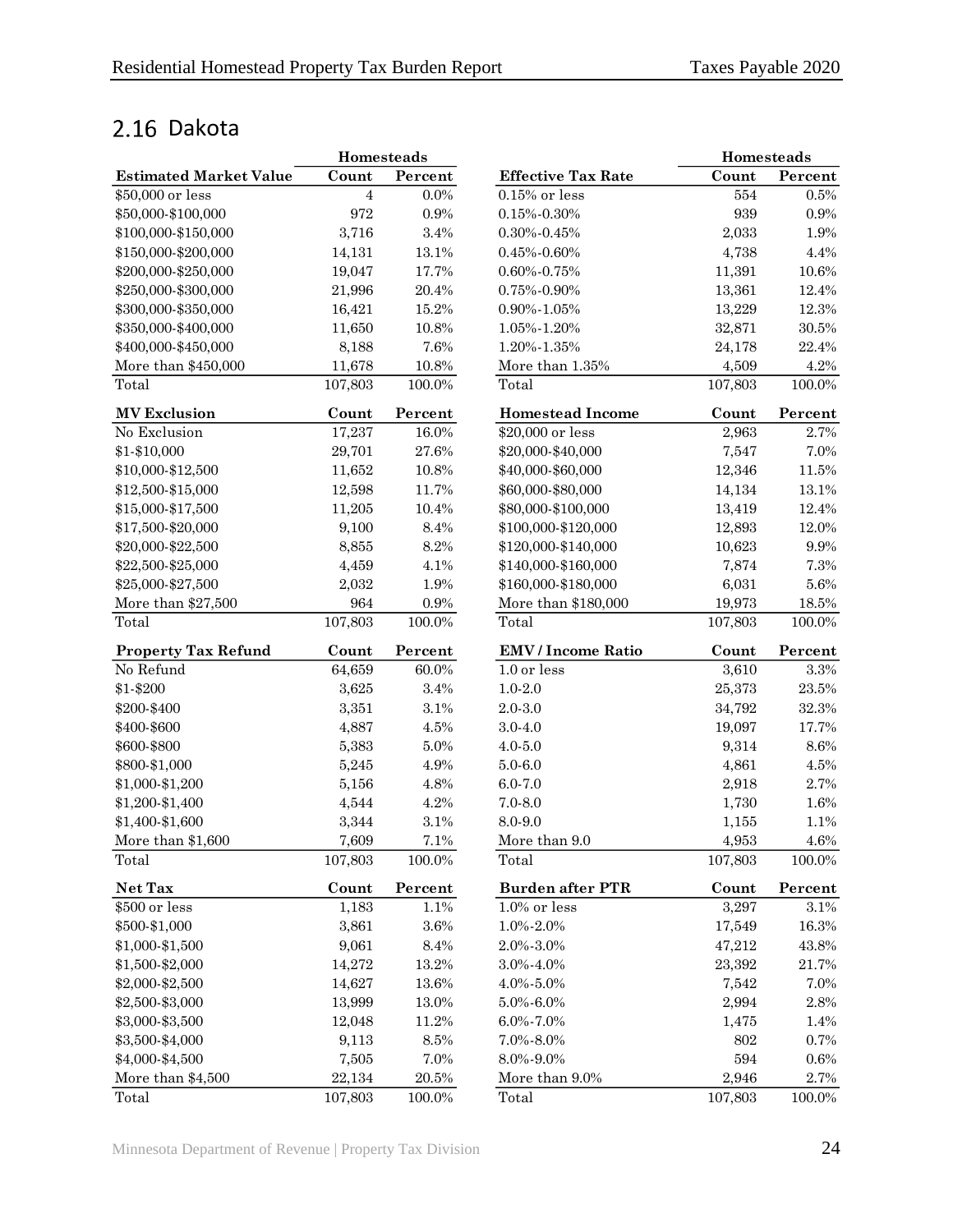## 2.16 Dakota

| | Homesteads | |
|---|---|---|
| **Estimated Market Value** | **Count** | **Percent** |
| $50,000 or less | 4 | 0.0% |
| $50,000-$100,000 | 972 | 0.9% |
| $100,000-$150,000 | 3,716 | 3.4% |
| $150,000-$200,000 | 14,131 | 13.1% |
| $200,000-$250,000 | 19,047 | 17.7% |
| $250,000-$300,000 | 21,996 | 20.4% |
| $300,000-$350,000 | 16,421 | 15.2% |
| $350,000-$400,000 | 11,650 | 10.8% |
| $400,000-$450,000 | 8,188 | 7.6% |
| More than $450,000 | 11,678 | 10.8% |
| Total | 107,803 | 100.0% |

| **MV Exclusion** | **Count** | **Percent** |
|---|---|---|
| No Exclusion | 17,237 | 16.0% |
| $1-$10,000 | 29,701 | 27.6% |
| $10,000-$12,500 | 11,652 | 10.8% |
| $12,500-$15,000 | 12,598 | 11.7% |
| $15,000-$17,500 | 11,205 | 10.4% |
| $17,500-$20,000 | 9,100 | 8.4% |
| $20,000-$22,500 | 8,855 | 8.2% |
| $22,500-$25,000 | 4,459 | 4.1% |
| $25,000-$27,500 | 2,032 | 1.9% |
| More than $27,500 | 964 | 0.9% |
| Total | 107,803 | 100.0% |

| **Property Tax Refund** | **Count** | **Percent** |
|---|---|---|
| No Refund | 64,659 | 60.0% |
| $1-$200 | 3,625 | 3.4% |
| $200-$400 | 3,351 | 3.1% |
| $400-$600 | 4,887 | 4.5% |
| $600-$800 | 5,383 | 5.0% |
| $800-$1,000 | 5,245 | 4.9% |
| $1,000-$1,200 | 5,156 | 4.8% |
| $1,200-$1,400 | 4,544 | 4.2% |
| $1,400-$1,600 | 3,344 | 3.1% |
| More than $1,600 | 7,609 | 7.1% |
| Total | 107,803 | 100.0% |

| **Net Tax** | **Count** | **Percent** |
|---|---|---|
| $500 or less | 1,183 | 1.1% |
| $500-$1,000 | 3,861 | 3.6% |
| $1,000-$1,500 | 9,061 | 8.4% |
| $1,500-$2,000 | 14,272 | 13.2% |
| $2,000-$2,500 | 14,627 | 13.6% |
| $2,500-$3,000 | 13,999 | 13.0% |
| $3,000-$3,500 | 12,048 | 11.2% |
| $3,500-$4,000 | 9,113 | 8.5% |
| $4,000-$4,500 | 7,505 | 7.0% |
| More than $4,500 | 22,134 | 20.5% |
| Total | 107,803 | 100.0% |

| | Homesteads | |
|---|---|---|
| **Effective Tax Rate** | **Count** | **Percent** |
| 0.15% or less | 554 | 0.5% |
| 0.15%-0.30% | 939 | 0.9% |
| 0.30%-0.45% | 2,033 | 1.9% |
| 0.45%-0.60% | 4,738 | 4.4% |
| 0.60%-0.75% | 11,391 | 10.6% |
| 0.75%-0.90% | 13,361 | 12.4% |
| 0.90%-1.05% | 13,229 | 12.3% |
| 1.05%-1.20% | 32,871 | 30.5% |
| 1.20%-1.35% | 24,178 | 22.4% |
| More than 1.35% | 4,509 | 4.2% |
| Total | 107,803 | 100.0% |

| **Homestead Income** | **Count** | **Percent** |
|---|---|---|
| $20,000 or less | 2,963 | 2.7% |
| $20,000-$40,000 | 7,547 | 7.0% |
| $40,000-$60,000 | 12,346 | 11.5% |
| $60,000-$80,000 | 14,134 | 13.1% |
| $80,000-$100,000 | 13,419 | 12.4% |
| $100,000-$120,000 | 12,893 | 12.0% |
| $120,000-$140,000 | 10,623 | 9.9% |
| $140,000-$160,000 | 7,874 | 7.3% |
| $160,000-$180,000 | 6,031 | 5.6% |
| More than $180,000 | 19,973 | 18.5% |
| Total | 107,803 | 100.0% |

| **EMV / Income Ratio** | **Count** | **Percent** |
|---|---|---|
| 1.0 or less | 3,610 | 3.3% |
| 1.0-2.0 | 25,373 | 23.5% |
| 2.0-3.0 | 34,792 | 32.3% |
| 3.0-4.0 | 19,097 | 17.7% |
| 4.0-5.0 | 9,314 | 8.6% |
| 5.0-6.0 | 4,861 | 4.5% |
| 6.0-7.0 | 2,918 | 2.7% |
| 7.0-8.0 | 1,730 | 1.6% |
| 8.0-9.0 | 1,155 | 1.1% |
| More than 9.0 | 4,953 | 4.6% |
| Total | 107,803 | 100.0% |

| **Burden after PTR** | **Count** | **Percent** |
|---|---|---|
| 1.0% or less | 3,297 | 3.1% |
| 1.0%-2.0% | 17,549 | 16.3% |
| 2.0%-3.0% | 47,212 | 43.8% |
| 3.0%-4.0% | 23,392 | 21.7% |
| 4.0%-5.0% | 7,542 | 7.0% |
| 5.0%-6.0% | 2,994 | 2.8% |
| 6.0%-7.0% | 1,475 | 1.4% |
| 7.0%-8.0% | 802 | 0.7% |
| 8.0%-9.0% | 594 | 0.6% |
| More than 9.0% | 2,946 | 2.7% |
| Total | 107,803 | 100.0% |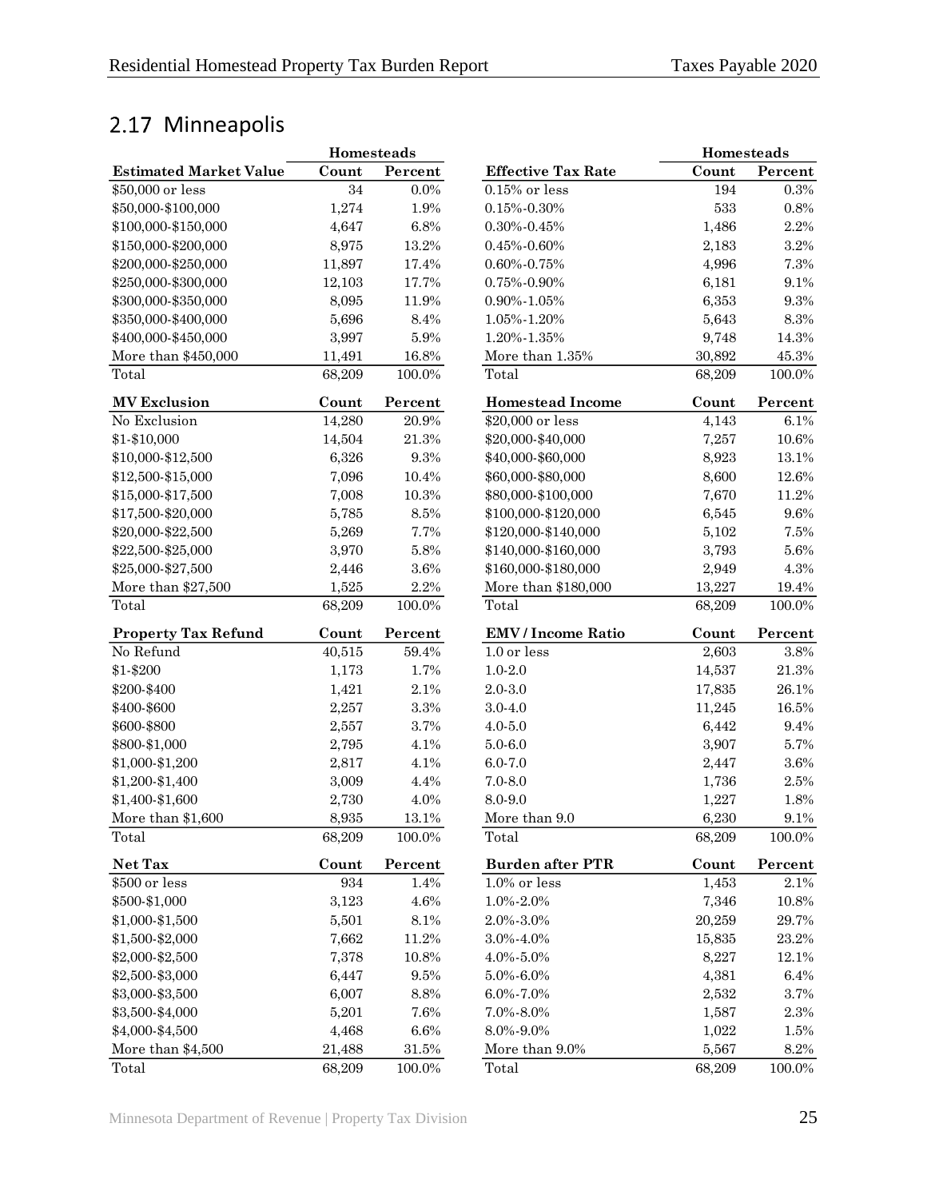## 2.17 Minneapolis

| Estimated Market Value | Homesteads Count | Homesteads Percent |
|---|---|---|
| $50,000 or less | 34 | 0.0% |
| $50,000-$100,000 | 1,274 | 1.9% |
| $100,000-$150,000 | 4,647 | 6.8% |
| $150,000-$200,000 | 8,975 | 13.2% |
| $200,000-$250,000 | 11,897 | 17.4% |
| $250,000-$300,000 | 12,103 | 17.7% |
| $300,000-$350,000 | 8,095 | 11.9% |
| $350,000-$400,000 | 5,696 | 8.4% |
| $400,000-$450,000 | 3,997 | 5.9% |
| More than $450,000 | 11,491 | 16.8% |
| Total | 68,209 | 100.0% |

| MV Exclusion | Count | Percent |
|---|---|---|
| No Exclusion | 14,280 | 20.9% |
| $1-$10,000 | 14,504 | 21.3% |
| $10,000-$12,500 | 6,326 | 9.3% |
| $12,500-$15,000 | 7,096 | 10.4% |
| $15,000-$17,500 | 7,008 | 10.3% |
| $17,500-$20,000 | 5,785 | 8.5% |
| $20,000-$22,500 | 5,269 | 7.7% |
| $22,500-$25,000 | 3,970 | 5.8% |
| $25,000-$27,500 | 2,446 | 3.6% |
| More than $27,500 | 1,525 | 2.2% |
| Total | 68,209 | 100.0% |

| Property Tax Refund | Count | Percent |
|---|---|---|
| No Refund | 40,515 | 59.4% |
| $1-$200 | 1,173 | 1.7% |
| $200-$400 | 1,421 | 2.1% |
| $400-$600 | 2,257 | 3.3% |
| $600-$800 | 2,557 | 3.7% |
| $800-$1,000 | 2,795 | 4.1% |
| $1,000-$1,200 | 2,817 | 4.1% |
| $1,200-$1,400 | 3,009 | 4.4% |
| $1,400-$1,600 | 2,730 | 4.0% |
| More than $1,600 | 8,935 | 13.1% |
| Total | 68,209 | 100.0% |

| Net Tax | Count | Percent |
|---|---|---|
| $500 or less | 934 | 1.4% |
| $500-$1,000 | 3,123 | 4.6% |
| $1,000-$1,500 | 5,501 | 8.1% |
| $1,500-$2,000 | 7,662 | 11.2% |
| $2,000-$2,500 | 7,378 | 10.8% |
| $2,500-$3,000 | 6,447 | 9.5% |
| $3,000-$3,500 | 6,007 | 8.8% |
| $3,500-$4,000 | 5,201 | 7.6% |
| $4,000-$4,500 | 4,468 | 6.6% |
| More than $4,500 | 21,488 | 31.5% |
| Total | 68,209 | 100.0% |

| Effective Tax Rate | Homesteads Count | Homesteads Percent |
|---|---|---|
| 0.15% or less | 194 | 0.3% |
| 0.15%-0.30% | 533 | 0.8% |
| 0.30%-0.45% | 1,486 | 2.2% |
| 0.45%-0.60% | 2,183 | 3.2% |
| 0.60%-0.75% | 4,996 | 7.3% |
| 0.75%-0.90% | 6,181 | 9.1% |
| 0.90%-1.05% | 6,353 | 9.3% |
| 1.05%-1.20% | 5,643 | 8.3% |
| 1.20%-1.35% | 9,748 | 14.3% |
| More than 1.35% | 30,892 | 45.3% |
| Total | 68,209 | 100.0% |

| Homestead Income | Count | Percent |
|---|---|---|
| $20,000 or less | 4,143 | 6.1% |
| $20,000-$40,000 | 7,257 | 10.6% |
| $40,000-$60,000 | 8,923 | 13.1% |
| $60,000-$80,000 | 8,600 | 12.6% |
| $80,000-$100,000 | 7,670 | 11.2% |
| $100,000-$120,000 | 6,545 | 9.6% |
| $120,000-$140,000 | 5,102 | 7.5% |
| $140,000-$160,000 | 3,793 | 5.6% |
| $160,000-$180,000 | 2,949 | 4.3% |
| More than $180,000 | 13,227 | 19.4% |
| Total | 68,209 | 100.0% |

| EMV / Income Ratio | Count | Percent |
|---|---|---|
| 1.0 or less | 2,603 | 3.8% |
| 1.0-2.0 | 14,537 | 21.3% |
| 2.0-3.0 | 17,835 | 26.1% |
| 3.0-4.0 | 11,245 | 16.5% |
| 4.0-5.0 | 6,442 | 9.4% |
| 5.0-6.0 | 3,907 | 5.7% |
| 6.0-7.0 | 2,447 | 3.6% |
| 7.0-8.0 | 1,736 | 2.5% |
| 8.0-9.0 | 1,227 | 1.8% |
| More than 9.0 | 6,230 | 9.1% |
| Total | 68,209 | 100.0% |

| Burden after PTR | Count | Percent |
|---|---|---|
| 1.0% or less | 1,453 | 2.1% |
| 1.0%-2.0% | 7,346 | 10.8% |
| 2.0%-3.0% | 20,259 | 29.7% |
| 3.0%-4.0% | 15,835 | 23.2% |
| 4.0%-5.0% | 8,227 | 12.1% |
| 5.0%-6.0% | 4,381 | 6.4% |
| 6.0%-7.0% | 2,532 | 3.7% |
| 7.0%-8.0% | 1,587 | 2.3% |
| 8.0%-9.0% | 1,022 | 1.5% |
| More than 9.0% | 5,567 | 8.2% |
| Total | 68,209 | 100.0% |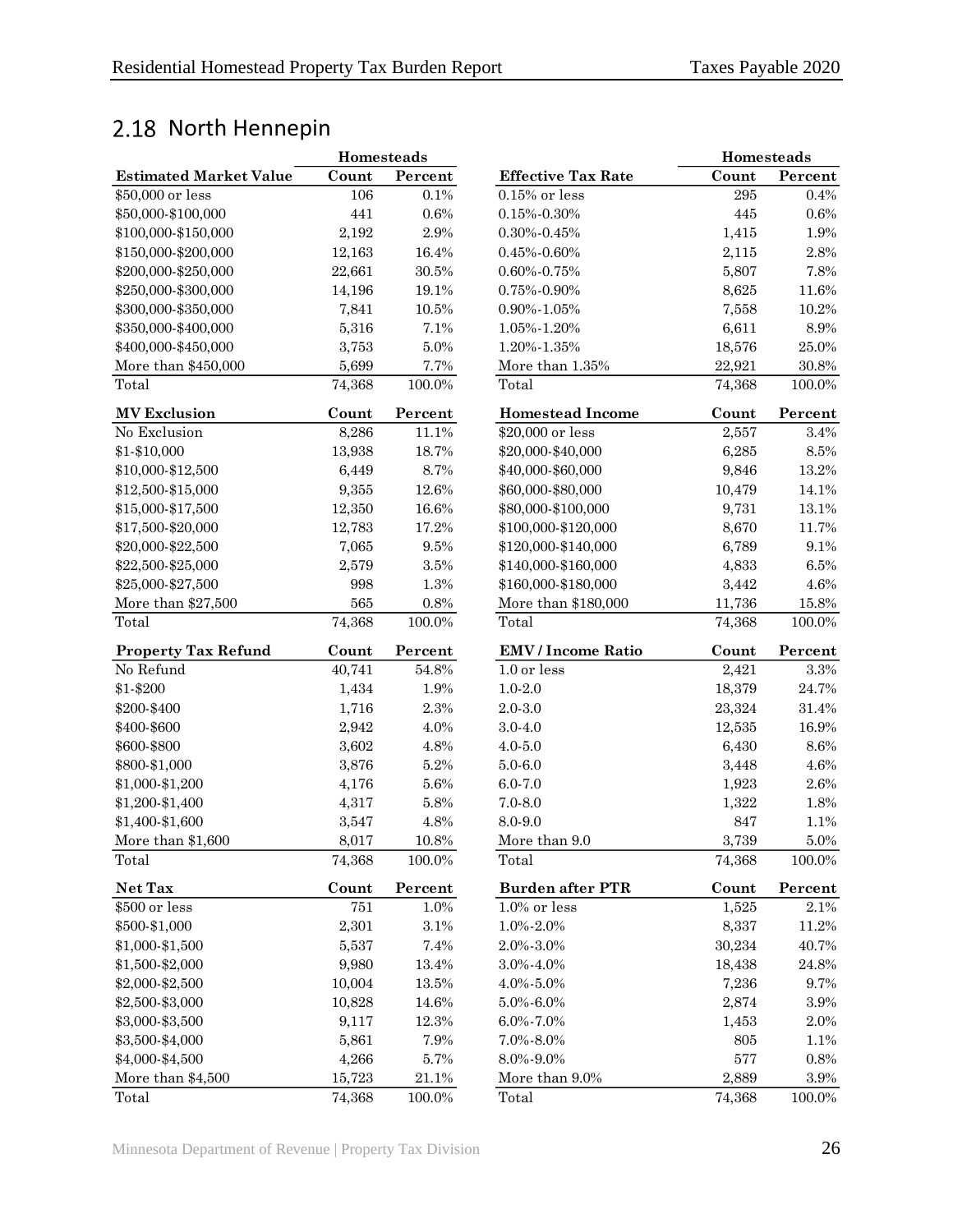## 2.18 North Hennepin

| Estimated Market Value | Homesteads Count | Homesteads Percent |
|---|---|---|
| $50,000 or less | 106 | 0.1% |
| $50,000-$100,000 | 441 | 0.6% |
| $100,000-$150,000 | 2,192 | 2.9% |
| $150,000-$200,000 | 12,163 | 16.4% |
| $200,000-$250,000 | 22,661 | 30.5% |
| $250,000-$300,000 | 14,196 | 19.1% |
| $300,000-$350,000 | 7,841 | 10.5% |
| $350,000-$400,000 | 5,316 | 7.1% |
| $400,000-$450,000 | 3,753 | 5.0% |
| More than $450,000 | 5,699 | 7.7% |
| Total | 74,368 | 100.0% |

| Effective Tax Rate | Homesteads Count | Homesteads Percent |
|---|---|---|
| 0.15% or less | 295 | 0.4% |
| 0.15%-0.30% | 445 | 0.6% |
| 0.30%-0.45% | 1,415 | 1.9% |
| 0.45%-0.60% | 2,115 | 2.8% |
| 0.60%-0.75% | 5,807 | 7.8% |
| 0.75%-0.90% | 8,625 | 11.6% |
| 0.90%-1.05% | 7,558 | 10.2% |
| 1.05%-1.20% | 6,611 | 8.9% |
| 1.20%-1.35% | 18,576 | 25.0% |
| More than 1.35% | 22,921 | 30.8% |
| Total | 74,368 | 100.0% |

| MV Exclusion | Count | Percent |
|---|---|---|
| No Exclusion | 8,286 | 11.1% |
| $1-$10,000 | 13,938 | 18.7% |
| $10,000-$12,500 | 6,449 | 8.7% |
| $12,500-$15,000 | 9,355 | 12.6% |
| $15,000-$17,500 | 12,350 | 16.6% |
| $17,500-$20,000 | 12,783 | 17.2% |
| $20,000-$22,500 | 7,065 | 9.5% |
| $22,500-$25,000 | 2,579 | 3.5% |
| $25,000-$27,500 | 998 | 1.3% |
| More than $27,500 | 565 | 0.8% |
| Total | 74,368 | 100.0% |

| Homestead Income | Count | Percent |
|---|---|---|
| $20,000 or less | 2,557 | 3.4% |
| $20,000-$40,000 | 6,285 | 8.5% |
| $40,000-$60,000 | 9,846 | 13.2% |
| $60,000-$80,000 | 10,479 | 14.1% |
| $80,000-$100,000 | 9,731 | 13.1% |
| $100,000-$120,000 | 8,670 | 11.7% |
| $120,000-$140,000 | 6,789 | 9.1% |
| $140,000-$160,000 | 4,833 | 6.5% |
| $160,000-$180,000 | 3,442 | 4.6% |
| More than $180,000 | 11,736 | 15.8% |
| Total | 74,368 | 100.0% |

| Property Tax Refund | Count | Percent |
|---|---|---|
| No Refund | 40,741 | 54.8% |
| $1-$200 | 1,434 | 1.9% |
| $200-$400 | 1,716 | 2.3% |
| $400-$600 | 2,942 | 4.0% |
| $600-$800 | 3,602 | 4.8% |
| $800-$1,000 | 3,876 | 5.2% |
| $1,000-$1,200 | 4,176 | 5.6% |
| $1,200-$1,400 | 4,317 | 5.8% |
| $1,400-$1,600 | 3,547 | 4.8% |
| More than $1,600 | 8,017 | 10.8% |
| Total | 74,368 | 100.0% |

| EMV / Income Ratio | Count | Percent |
|---|---|---|
| 1.0 or less | 2,421 | 3.3% |
| 1.0-2.0 | 18,379 | 24.7% |
| 2.0-3.0 | 23,324 | 31.4% |
| 3.0-4.0 | 12,535 | 16.9% |
| 4.0-5.0 | 6,430 | 8.6% |
| 5.0-6.0 | 3,448 | 4.6% |
| 6.0-7.0 | 1,923 | 2.6% |
| 7.0-8.0 | 1,322 | 1.8% |
| 8.0-9.0 | 847 | 1.1% |
| More than 9.0 | 3,739 | 5.0% |
| Total | 74,368 | 100.0% |

| Net Tax | Count | Percent |
|---|---|---|
| $500 or less | 751 | 1.0% |
| $500-$1,000 | 2,301 | 3.1% |
| $1,000-$1,500 | 5,537 | 7.4% |
| $1,500-$2,000 | 9,980 | 13.4% |
| $2,000-$2,500 | 10,004 | 13.5% |
| $2,500-$3,000 | 10,828 | 14.6% |
| $3,000-$3,500 | 9,117 | 12.3% |
| $3,500-$4,000 | 5,861 | 7.9% |
| $4,000-$4,500 | 4,266 | 5.7% |
| More than $4,500 | 15,723 | 21.1% |
| Total | 74,368 | 100.0% |

| Burden after PTR | Count | Percent |
|---|---|---|
| 1.0% or less | 1,525 | 2.1% |
| 1.0%-2.0% | 8,337 | 11.2% |
| 2.0%-3.0% | 30,234 | 40.7% |
| 3.0%-4.0% | 18,438 | 24.8% |
| 4.0%-5.0% | 7,236 | 9.7% |
| 5.0%-6.0% | 2,874 | 3.9% |
| 6.0%-7.0% | 1,453 | 2.0% |
| 7.0%-8.0% | 805 | 1.1% |
| 8.0%-9.0% | 577 | 0.8% |
| More than 9.0% | 2,889 | 3.9% |
| Total | 74,368 | 100.0% |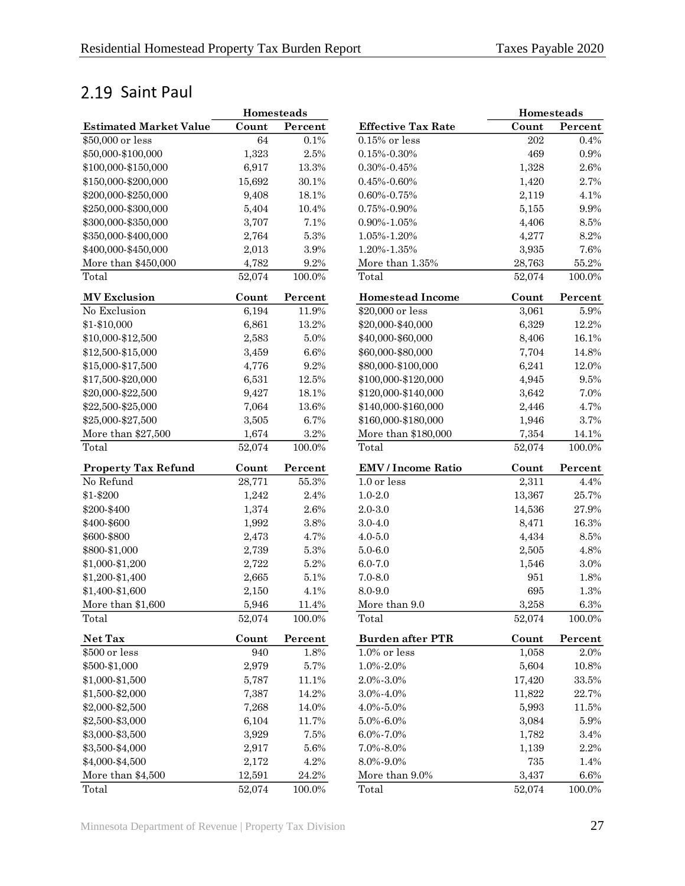## 2.19 Saint Paul

| Estimated Market Value | Homesteads Count | Homesteads Percent |
|---|---|---|
| $50,000 or less | 64 | 0.1% |
| $50,000-$100,000 | 1,323 | 2.5% |
| $100,000-$150,000 | 6,917 | 13.3% |
| $150,000-$200,000 | 15,692 | 30.1% |
| $200,000-$250,000 | 9,408 | 18.1% |
| $250,000-$300,000 | 5,404 | 10.4% |
| $300,000-$350,000 | 3,707 | 7.1% |
| $350,000-$400,000 | 2,764 | 5.3% |
| $400,000-$450,000 | 2,013 | 3.9% |
| More than $450,000 | 4,782 | 9.2% |
| Total | 52,074 | 100.0% |

| MV Exclusion | Count | Percent |
|---|---|---|
| No Exclusion | 6,194 | 11.9% |
| $1-$10,000 | 6,861 | 13.2% |
| $10,000-$12,500 | 2,583 | 5.0% |
| $12,500-$15,000 | 3,459 | 6.6% |
| $15,000-$17,500 | 4,776 | 9.2% |
| $17,500-$20,000 | 6,531 | 12.5% |
| $20,000-$22,500 | 9,427 | 18.1% |
| $22,500-$25,000 | 7,064 | 13.6% |
| $25,000-$27,500 | 3,505 | 6.7% |
| More than $27,500 | 1,674 | 3.2% |
| Total | 52,074 | 100.0% |

| Property Tax Refund | Count | Percent |
|---|---|---|
| No Refund | 28,771 | 55.3% |
| $1-$200 | 1,242 | 2.4% |
| $200-$400 | 1,374 | 2.6% |
| $400-$600 | 1,992 | 3.8% |
| $600-$800 | 2,473 | 4.7% |
| $800-$1,000 | 2,739 | 5.3% |
| $1,000-$1,200 | 2,722 | 5.2% |
| $1,200-$1,400 | 2,665 | 5.1% |
| $1,400-$1,600 | 2,150 | 4.1% |
| More than $1,600 | 5,946 | 11.4% |
| Total | 52,074 | 100.0% |

| Net Tax | Count | Percent |
|---|---|---|
| $500 or less | 940 | 1.8% |
| $500-$1,000 | 2,979 | 5.7% |
| $1,000-$1,500 | 5,787 | 11.1% |
| $1,500-$2,000 | 7,387 | 14.2% |
| $2,000-$2,500 | 7,268 | 14.0% |
| $2,500-$3,000 | 6,104 | 11.7% |
| $3,000-$3,500 | 3,929 | 7.5% |
| $3,500-$4,000 | 2,917 | 5.6% |
| $4,000-$4,500 | 2,172 | 4.2% |
| More than $4,500 | 12,591 | 24.2% |
| Total | 52,074 | 100.0% |

| Effective Tax Rate | Homesteads Count | Homesteads Percent |
|---|---|---|
| 0.15% or less | 202 | 0.4% |
| 0.15%-0.30% | 469 | 0.9% |
| 0.30%-0.45% | 1,328 | 2.6% |
| 0.45%-0.60% | 1,420 | 2.7% |
| 0.60%-0.75% | 2,119 | 4.1% |
| 0.75%-0.90% | 5,155 | 9.9% |
| 0.90%-1.05% | 4,406 | 8.5% |
| 1.05%-1.20% | 4,277 | 8.2% |
| 1.20%-1.35% | 3,935 | 7.6% |
| More than 1.35% | 28,763 | 55.2% |
| Total | 52,074 | 100.0% |

| Homestead Income | Count | Percent |
|---|---|---|
| $20,000 or less | 3,061 | 5.9% |
| $20,000-$40,000 | 6,329 | 12.2% |
| $40,000-$60,000 | 8,406 | 16.1% |
| $60,000-$80,000 | 7,704 | 14.8% |
| $80,000-$100,000 | 6,241 | 12.0% |
| $100,000-$120,000 | 4,945 | 9.5% |
| $120,000-$140,000 | 3,642 | 7.0% |
| $140,000-$160,000 | 2,446 | 4.7% |
| $160,000-$180,000 | 1,946 | 3.7% |
| More than $180,000 | 7,354 | 14.1% |
| Total | 52,074 | 100.0% |

| EMV / Income Ratio | Count | Percent |
|---|---|---|
| 1.0 or less | 2,311 | 4.4% |
| 1.0-2.0 | 13,367 | 25.7% |
| 2.0-3.0 | 14,536 | 27.9% |
| 3.0-4.0 | 8,471 | 16.3% |
| 4.0-5.0 | 4,434 | 8.5% |
| 5.0-6.0 | 2,505 | 4.8% |
| 6.0-7.0 | 1,546 | 3.0% |
| 7.0-8.0 | 951 | 1.8% |
| 8.0-9.0 | 695 | 1.3% |
| More than 9.0 | 3,258 | 6.3% |
| Total | 52,074 | 100.0% |

| Burden after PTR | Count | Percent |
|---|---|---|
| 1.0% or less | 1,058 | 2.0% |
| 1.0%-2.0% | 5,604 | 10.8% |
| 2.0%-3.0% | 17,420 | 33.5% |
| 3.0%-4.0% | 11,822 | 22.7% |
| 4.0%-5.0% | 5,993 | 11.5% |
| 5.0%-6.0% | 3,084 | 5.9% |
| 6.0%-7.0% | 1,782 | 3.4% |
| 7.0%-8.0% | 1,139 | 2.2% |
| 8.0%-9.0% | 735 | 1.4% |
| More than 9.0% | 3,437 | 6.6% |
| Total | 52,074 | 100.0% |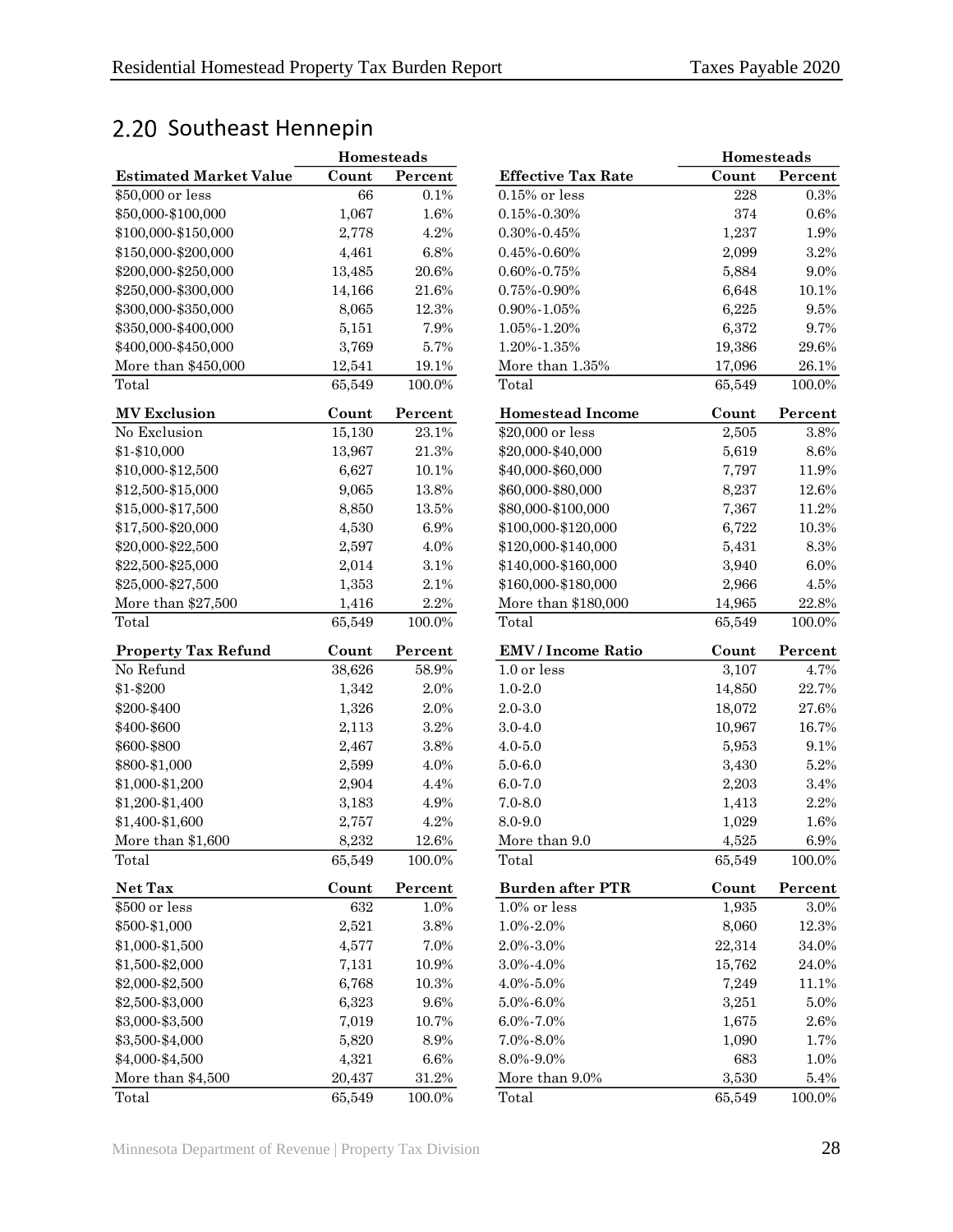## 2.20 Southeast Hennepin

| Estimated Market Value | Homesteads Count | Homesteads Percent |
|---|---|---|
| $50,000 or less | 66 | 0.1% |
| $50,000-$100,000 | 1,067 | 1.6% |
| $100,000-$150,000 | 2,778 | 4.2% |
| $150,000-$200,000 | 4,461 | 6.8% |
| $200,000-$250,000 | 13,485 | 20.6% |
| $250,000-$300,000 | 14,166 | 21.6% |
| $300,000-$350,000 | 8,065 | 12.3% |
| $350,000-$400,000 | 5,151 | 7.9% |
| $400,000-$450,000 | 3,769 | 5.7% |
| More than $450,000 | 12,541 | 19.1% |
| Total | 65,549 | 100.0% |

| MV Exclusion | Count | Percent |
|---|---|---|
| No Exclusion | 15,130 | 23.1% |
| $1-$10,000 | 13,967 | 21.3% |
| $10,000-$12,500 | 6,627 | 10.1% |
| $12,500-$15,000 | 9,065 | 13.8% |
| $15,000-$17,500 | 8,850 | 13.5% |
| $17,500-$20,000 | 4,530 | 6.9% |
| $20,000-$22,500 | 2,597 | 4.0% |
| $22,500-$25,000 | 2,014 | 3.1% |
| $25,000-$27,500 | 1,353 | 2.1% |
| More than $27,500 | 1,416 | 2.2% |
| Total | 65,549 | 100.0% |

| Property Tax Refund | Count | Percent |
|---|---|---|
| No Refund | 38,626 | 58.9% |
| $1-$200 | 1,342 | 2.0% |
| $200-$400 | 1,326 | 2.0% |
| $400-$600 | 2,113 | 3.2% |
| $600-$800 | 2,467 | 3.8% |
| $800-$1,000 | 2,599 | 4.0% |
| $1,000-$1,200 | 2,904 | 4.4% |
| $1,200-$1,400 | 3,183 | 4.9% |
| $1,400-$1,600 | 2,757 | 4.2% |
| More than $1,600 | 8,232 | 12.6% |
| Total | 65,549 | 100.0% |

| Net Tax | Count | Percent |
|---|---|---|
| $500 or less | 632 | 1.0% |
| $500-$1,000 | 2,521 | 3.8% |
| $1,000-$1,500 | 4,577 | 7.0% |
| $1,500-$2,000 | 7,131 | 10.9% |
| $2,000-$2,500 | 6,768 | 10.3% |
| $2,500-$3,000 | 6,323 | 9.6% |
| $3,000-$3,500 | 7,019 | 10.7% |
| $3,500-$4,000 | 5,820 | 8.9% |
| $4,000-$4,500 | 4,321 | 6.6% |
| More than $4,500 | 20,437 | 31.2% |
| Total | 65,549 | 100.0% |

| Effective Tax Rate | Homesteads Count | Homesteads Percent |
|---|---|---|
| 0.15% or less | 228 | 0.3% |
| 0.15%-0.30% | 374 | 0.6% |
| 0.30%-0.45% | 1,237 | 1.9% |
| 0.45%-0.60% | 2,099 | 3.2% |
| 0.60%-0.75% | 5,884 | 9.0% |
| 0.75%-0.90% | 6,648 | 10.1% |
| 0.90%-1.05% | 6,225 | 9.5% |
| 1.05%-1.20% | 6,372 | 9.7% |
| 1.20%-1.35% | 19,386 | 29.6% |
| More than 1.35% | 17,096 | 26.1% |
| Total | 65,549 | 100.0% |

| Homestead Income | Count | Percent |
|---|---|---|
| $20,000 or less | 2,505 | 3.8% |
| $20,000-$40,000 | 5,619 | 8.6% |
| $40,000-$60,000 | 7,797 | 11.9% |
| $60,000-$80,000 | 8,237 | 12.6% |
| $80,000-$100,000 | 7,367 | 11.2% |
| $100,000-$120,000 | 6,722 | 10.3% |
| $120,000-$140,000 | 5,431 | 8.3% |
| $140,000-$160,000 | 3,940 | 6.0% |
| $160,000-$180,000 | 2,966 | 4.5% |
| More than $180,000 | 14,965 | 22.8% |
| Total | 65,549 | 100.0% |

| EMV / Income Ratio | Count | Percent |
|---|---|---|
| 1.0 or less | 3,107 | 4.7% |
| 1.0-2.0 | 14,850 | 22.7% |
| 2.0-3.0 | 18,072 | 27.6% |
| 3.0-4.0 | 10,967 | 16.7% |
| 4.0-5.0 | 5,953 | 9.1% |
| 5.0-6.0 | 3,430 | 5.2% |
| 6.0-7.0 | 2,203 | 3.4% |
| 7.0-8.0 | 1,413 | 2.2% |
| 8.0-9.0 | 1,029 | 1.6% |
| More than 9.0 | 4,525 | 6.9% |
| Total | 65,549 | 100.0% |

| Burden after PTR | Count | Percent |
|---|---|---|
| 1.0% or less | 1,935 | 3.0% |
| 1.0%-2.0% | 8,060 | 12.3% |
| 2.0%-3.0% | 22,314 | 34.0% |
| 3.0%-4.0% | 15,762 | 24.0% |
| 4.0%-5.0% | 7,249 | 11.1% |
| 5.0%-6.0% | 3,251 | 5.0% |
| 6.0%-7.0% | 1,675 | 2.6% |
| 7.0%-8.0% | 1,090 | 1.7% |
| 8.0%-9.0% | 683 | 1.0% |
| More than 9.0% | 3,530 | 5.4% |
| Total | 65,549 | 100.0% |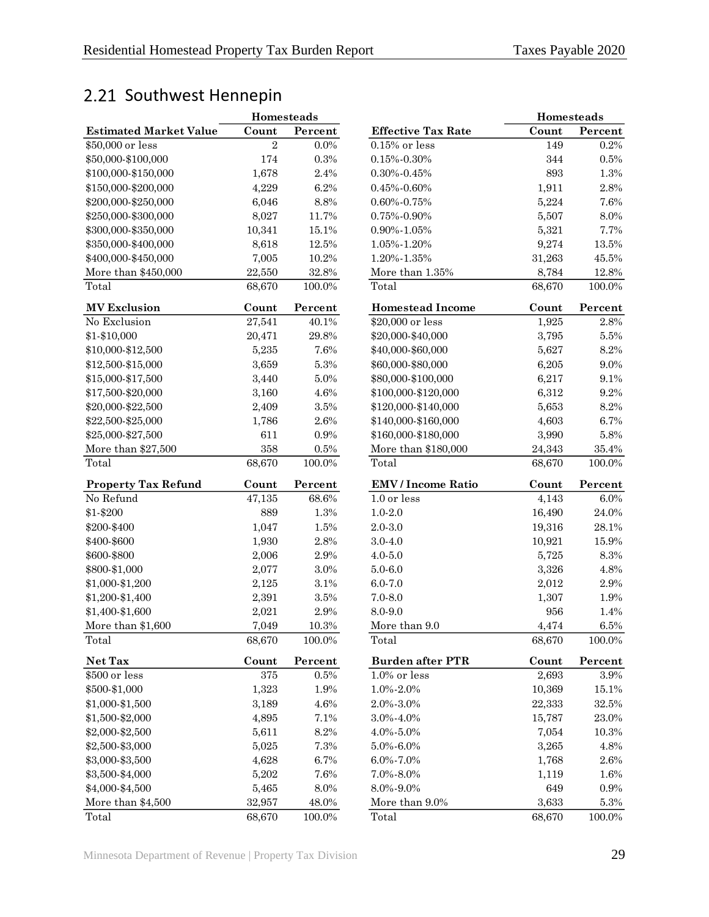## 2.21 Southwest Hennepin

| Estimated Market Value | Homesteads Count | Homesteads Percent |
|---|---|---|
| $50,000 or less | 2 | 0.0% |
| $50,000-$100,000 | 174 | 0.3% |
| $100,000-$150,000 | 1,678 | 2.4% |
| $150,000-$200,000 | 4,229 | 6.2% |
| $200,000-$250,000 | 6,046 | 8.8% |
| $250,000-$300,000 | 8,027 | 11.7% |
| $300,000-$350,000 | 10,341 | 15.1% |
| $350,000-$400,000 | 8,618 | 12.5% |
| $400,000-$450,000 | 7,005 | 10.2% |
| More than $450,000 | 22,550 | 32.8% |
| Total | 68,670 | 100.0% |

| MV Exclusion | Count | Percent |
|---|---|---|
| No Exclusion | 27,541 | 40.1% |
| $1-$10,000 | 20,471 | 29.8% |
| $10,000-$12,500 | 5,235 | 7.6% |
| $12,500-$15,000 | 3,659 | 5.3% |
| $15,000-$17,500 | 3,440 | 5.0% |
| $17,500-$20,000 | 3,160 | 4.6% |
| $20,000-$22,500 | 2,409 | 3.5% |
| $22,500-$25,000 | 1,786 | 2.6% |
| $25,000-$27,500 | 611 | 0.9% |
| More than $27,500 | 358 | 0.5% |
| Total | 68,670 | 100.0% |

| Property Tax Refund | Count | Percent |
|---|---|---|
| No Refund | 47,135 | 68.6% |
| $1-$200 | 889 | 1.3% |
| $200-$400 | 1,047 | 1.5% |
| $400-$600 | 1,930 | 2.8% |
| $600-$800 | 2,006 | 2.9% |
| $800-$1,000 | 2,077 | 3.0% |
| $1,000-$1,200 | 2,125 | 3.1% |
| $1,200-$1,400 | 2,391 | 3.5% |
| $1,400-$1,600 | 2,021 | 2.9% |
| More than $1,600 | 7,049 | 10.3% |
| Total | 68,670 | 100.0% |

| Net Tax | Count | Percent |
|---|---|---|
| $500 or less | 375 | 0.5% |
| $500-$1,000 | 1,323 | 1.9% |
| $1,000-$1,500 | 3,189 | 4.6% |
| $1,500-$2,000 | 4,895 | 7.1% |
| $2,000-$2,500 | 5,611 | 8.2% |
| $2,500-$3,000 | 5,025 | 7.3% |
| $3,000-$3,500 | 4,628 | 6.7% |
| $3,500-$4,000 | 5,202 | 7.6% |
| $4,000-$4,500 | 5,465 | 8.0% |
| More than $4,500 | 32,957 | 48.0% |
| Total | 68,670 | 100.0% |

| Effective Tax Rate | Homesteads Count | Homesteads Percent |
|---|---|---|
| 0.15% or less | 149 | 0.2% |
| 0.15%-0.30% | 344 | 0.5% |
| 0.30%-0.45% | 893 | 1.3% |
| 0.45%-0.60% | 1,911 | 2.8% |
| 0.60%-0.75% | 5,224 | 7.6% |
| 0.75%-0.90% | 5,507 | 8.0% |
| 0.90%-1.05% | 5,321 | 7.7% |
| 1.05%-1.20% | 9,274 | 13.5% |
| 1.20%-1.35% | 31,263 | 45.5% |
| More than 1.35% | 8,784 | 12.8% |
| Total | 68,670 | 100.0% |

| Homestead Income | Count | Percent |
|---|---|---|
| $20,000 or less | 1,925 | 2.8% |
| $20,000-$40,000 | 3,795 | 5.5% |
| $40,000-$60,000 | 5,627 | 8.2% |
| $60,000-$80,000 | 6,205 | 9.0% |
| $80,000-$100,000 | 6,217 | 9.1% |
| $100,000-$120,000 | 6,312 | 9.2% |
| $120,000-$140,000 | 5,653 | 8.2% |
| $140,000-$160,000 | 4,603 | 6.7% |
| $160,000-$180,000 | 3,990 | 5.8% |
| More than $180,000 | 24,343 | 35.4% |
| Total | 68,670 | 100.0% |

| EMV / Income Ratio | Count | Percent |
|---|---|---|
| 1.0 or less | 4,143 | 6.0% |
| 1.0-2.0 | 16,490 | 24.0% |
| 2.0-3.0 | 19,316 | 28.1% |
| 3.0-4.0 | 10,921 | 15.9% |
| 4.0-5.0 | 5,725 | 8.3% |
| 5.0-6.0 | 3,326 | 4.8% |
| 6.0-7.0 | 2,012 | 2.9% |
| 7.0-8.0 | 1,307 | 1.9% |
| 8.0-9.0 | 956 | 1.4% |
| More than 9.0 | 4,474 | 6.5% |
| Total | 68,670 | 100.0% |

| Burden after PTR | Count | Percent |
|---|---|---|
| 1.0% or less | 2,693 | 3.9% |
| 1.0%-2.0% | 10,369 | 15.1% |
| 2.0%-3.0% | 22,333 | 32.5% |
| 3.0%-4.0% | 15,787 | 23.0% |
| 4.0%-5.0% | 7,054 | 10.3% |
| 5.0%-6.0% | 3,265 | 4.8% |
| 6.0%-7.0% | 1,768 | 2.6% |
| 7.0%-8.0% | 1,119 | 1.6% |
| 8.0%-9.0% | 649 | 0.9% |
| More than 9.0% | 3,633 | 5.3% |
| Total | 68,670 | 100.0% |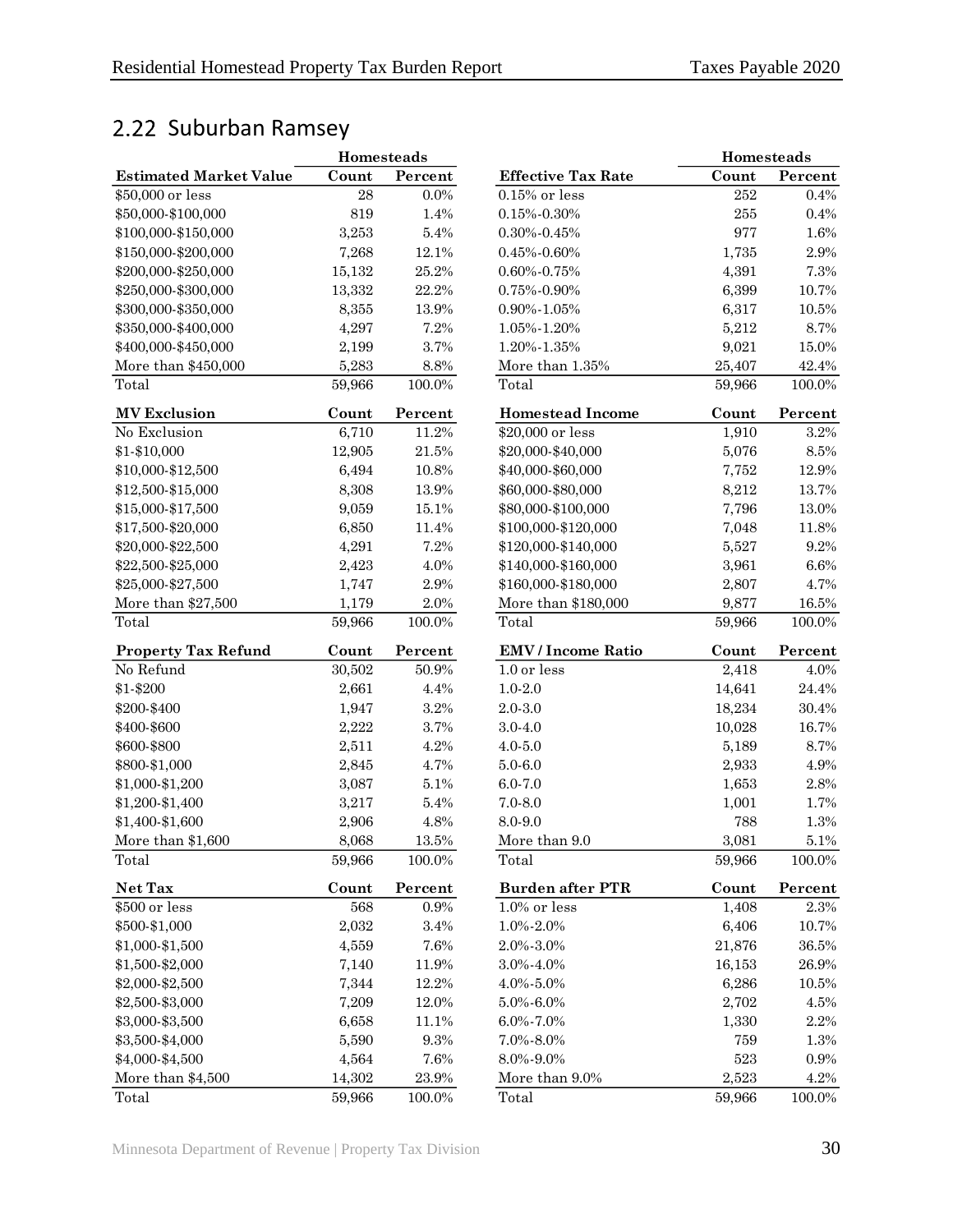## 2.22 Suburban Ramsey

| Estimated Market Value | Homesteads Count | Percent |
|---|---|---|
| $50,000 or less | 28 | 0.0% |
| $50,000-$100,000 | 819 | 1.4% |
| $100,000-$150,000 | 3,253 | 5.4% |
| $150,000-$200,000 | 7,268 | 12.1% |
| $200,000-$250,000 | 15,132 | 25.2% |
| $250,000-$300,000 | 13,332 | 22.2% |
| $300,000-$350,000 | 8,355 | 13.9% |
| $350,000-$400,000 | 4,297 | 7.2% |
| $400,000-$450,000 | 2,199 | 3.7% |
| More than $450,000 | 5,283 | 8.8% |
| Total | 59,966 | 100.0% |

| Effective Tax Rate | Homesteads Count | Percent |
|---|---|---|
| 0.15% or less | 252 | 0.4% |
| 0.15%-0.30% | 255 | 0.4% |
| 0.30%-0.45% | 977 | 1.6% |
| 0.45%-0.60% | 1,735 | 2.9% |
| 0.60%-0.75% | 4,391 | 7.3% |
| 0.75%-0.90% | 6,399 | 10.7% |
| 0.90%-1.05% | 6,317 | 10.5% |
| 1.05%-1.20% | 5,212 | 8.7% |
| 1.20%-1.35% | 9,021 | 15.0% |
| More than 1.35% | 25,407 | 42.4% |
| Total | 59,966 | 100.0% |

| MV Exclusion | Count | Percent |
|---|---|---|
| No Exclusion | 6,710 | 11.2% |
| $1-$10,000 | 12,905 | 21.5% |
| $10,000-$12,500 | 6,494 | 10.8% |
| $12,500-$15,000 | 8,308 | 13.9% |
| $15,000-$17,500 | 9,059 | 15.1% |
| $17,500-$20,000 | 6,850 | 11.4% |
| $20,000-$22,500 | 4,291 | 7.2% |
| $22,500-$25,000 | 2,423 | 4.0% |
| $25,000-$27,500 | 1,747 | 2.9% |
| More than $27,500 | 1,179 | 2.0% |
| Total | 59,966 | 100.0% |

| Homestead Income | Count | Percent |
|---|---|---|
| $20,000 or less | 1,910 | 3.2% |
| $20,000-$40,000 | 5,076 | 8.5% |
| $40,000-$60,000 | 7,752 | 12.9% |
| $60,000-$80,000 | 8,212 | 13.7% |
| $80,000-$100,000 | 7,796 | 13.0% |
| $100,000-$120,000 | 7,048 | 11.8% |
| $120,000-$140,000 | 5,527 | 9.2% |
| $140,000-$160,000 | 3,961 | 6.6% |
| $160,000-$180,000 | 2,807 | 4.7% |
| More than $180,000 | 9,877 | 16.5% |
| Total | 59,966 | 100.0% |

| Property Tax Refund | Count | Percent |
|---|---|---|
| No Refund | 30,502 | 50.9% |
| $1-$200 | 2,661 | 4.4% |
| $200-$400 | 1,947 | 3.2% |
| $400-$600 | 2,222 | 3.7% |
| $600-$800 | 2,511 | 4.2% |
| $800-$1,000 | 2,845 | 4.7% |
| $1,000-$1,200 | 3,087 | 5.1% |
| $1,200-$1,400 | 3,217 | 5.4% |
| $1,400-$1,600 | 2,906 | 4.8% |
| More than $1,600 | 8,068 | 13.5% |
| Total | 59,966 | 100.0% |

| EMV / Income Ratio | Count | Percent |
|---|---|---|
| 1.0 or less | 2,418 | 4.0% |
| 1.0-2.0 | 14,641 | 24.4% |
| 2.0-3.0 | 18,234 | 30.4% |
| 3.0-4.0 | 10,028 | 16.7% |
| 4.0-5.0 | 5,189 | 8.7% |
| 5.0-6.0 | 2,933 | 4.9% |
| 6.0-7.0 | 1,653 | 2.8% |
| 7.0-8.0 | 1,001 | 1.7% |
| 8.0-9.0 | 788 | 1.3% |
| More than 9.0 | 3,081 | 5.1% |
| Total | 59,966 | 100.0% |

| Net Tax | Count | Percent |
|---|---|---|
| $500 or less | 568 | 0.9% |
| $500-$1,000 | 2,032 | 3.4% |
| $1,000-$1,500 | 4,559 | 7.6% |
| $1,500-$2,000 | 7,140 | 11.9% |
| $2,000-$2,500 | 7,344 | 12.2% |
| $2,500-$3,000 | 7,209 | 12.0% |
| $3,000-$3,500 | 6,658 | 11.1% |
| $3,500-$4,000 | 5,590 | 9.3% |
| $4,000-$4,500 | 4,564 | 7.6% |
| More than $4,500 | 14,302 | 23.9% |
| Total | 59,966 | 100.0% |

| Burden after PTR | Count | Percent |
|---|---|---|
| 1.0% or less | 1,408 | 2.3% |
| 1.0%-2.0% | 6,406 | 10.7% |
| 2.0%-3.0% | 21,876 | 36.5% |
| 3.0%-4.0% | 16,153 | 26.9% |
| 4.0%-5.0% | 6,286 | 10.5% |
| 5.0%-6.0% | 2,702 | 4.5% |
| 6.0%-7.0% | 1,330 | 2.2% |
| 7.0%-8.0% | 759 | 1.3% |
| 8.0%-9.0% | 523 | 0.9% |
| More than 9.0% | 2,523 | 4.2% |
| Total | 59,966 | 100.0% |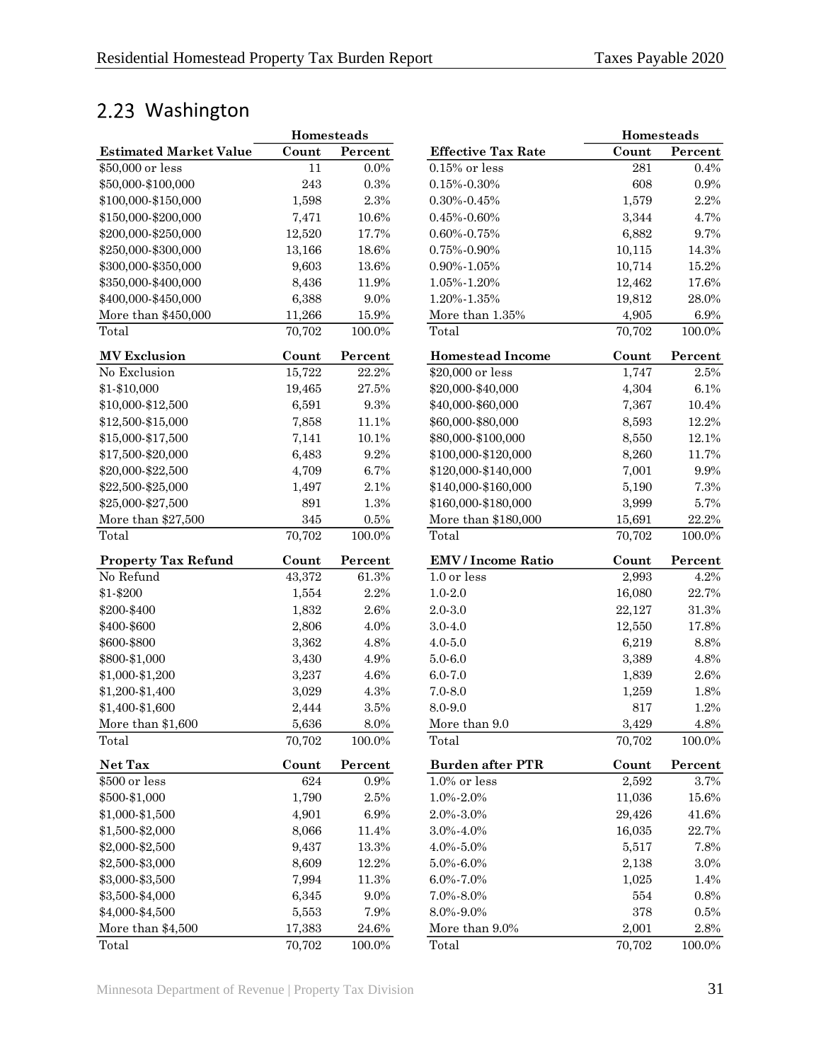## 2.23 Washington

| | Homesteads | |
|---|---|---|
| **Estimated Market Value** | **Count** | **Percent** |
| $50,000 or less | 11 | 0.0% |
| $50,000-$100,000 | 243 | 0.3% |
| $100,000-$150,000 | 1,598 | 2.3% |
| $150,000-$200,000 | 7,471 | 10.6% |
| $200,000-$250,000 | 12,520 | 17.7% |
| $250,000-$300,000 | 13,166 | 18.6% |
| $300,000-$350,000 | 9,603 | 13.6% |
| $350,000-$400,000 | 8,436 | 11.9% |
| $400,000-$450,000 | 6,388 | 9.0% |
| More than $450,000 | 11,266 | 15.9% |
| Total | 70,702 | 100.0% |

| **MV Exclusion** | **Count** | **Percent** |
|---|---|---|
| No Exclusion | 15,722 | 22.2% |
| $1-$10,000 | 19,465 | 27.5% |
| $10,000-$12,500 | 6,591 | 9.3% |
| $12,500-$15,000 | 7,858 | 11.1% |
| $15,000-$17,500 | 7,141 | 10.1% |
| $17,500-$20,000 | 6,483 | 9.2% |
| $20,000-$22,500 | 4,709 | 6.7% |
| $22,500-$25,000 | 1,497 | 2.1% |
| $25,000-$27,500 | 891 | 1.3% |
| More than $27,500 | 345 | 0.5% |
| Total | 70,702 | 100.0% |

| **Property Tax Refund** | **Count** | **Percent** |
|---|---|---|
| No Refund | 43,372 | 61.3% |
| $1-$200 | 1,554 | 2.2% |
| $200-$400 | 1,832 | 2.6% |
| $400-$600 | 2,806 | 4.0% |
| $600-$800 | 3,362 | 4.8% |
| $800-$1,000 | 3,430 | 4.9% |
| $1,000-$1,200 | 3,237 | 4.6% |
| $1,200-$1,400 | 3,029 | 4.3% |
| $1,400-$1,600 | 2,444 | 3.5% |
| More than $1,600 | 5,636 | 8.0% |
| Total | 70,702 | 100.0% |

| **Net Tax** | **Count** | **Percent** |
|---|---|---|
| $500 or less | 624 | 0.9% |
| $500-$1,000 | 1,790 | 2.5% |
| $1,000-$1,500 | 4,901 | 6.9% |
| $1,500-$2,000 | 8,066 | 11.4% |
| $2,000-$2,500 | 9,437 | 13.3% |
| $2,500-$3,000 | 8,609 | 12.2% |
| $3,000-$3,500 | 7,994 | 11.3% |
| $3,500-$4,000 | 6,345 | 9.0% |
| $4,000-$4,500 | 5,553 | 7.9% |
| More than $4,500 | 17,383 | 24.6% |
| Total | 70,702 | 100.0% |

| | Homesteads | |
|---|---|---|
| **Effective Tax Rate** | **Count** | **Percent** |
| 0.15% or less | 281 | 0.4% |
| 0.15%-0.30% | 608 | 0.9% |
| 0.30%-0.45% | 1,579 | 2.2% |
| 0.45%-0.60% | 3,344 | 4.7% |
| 0.60%-0.75% | 6,882 | 9.7% |
| 0.75%-0.90% | 10,115 | 14.3% |
| 0.90%-1.05% | 10,714 | 15.2% |
| 1.05%-1.20% | 12,462 | 17.6% |
| 1.20%-1.35% | 19,812 | 28.0% |
| More than 1.35% | 4,905 | 6.9% |
| Total | 70,702 | 100.0% |

| **Homestead Income** | **Count** | **Percent** |
|---|---|---|
| $20,000 or less | 1,747 | 2.5% |
| $20,000-$40,000 | 4,304 | 6.1% |
| $40,000-$60,000 | 7,367 | 10.4% |
| $60,000-$80,000 | 8,593 | 12.2% |
| $80,000-$100,000 | 8,550 | 12.1% |
| $100,000-$120,000 | 8,260 | 11.7% |
| $120,000-$140,000 | 7,001 | 9.9% |
| $140,000-$160,000 | 5,190 | 7.3% |
| $160,000-$180,000 | 3,999 | 5.7% |
| More than $180,000 | 15,691 | 22.2% |
| Total | 70,702 | 100.0% |

| **EMV / Income Ratio** | **Count** | **Percent** |
|---|---|---|
| 1.0 or less | 2,993 | 4.2% |
| 1.0-2.0 | 16,080 | 22.7% |
| 2.0-3.0 | 22,127 | 31.3% |
| 3.0-4.0 | 12,550 | 17.8% |
| 4.0-5.0 | 6,219 | 8.8% |
| 5.0-6.0 | 3,389 | 4.8% |
| 6.0-7.0 | 1,839 | 2.6% |
| 7.0-8.0 | 1,259 | 1.8% |
| 8.0-9.0 | 817 | 1.2% |
| More than 9.0 | 3,429 | 4.8% |
| Total | 70,702 | 100.0% |

| **Burden after PTR** | **Count** | **Percent** |
|---|---|---|
| 1.0% or less | 2,592 | 3.7% |
| 1.0%-2.0% | 11,036 | 15.6% |
| 2.0%-3.0% | 29,426 | 41.6% |
| 3.0%-4.0% | 16,035 | 22.7% |
| 4.0%-5.0% | 5,517 | 7.8% |
| 5.0%-6.0% | 2,138 | 3.0% |
| 6.0%-7.0% | 1,025 | 1.4% |
| 7.0%-8.0% | 554 | 0.8% |
| 8.0%-9.0% | 378 | 0.5% |
| More than 9.0% | 2,001 | 2.8% |
| Total | 70,702 | 100.0% |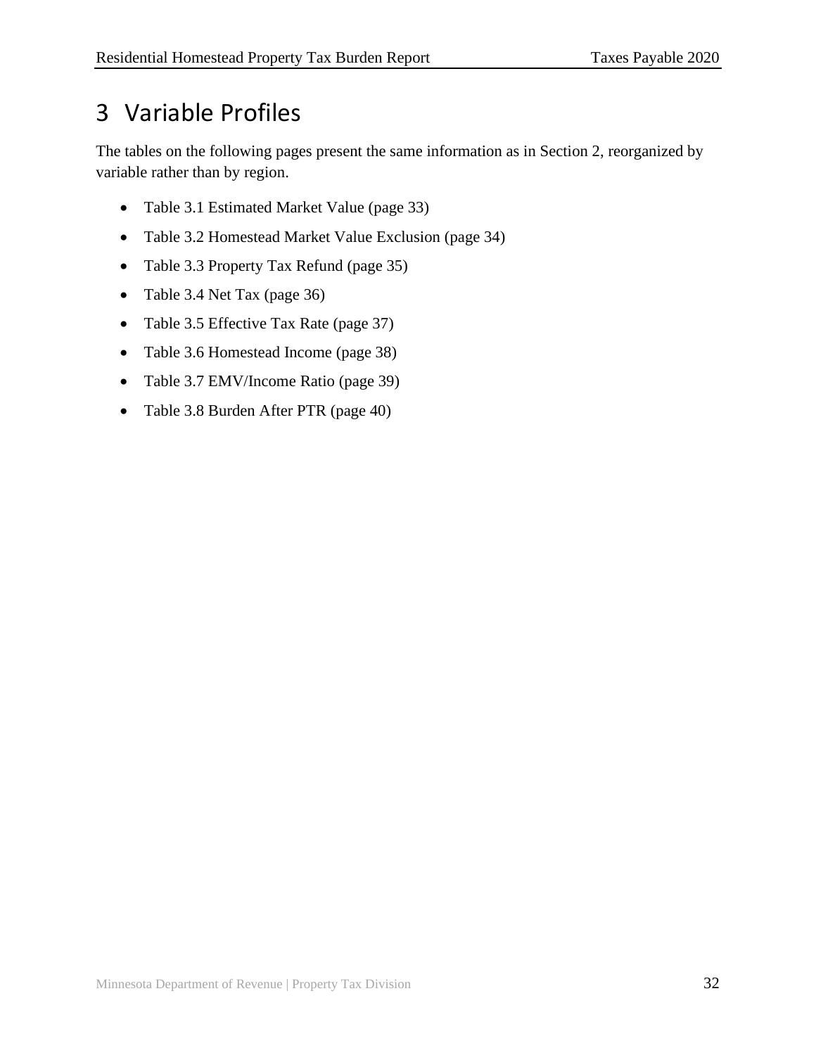# 3 Variable Profiles

The tables on the following pages present the same information as in Section 2, reorganized by variable rather than by region.

- Table 3.1 Estimated Market Value (page 33)
- Table 3.2 Homestead Market Value Exclusion (page 34)
- Table 3.3 Property Tax Refund (page 35)
- Table 3.4 Net Tax (page 36)
- Table 3.5 Effective Tax Rate (page 37)
- Table 3.6 Homestead Income (page 38)
- Table 3.7 EMV/Income Ratio (page 39)
- Table 3.8 Burden After PTR (page 40)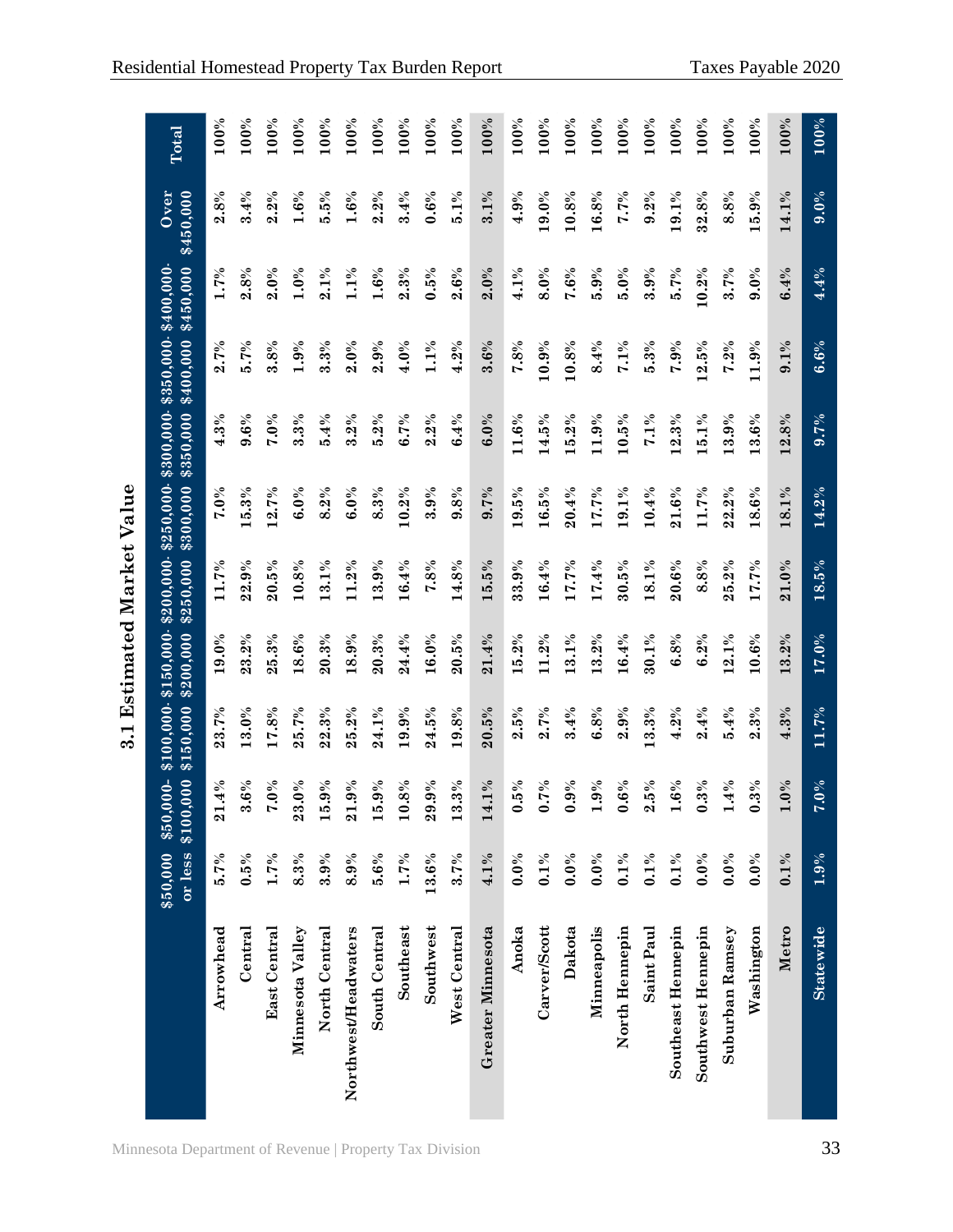## 3.1 Estimated Market Value

| | $50,000 or less | $50,000-$100,000 | $100,000-$150,000 | $150,000-$200,000 | $200,000-$250,000 | $250,000-$300,000 | $300,000-$350,000 | $350,000-$400,000 | $400,000-$450,000 | Over $450,000 | Total |
|---|---|---|---|---|---|---|---|---|---|---|---|
| Arrowhead | 5.7% | 21.4% | 23.7% | 19.0% | 11.7% | 7.0% | 4.3% | 2.7% | 1.7% | 2.8% | 100% |
| Central | 0.5% | 3.6% | 13.0% | 23.2% | 22.9% | 15.3% | 9.6% | 5.7% | 2.8% | 3.4% | 100% |
| East Central | 1.7% | 7.0% | 17.8% | 25.3% | 20.5% | 12.7% | 7.0% | 3.8% | 2.0% | 2.2% | 100% |
| Minnesota Valley | 8.3% | 23.0% | 25.7% | 18.6% | 10.8% | 6.0% | 3.3% | 1.9% | 1.0% | 1.6% | 100% |
| North Central | 3.9% | 15.9% | 22.3% | 20.3% | 13.1% | 8.2% | 5.4% | 3.3% | 2.1% | 5.5% | 100% |
| Northwest/Headwaters | 8.9% | 21.9% | 25.2% | 18.9% | 11.2% | 6.0% | 3.2% | 2.0% | 1.1% | 1.6% | 100% |
| South Central | 5.6% | 15.9% | 24.1% | 20.3% | 13.9% | 8.3% | 5.2% | 2.9% | 1.6% | 2.2% | 100% |
| Southeast | 1.7% | 10.8% | 19.9% | 24.4% | 16.4% | 10.2% | 6.7% | 4.0% | 2.3% | 3.4% | 100% |
| Southwest | 13.6% | 29.9% | 24.5% | 16.0% | 7.8% | 3.9% | 2.2% | 1.1% | 0.5% | 0.6% | 100% |
| West Central | 3.7% | 13.3% | 19.8% | 20.5% | 14.8% | 9.8% | 6.4% | 4.2% | 2.6% | 5.1% | 100% |
| **Greater Minnesota** | **4.1%** | **14.1%** | **20.5%** | **21.4%** | **15.5%** | **9.7%** | **6.0%** | **3.6%** | **2.0%** | **3.1%** | **100%** |
| Anoka | 0.0% | 0.5% | 2.5% | 15.2% | 33.9% | 19.5% | 11.6% | 7.8% | 4.1% | 4.9% | 100% |
| Carver/Scott | 0.1% | 0.7% | 2.7% | 11.2% | 16.4% | 16.5% | 14.5% | 10.9% | 8.0% | 19.0% | 100% |
| Dakota | 0.0% | 0.9% | 3.4% | 13.1% | 17.7% | 20.4% | 15.2% | 10.8% | 7.6% | 10.8% | 100% |
| Minneapolis | 0.0% | 1.9% | 6.8% | 13.2% | 17.4% | 17.7% | 11.9% | 8.4% | 5.9% | 16.8% | 100% |
| North Hennepin | 0.1% | 0.6% | 2.9% | 16.4% | 30.5% | 19.1% | 10.5% | 7.1% | 5.0% | 7.7% | 100% |
| Saint Paul | 0.1% | 2.5% | 13.3% | 30.1% | 18.1% | 10.4% | 7.1% | 5.3% | 3.9% | 9.2% | 100% |
| Southeast Hennepin | 0.1% | 1.6% | 4.2% | 6.8% | 20.6% | 21.6% | 12.3% | 7.9% | 5.7% | 19.1% | 100% |
| Southwest Hennepin | 0.0% | 0.3% | 2.4% | 6.2% | 8.8% | 11.7% | 15.1% | 12.5% | 10.2% | 32.8% | 100% |
| Suburban Ramsey | 0.0% | 1.4% | 5.4% | 12.1% | 25.2% | 22.2% | 13.9% | 7.2% | 3.7% | 8.8% | 100% |
| Washington | 0.0% | 0.3% | 2.3% | 10.6% | 17.7% | 18.6% | 13.6% | 11.9% | 9.0% | 15.9% | 100% |
| **Metro** | **0.1%** | **1.0%** | **4.3%** | **13.2%** | **21.0%** | **18.1%** | **12.8%** | **9.1%** | **6.4%** | **14.1%** | **100%** |
| **Statewide** | **1.9%** | **7.0%** | **11.7%** | **17.0%** | **18.5%** | **14.2%** | **9.7%** | **6.6%** | **4.4%** | **9.0%** | **100%** |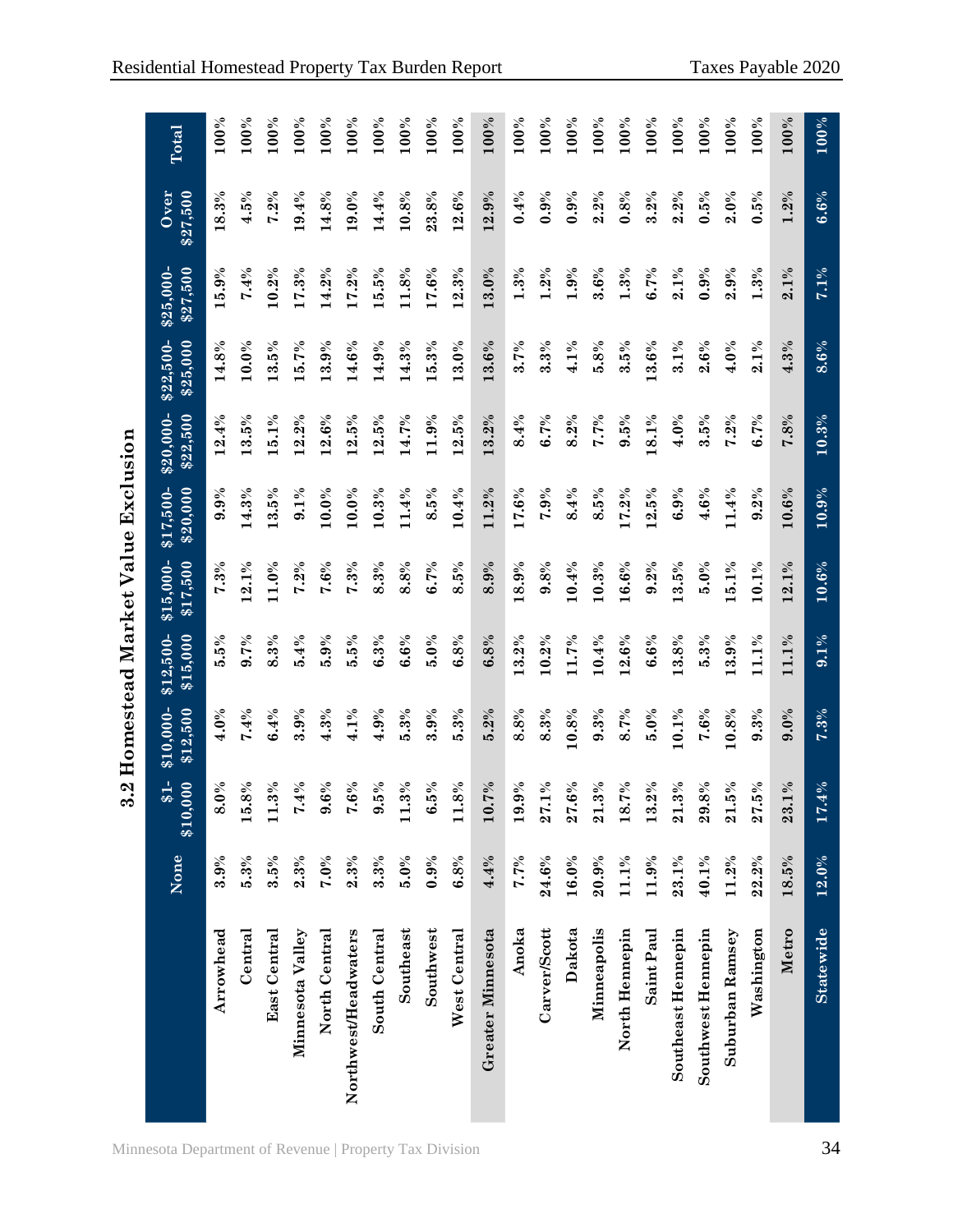## 3.2 Homestead Market Value Exclusion

| | None | $1-$10,000 | $10,000-$12,500 | $12,500-$15,000 | $15,000-$17,500 | $17,500-$20,000 | $20,000-$22,500 | $22,500-$25,000 | $25,000-$27,500 | Over $27,500 | Total |
|---|---|---|---|---|---|---|---|---|---|---|---|
| Arrowhead | 3.9% | 8.0% | 4.0% | 5.5% | 7.3% | 9.9% | 12.4% | 14.8% | 15.9% | 18.3% | 100% |
| Central | 5.3% | 15.8% | 7.4% | 9.7% | 12.1% | 14.3% | 13.5% | 10.0% | 7.4% | 4.5% | 100% |
| East Central | 3.5% | 11.3% | 6.4% | 8.3% | 11.0% | 13.5% | 15.1% | 13.5% | 10.2% | 7.2% | 100% |
| Minnesota Valley | 2.3% | 7.4% | 3.9% | 5.4% | 7.2% | 9.1% | 12.2% | 15.7% | 17.3% | 19.4% | 100% |
| North Central | 7.0% | 9.6% | 4.3% | 5.9% | 7.6% | 10.0% | 12.6% | 13.9% | 14.2% | 14.8% | 100% |
| Northwest/Headwaters | 2.3% | 7.6% | 4.1% | 5.5% | 7.3% | 10.0% | 12.5% | 14.6% | 17.2% | 19.0% | 100% |
| South Central | 3.3% | 9.5% | 4.9% | 6.3% | 8.3% | 10.3% | 12.5% | 14.9% | 15.5% | 14.4% | 100% |
| Southeast | 5.0% | 11.3% | 5.3% | 6.6% | 8.8% | 11.4% | 14.7% | 14.3% | 11.8% | 10.8% | 100% |
| Southwest | 0.9% | 6.5% | 3.9% | 5.0% | 6.7% | 8.5% | 11.9% | 15.3% | 17.6% | 23.8% | 100% |
| West Central | 6.8% | 11.8% | 5.3% | 6.8% | 8.5% | 10.4% | 12.5% | 13.0% | 12.3% | 12.6% | 100% |
| **Greater Minnesota** | **4.4%** | **10.7%** | **5.2%** | **6.8%** | **8.9%** | **11.2%** | **13.2%** | **13.6%** | **13.0%** | **12.9%** | **100%** |
| Anoka | 7.7% | 19.9% | 8.8% | 13.2% | 18.9% | 17.6% | 8.4% | 3.7% | 1.3% | 0.4% | 100% |
| Carver/Scott | 24.6% | 27.1% | 8.3% | 10.2% | 9.8% | 7.9% | 6.7% | 3.3% | 1.2% | 0.9% | 100% |
| Dakota | 16.0% | 27.6% | 10.8% | 11.7% | 10.4% | 8.4% | 8.2% | 4.1% | 1.9% | 0.9% | 100% |
| Minneapolis | 20.9% | 21.3% | 9.3% | 10.4% | 10.3% | 8.5% | 7.7% | 5.8% | 3.6% | 2.2% | 100% |
| North Hennepin | 11.1% | 18.7% | 8.7% | 12.6% | 16.6% | 17.2% | 9.5% | 3.5% | 1.3% | 0.8% | 100% |
| Saint Paul | 11.9% | 13.2% | 5.0% | 6.6% | 9.2% | 12.5% | 18.1% | 13.6% | 6.7% | 3.2% | 100% |
| Southeast Hennepin | 23.1% | 21.3% | 10.1% | 13.8% | 13.5% | 6.9% | 4.0% | 3.1% | 2.1% | 2.2% | 100% |
| Southwest Hennepin | 40.1% | 29.8% | 7.6% | 5.3% | 5.0% | 4.6% | 3.5% | 2.6% | 0.9% | 0.5% | 100% |
| Suburban Ramsey | 11.2% | 21.5% | 10.8% | 13.9% | 15.1% | 11.4% | 7.2% | 4.0% | 2.9% | 2.0% | 100% |
| Washington | 22.2% | 27.5% | 9.3% | 11.1% | 10.1% | 9.2% | 6.7% | 2.1% | 1.3% | 0.5% | 100% |
| **Metro** | **18.5%** | **23.1%** | **9.0%** | **11.1%** | **12.1%** | **10.6%** | **7.8%** | **4.3%** | **2.1%** | **1.2%** | **100%** |
| **Statewide** | **12.0%** | **17.4%** | **7.3%** | **9.1%** | **10.6%** | **10.9%** | **10.3%** | **8.6%** | **7.1%** | **6.6%** | **100%** |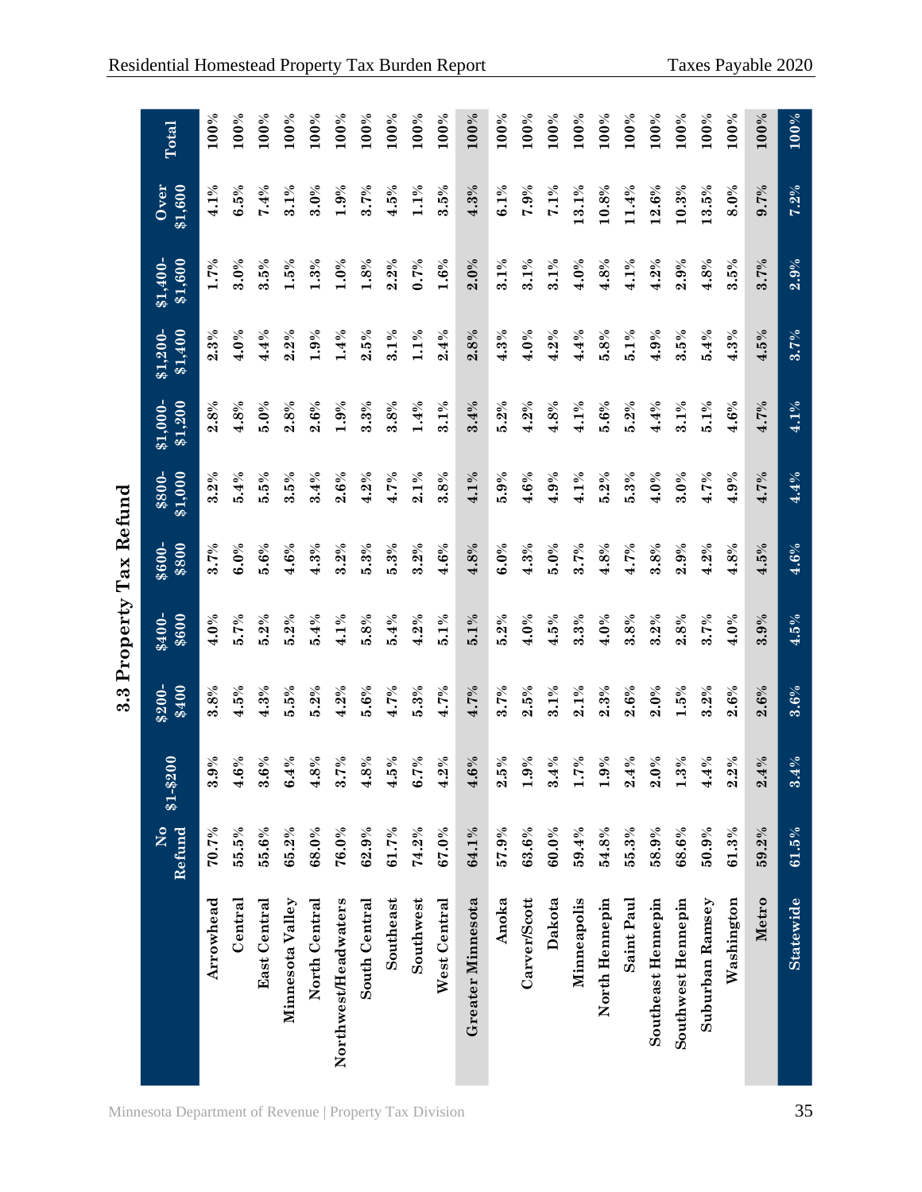## 3.3 Property Tax Refund

| | No Refund | $1-$200 | $200-$400 | $400-$600 | $600-$800 | $800-$1,000 | $1,000-$1,200 | $1,200-$1,400 | $1,400-$1,600 | Over $1,600 | Total |
|---|---|---|---|---|---|---|---|---|---|---|---|
| Arrowhead | 70.7% | 3.9% | 3.8% | 4.0% | 3.7% | 3.2% | 2.8% | 2.3% | 1.7% | 4.1% | 100% |
| Central | 55.5% | 4.6% | 4.5% | 5.7% | 6.0% | 5.4% | 4.8% | 4.0% | 3.0% | 6.5% | 100% |
| East Central | 55.6% | 3.6% | 4.3% | 5.2% | 5.6% | 5.5% | 5.0% | 4.4% | 3.5% | 7.4% | 100% |
| Minnesota Valley | 65.2% | 6.4% | 5.5% | 5.2% | 4.6% | 3.5% | 2.8% | 2.2% | 1.5% | 3.1% | 100% |
| North Central | 68.0% | 4.8% | 5.2% | 5.4% | 4.3% | 3.4% | 2.6% | 1.9% | 1.3% | 3.0% | 100% |
| Northwest/Headwaters | 76.0% | 3.7% | 4.2% | 4.1% | 3.2% | 2.6% | 1.9% | 1.4% | 1.0% | 1.9% | 100% |
| South Central | 62.9% | 4.8% | 5.6% | 5.8% | 5.3% | 4.2% | 3.3% | 2.5% | 1.8% | 3.7% | 100% |
| Southeast | 61.7% | 4.5% | 4.7% | 5.4% | 5.3% | 4.7% | 3.8% | 3.1% | 2.2% | 4.5% | 100% |
| Southwest | 74.2% | 6.7% | 5.3% | 4.2% | 3.2% | 2.1% | 1.4% | 1.1% | 0.7% | 1.1% | 100% |
| West Central | 67.0% | 4.2% | 4.7% | 5.1% | 4.6% | 3.8% | 3.1% | 2.4% | 1.6% | 3.5% | 100% |
| **Greater Minnesota** | **64.1%** | **4.6%** | **4.7%** | **5.1%** | **4.8%** | **4.1%** | **3.4%** | **2.8%** | **2.0%** | **4.3%** | **100%** |
| Anoka | 57.9% | 2.5% | 3.7% | 5.2% | 6.0% | 5.9% | 5.2% | 4.3% | 3.1% | 6.1% | 100% |
| Carver/Scott | 63.6% | 1.9% | 2.5% | 4.0% | 4.3% | 4.6% | 4.2% | 4.0% | 3.1% | 7.9% | 100% |
| Dakota | 60.0% | 3.4% | 3.1% | 4.5% | 5.0% | 4.9% | 4.8% | 4.2% | 3.1% | 7.1% | 100% |
| Minneapolis | 59.4% | 1.7% | 2.1% | 3.3% | 3.7% | 4.1% | 4.1% | 4.4% | 4.0% | 13.1% | 100% |
| North Hennepin | 54.8% | 1.9% | 2.3% | 4.0% | 4.8% | 5.2% | 5.6% | 5.8% | 4.8% | 10.8% | 100% |
| Saint Paul | 55.3% | 2.4% | 2.6% | 3.8% | 4.7% | 5.3% | 5.2% | 5.1% | 4.1% | 11.4% | 100% |
| Southeast Hennepin | 58.9% | 2.0% | 2.0% | 3.2% | 3.8% | 4.0% | 4.4% | 4.9% | 4.2% | 12.6% | 100% |
| Southwest Hennepin | 68.6% | 1.3% | 1.5% | 2.8% | 2.9% | 3.0% | 3.1% | 3.5% | 2.9% | 10.3% | 100% |
| Suburban Ramsey | 50.9% | 4.4% | 3.2% | 3.7% | 4.2% | 4.7% | 5.1% | 5.4% | 4.8% | 13.5% | 100% |
| Washington | 61.3% | 2.2% | 2.6% | 4.0% | 4.8% | 4.9% | 4.6% | 4.3% | 3.5% | 8.0% | 100% |
| **Metro** | **59.2%** | **2.4%** | **2.6%** | **3.9%** | **4.5%** | **4.7%** | **4.7%** | **4.5%** | **3.7%** | **9.7%** | **100%** |
| **Statewide** | **61.5%** | **3.4%** | **3.6%** | **4.5%** | **4.6%** | **4.4%** | **4.1%** | **3.7%** | **2.9%** | **7.2%** | **100%** |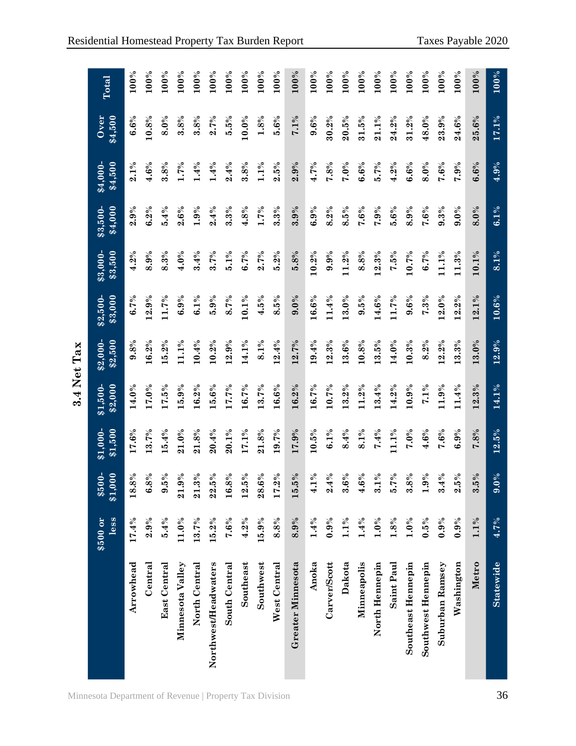## 3.4 Net Tax

| | $500 or less | $500-$1,000 | $1,000-$1,500 | $1,500-$2,000 | $2,000-$2,500 | $2,500-$3,000 | $3,000-$3,500 | $3,500-$4,000 | $4,000-$4,500 | Over $4,500 | Total |
|---|---|---|---|---|---|---|---|---|---|---|---|
| Arrowhead | 17.4% | 18.8% | 17.6% | 14.0% | 9.8% | 6.7% | 4.2% | 2.9% | 2.1% | 6.6% | 100% |
| Central | 2.9% | 6.8% | 13.7% | 17.0% | 16.2% | 12.9% | 8.9% | 6.2% | 4.6% | 10.8% | 100% |
| East Central | 5.4% | 9.5% | 15.4% | 17.5% | 15.2% | 11.7% | 8.3% | 5.4% | 3.8% | 8.0% | 100% |
| Minnesota Valley | 11.0% | 21.9% | 21.0% | 15.9% | 11.1% | 6.9% | 4.0% | 2.6% | 1.7% | 3.8% | 100% |
| North Central | 13.7% | 21.3% | 21.8% | 16.2% | 10.4% | 6.1% | 3.4% | 1.9% | 1.4% | 3.8% | 100% |
| Northwest/Headwaters | 15.2% | 22.5% | 20.4% | 15.6% | 10.2% | 5.9% | 3.7% | 2.4% | 1.4% | 2.7% | 100% |
| South Central | 7.6% | 16.8% | 20.1% | 17.7% | 12.9% | 8.7% | 5.1% | 3.3% | 2.4% | 5.5% | 100% |
| Southeast | 4.2% | 12.5% | 17.1% | 16.7% | 14.1% | 10.1% | 6.7% | 4.8% | 3.8% | 10.0% | 100% |
| Southwest | 15.9% | 28.6% | 21.8% | 13.7% | 8.1% | 4.5% | 2.7% | 1.7% | 1.1% | 1.8% | 100% |
| West Central | 8.8% | 17.2% | 19.7% | 16.6% | 12.4% | 8.5% | 5.2% | 3.3% | 2.5% | 5.6% | 100% |
| Greater Minnesota | 8.9% | 15.5% | 17.9% | 16.2% | 12.7% | 9.0% | 5.8% | 3.9% | 2.9% | 7.1% | 100% |
| Anoka | 1.4% | 4.1% | 10.5% | 16.7% | 19.4% | 16.6% | 10.2% | 6.9% | 4.7% | 9.6% | 100% |
| Carver/Scott | 0.9% | 2.4% | 6.1% | 10.7% | 12.3% | 11.4% | 9.9% | 8.2% | 7.8% | 30.2% | 100% |
| Dakota | 1.1% | 3.6% | 8.4% | 13.2% | 13.6% | 13.0% | 11.2% | 8.5% | 7.0% | 20.5% | 100% |
| Minneapolis | 1.4% | 4.6% | 8.1% | 11.2% | 10.8% | 9.5% | 8.8% | 7.6% | 6.6% | 31.5% | 100% |
| North Hennepin | 1.0% | 3.1% | 7.4% | 13.4% | 13.5% | 14.6% | 12.3% | 7.9% | 5.7% | 21.1% | 100% |
| Saint Paul | 1.8% | 5.7% | 11.1% | 14.2% | 14.0% | 11.7% | 7.5% | 5.6% | 4.2% | 24.2% | 100% |
| Southeast Hennepin | 1.0% | 3.8% | 7.0% | 10.9% | 10.3% | 9.6% | 10.7% | 8.9% | 6.6% | 31.2% | 100% |
| Southwest Hennepin | 0.5% | 1.9% | 4.6% | 7.1% | 8.2% | 7.3% | 6.7% | 7.6% | 8.0% | 48.0% | 100% |
| Suburban Ramsey | 0.9% | 3.4% | 7.6% | 11.9% | 12.2% | 12.0% | 11.1% | 9.3% | 7.6% | 23.9% | 100% |
| Washington | 0.9% | 2.5% | 6.9% | 11.4% | 13.3% | 12.2% | 11.3% | 9.0% | 7.9% | 24.6% | 100% |
| Metro | 1.1% | 3.5% | 7.8% | 12.3% | 13.0% | 12.1% | 10.1% | 8.0% | 6.6% | 25.6% | 100% |
| Statewide | 4.7% | 9.0% | 12.5% | 14.1% | 12.9% | 10.6% | 8.1% | 6.1% | 4.9% | 17.1% | 100% |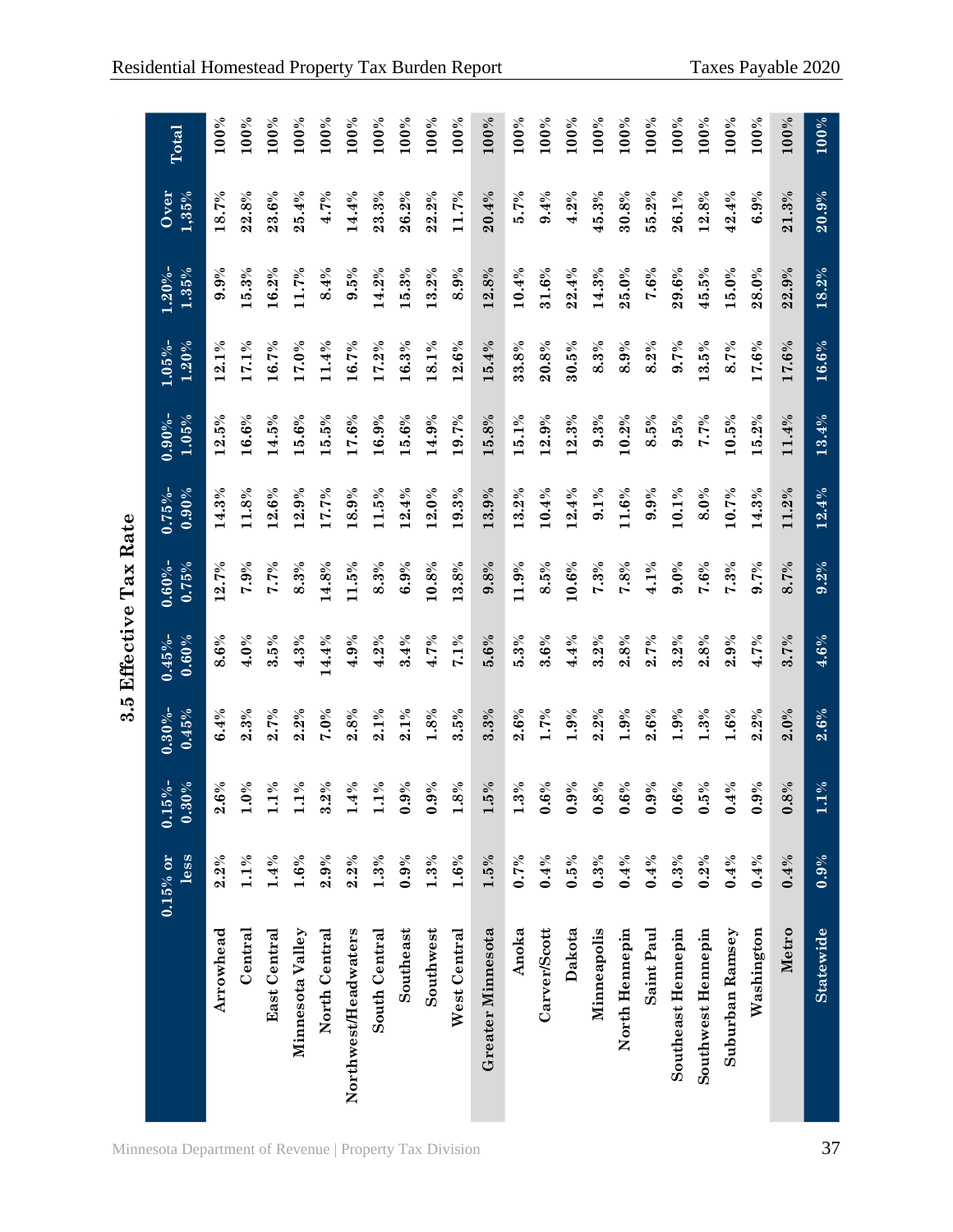## 3.5 Effective Tax Rate

| | 0.15% or less | 0.15%-0.30% | 0.30%-0.45% | 0.45%-0.60% | 0.60%-0.75% | 0.75%-0.90% | 0.90%-1.05% | 1.05%-1.20% | 1.20%-1.35% | Over 1,35% | Total |
|---|---|---|---|---|---|---|---|---|---|---|---|
| Arrowhead | 2.2% | 2.6% | 6.4% | 8.6% | 12.7% | 14.3% | 12.5% | 12.1% | 9.9% | 18.7% | 100% |
| Central | 1.1% | 1.0% | 2.3% | 4.0% | 7.9% | 11.8% | 16.6% | 17.1% | 15.3% | 22.8% | 100% |
| East Central | 1.4% | 1.1% | 2.7% | 3.5% | 7.7% | 12.6% | 14.5% | 16.7% | 16.2% | 23.6% | 100% |
| Minnesota Valley | 1.6% | 1.1% | 2.2% | 4.3% | 8.3% | 12.9% | 15.6% | 17.0% | 11.7% | 25.4% | 100% |
| North Central | 2.9% | 3.2% | 7.0% | 14.4% | 14.8% | 17.7% | 15.5% | 11.4% | 8.4% | 4.7% | 100% |
| Northwest/Headwaters | 2.2% | 1.4% | 2.8% | 4.9% | 11.5% | 18.9% | 17.6% | 16.7% | 9.5% | 14.4% | 100% |
| South Central | 1.3% | 1.1% | 2.1% | 4.2% | 8.3% | 11.5% | 16.9% | 17.2% | 14.2% | 23.3% | 100% |
| Southeast | 0.9% | 0.9% | 2.1% | 3.4% | 6.9% | 12.4% | 15.6% | 16.3% | 15.3% | 26.2% | 100% |
| Southwest | 1.3% | 0.9% | 1.8% | 4.7% | 10.8% | 12.0% | 14.9% | 18.1% | 13.2% | 22.2% | 100% |
| West Central | 1.6% | 1.8% | 3.5% | 7.1% | 13.8% | 19.3% | 19.7% | 12.6% | 8.9% | 11.7% | 100% |
| **Greater Minnesota** | **1.5%** | **1.5%** | **3.3%** | **5.6%** | **9.8%** | **13.9%** | **15.8%** | **15.4%** | **12.8%** | **20.4%** | **100%** |
| Anoka | 0.7% | 1.3% | 2.6% | 5.3% | 11.9% | 13.2% | 15.1% | 33.8% | 10.4% | 5.7% | 100% |
| Carver/Scott | 0.4% | 0.6% | 1.7% | 3.6% | 8.5% | 10.4% | 12.9% | 20.8% | 31.6% | 9.4% | 100% |
| Dakota | 0.5% | 0.9% | 1.9% | 4.4% | 10.6% | 12.4% | 12.3% | 30.5% | 22.4% | 4.2% | 100% |
| Minneapolis | 0.3% | 0.8% | 2.2% | 3.2% | 7.3% | 9.1% | 9.3% | 8.3% | 14.3% | 45.3% | 100% |
| North Hennepin | 0.4% | 0.6% | 1.9% | 2.8% | 7.8% | 11.6% | 10.2% | 8.9% | 25.0% | 30.8% | 100% |
| Saint Paul | 0.4% | 0.9% | 2.6% | 2.7% | 4.1% | 9.9% | 8.5% | 8.2% | 7.6% | 55.2% | 100% |
| Southeast Hennepin | 0.3% | 0.6% | 1.9% | 3.2% | 9.0% | 10.1% | 9.5% | 9.7% | 29.6% | 26.1% | 100% |
| Southwest Hennepin | 0.2% | 0.5% | 1.3% | 2.8% | 7.6% | 8.0% | 7.7% | 13.5% | 45.5% | 12.8% | 100% |
| Suburban Ramsey | 0.4% | 0.4% | 1.6% | 2.9% | 7.3% | 10.7% | 10.5% | 8.7% | 15.0% | 42.4% | 100% |
| Washington | 0.4% | 0.9% | 2.2% | 4.7% | 9.7% | 14.3% | 15.2% | 17.6% | 28.0% | 6.9% | 100% |
| **Metro** | **0.4%** | **0.8%** | **2.0%** | **3.7%** | **8.7%** | **11.2%** | **11.4%** | **17.6%** | **22.9%** | **21.3%** | **100%** |
| **Statewide** | **0.9%** | **1.1%** | **2.6%** | **4.6%** | **9.2%** | **12.4%** | **13.4%** | **16.6%** | **18.2%** | **20.9%** | **100%** |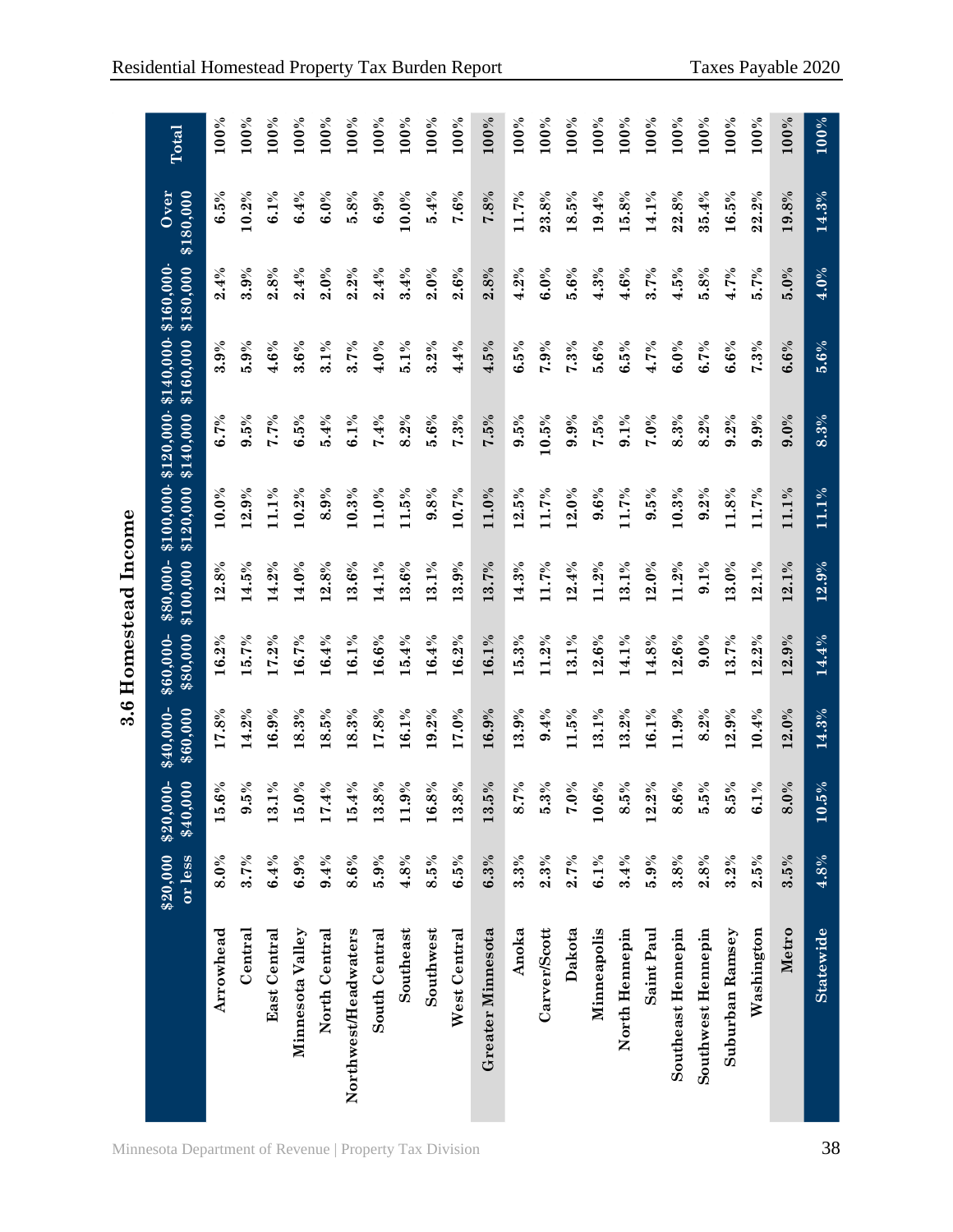### 3.6 Homestead Income

| | $20,000 or less | $20,000-$40,000 | $40,000-$60,000 | $60,000-$80,000 | $80,000-$100,000 | $100,000-$120,000 | $120,000-$140,000 | $140,000-$160,000 | $160,000-$180,000 | Over $180,000 | Total |
|---|---|---|---|---|---|---|---|---|---|---|---|
| Arrowhead | 8.0% | 15.6% | 17.8% | 16.2% | 12.8% | 10.0% | 6.7% | 3.9% | 2.4% | 6.5% | 100% |
| Central | 3.7% | 9.5% | 14.2% | 15.7% | 14.5% | 12.9% | 9.5% | 5.9% | 3.9% | 10.2% | 100% |
| East Central | 6.4% | 13.1% | 16.9% | 17.2% | 14.2% | 11.1% | 7.7% | 4.6% | 2.8% | 6.1% | 100% |
| Minnesota Valley | 6.9% | 15.0% | 18.3% | 16.7% | 14.0% | 10.2% | 6.5% | 3.6% | 2.4% | 6.4% | 100% |
| North Central | 9.4% | 17.4% | 18.5% | 16.4% | 12.8% | 8.9% | 5.4% | 3.1% | 2.0% | 6.0% | 100% |
| Northwest/Headwaters | 8.6% | 15.4% | 18.3% | 16.1% | 13.6% | 10.3% | 6.1% | 3.7% | 2.2% | 5.8% | 100% |
| South Central | 5.9% | 13.8% | 17.8% | 16.6% | 14.1% | 11.0% | 7.4% | 4.0% | 2.4% | 6.9% | 100% |
| Southeast | 4.8% | 11.9% | 16.1% | 15.4% | 13.6% | 11.5% | 8.2% | 5.1% | 3.4% | 10.0% | 100% |
| Southwest | 8.5% | 16.8% | 19.2% | 16.4% | 13.1% | 9.8% | 5.6% | 3.2% | 2.0% | 5.4% | 100% |
| West Central | 6.5% | 13.8% | 17.0% | 16.2% | 13.9% | 10.7% | 7.3% | 4.4% | 2.6% | 7.6% | 100% |
| **Greater Minnesota** | **6.3%** | **13.5%** | **16.9%** | **16.1%** | **13.7%** | **11.0%** | **7.5%** | **4.5%** | **2.8%** | **7.8%** | **100%** |
| Anoka | 3.3% | 8.7% | 13.9% | 15.3% | 14.3% | 12.5% | 9.5% | 6.5% | 4.2% | 11.7% | 100% |
| Carver/Scott | 2.3% | 5.3% | 9.4% | 11.2% | 11.7% | 11.7% | 10.5% | 7.9% | 6.0% | 23.8% | 100% |
| Dakota | 2.7% | 7.0% | 11.5% | 13.1% | 12.4% | 12.0% | 9.9% | 7.3% | 5.6% | 18.5% | 100% |
| Minneapolis | 6.1% | 10.6% | 13.1% | 12.6% | 11.2% | 9.6% | 7.5% | 5.6% | 4.3% | 19.4% | 100% |
| North Hennepin | 3.4% | 8.5% | 13.2% | 14.1% | 13.1% | 11.7% | 9.1% | 6.5% | 4.6% | 15.8% | 100% |
| Saint Paul | 5.9% | 12.2% | 16.1% | 14.8% | 12.0% | 9.5% | 7.0% | 4.7% | 3.7% | 14.1% | 100% |
| Southeast Hennepin | 3.8% | 8.6% | 11.9% | 12.6% | 11.2% | 10.3% | 8.3% | 6.0% | 4.5% | 22.8% | 100% |
| Southwest Hennepin | 2.8% | 5.5% | 8.2% | 9.0% | 9.1% | 9.2% | 8.2% | 6.7% | 5.8% | 35.4% | 100% |
| Suburban Ramsey | 3.2% | 8.5% | 12.9% | 13.7% | 13.0% | 11.8% | 9.2% | 6.6% | 4.7% | 16.5% | 100% |
| Washington | 2.5% | 6.1% | 10.4% | 12.2% | 12.1% | 11.7% | 9.9% | 7.3% | 5.7% | 22.2% | 100% |
| **Metro** | **3.5%** | **8.0%** | **12.0%** | **12.9%** | **12.1%** | **11.1%** | **9.0%** | **6.6%** | **5.0%** | **19.8%** | **100%** |
| **Statewide** | **4.8%** | **10.5%** | **14.3%** | **14.4%** | **12.9%** | **11.1%** | **8.3%** | **5.6%** | **4.0%** | **14.3%** | **100%** |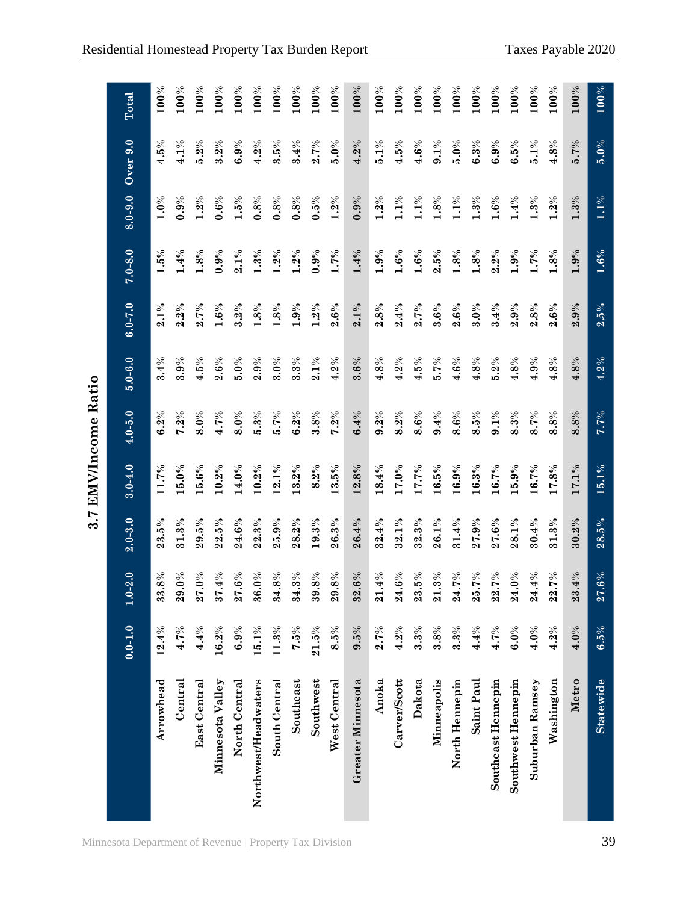## 3.7 EMV/Income Ratio

| | 0.0-1.0 | 1.0-2.0 | 2.0-3.0 | 3.0-4.0 | 4.0-5.0 | 5.0-6.0 | 6.0-7.0 | 7.0-8.0 | 8.0-9.0 | Over 9.0 | Total |
|---|---|---|---|---|---|---|---|---|---|---|---|
| Arrowhead | 12.4% | 33.8% | 23.5% | 11.7% | 6.2% | 3.4% | 2.1% | 1.5% | 1.0% | 4.5% | 100% |
| Central | 4.7% | 29.0% | 31.3% | 15.0% | 7.2% | 3.9% | 2.2% | 1.4% | 0.9% | 4.1% | 100% |
| East Central | 4.4% | 27.0% | 29.5% | 15.6% | 8.0% | 4.5% | 2.7% | 1.8% | 1.2% | 5.2% | 100% |
| Minnesota Valley | 16.2% | 37.4% | 22.5% | 10.2% | 4.7% | 2.6% | 1.6% | 0.9% | 0.6% | 3.2% | 100% |
| North Central | 6.9% | 27.6% | 24.6% | 14.0% | 8.0% | 5.0% | 3.2% | 2.1% | 1.5% | 6.9% | 100% |
| Northwest/Headwaters | 15.1% | 36.0% | 22.3% | 10.2% | 5.3% | 2.9% | 1.8% | 1.3% | 0.8% | 4.2% | 100% |
| South Central | 11.3% | 34.8% | 25.9% | 12.1% | 5.7% | 3.0% | 1.8% | 1.2% | 0.8% | 3.5% | 100% |
| Southeast | 7.5% | 34.3% | 28.2% | 13.2% | 6.2% | 3.3% | 1.9% | 1.2% | 0.8% | 3.4% | 100% |
| Southwest | 21.5% | 39.8% | 19.3% | 8.2% | 3.8% | 2.1% | 1.2% | 0.9% | 0.5% | 2.7% | 100% |
| West Central | 8.5% | 29.8% | 26.3% | 13.5% | 7.2% | 4.2% | 2.6% | 1.7% | 1.2% | 5.0% | 100% |
| Greater Minnesota | 9.5% | 32.6% | 26.4% | 12.8% | 6.4% | 3.6% | 2.1% | 1.4% | 0.9% | 4.2% | 100% |
| Anoka | 2.7% | 21.4% | 32.4% | 18.4% | 9.2% | 4.8% | 2.8% | 1.9% | 1.2% | 5.1% | 100% |
| Carver/Scott | 4.2% | 24.6% | 32.1% | 17.0% | 8.2% | 4.2% | 2.4% | 1.6% | 1.1% | 4.5% | 100% |
| Dakota | 3.3% | 23.5% | 32.3% | 17.7% | 8.6% | 4.5% | 2.7% | 1.6% | 1.1% | 4.6% | 100% |
| Minneapolis | 3.8% | 21.3% | 26.1% | 16.5% | 9.4% | 5.7% | 3.6% | 2.5% | 1.8% | 9.1% | 100% |
| North Hennepin | 3.3% | 24.7% | 31.4% | 16.9% | 8.6% | 4.6% | 2.6% | 1.8% | 1.1% | 5.0% | 100% |
| Saint Paul | 4.4% | 25.7% | 27.9% | 16.3% | 8.5% | 4.8% | 3.0% | 1.8% | 1.3% | 6.3% | 100% |
| Southeast Hennepin | 4.7% | 22.7% | 27.6% | 16.7% | 9.1% | 5.2% | 3.4% | 2.2% | 1.6% | 6.9% | 100% |
| Southwest Hennepin | 6.0% | 24.0% | 28.1% | 15.9% | 8.3% | 4.8% | 2.9% | 1.9% | 1.4% | 6.5% | 100% |
| Suburban Ramsey | 4.0% | 24.4% | 30.4% | 16.7% | 8.7% | 4.9% | 2.8% | 1.7% | 1.3% | 5.1% | 100% |
| Washington | 4.2% | 22.7% | 31.3% | 17.8% | 8.8% | 4.8% | 2.6% | 1.8% | 1.2% | 4.8% | 100% |
| Metro | 4.0% | 23.4% | 30.2% | 17.1% | 8.8% | 4.8% | 2.9% | 1.9% | 1.3% | 5.7% | 100% |
| Statewide | 6.5% | 27.6% | 28.5% | 15.1% | 7.7% | 4.2% | 2.5% | 1.6% | 1.1% | 5.0% | 100% |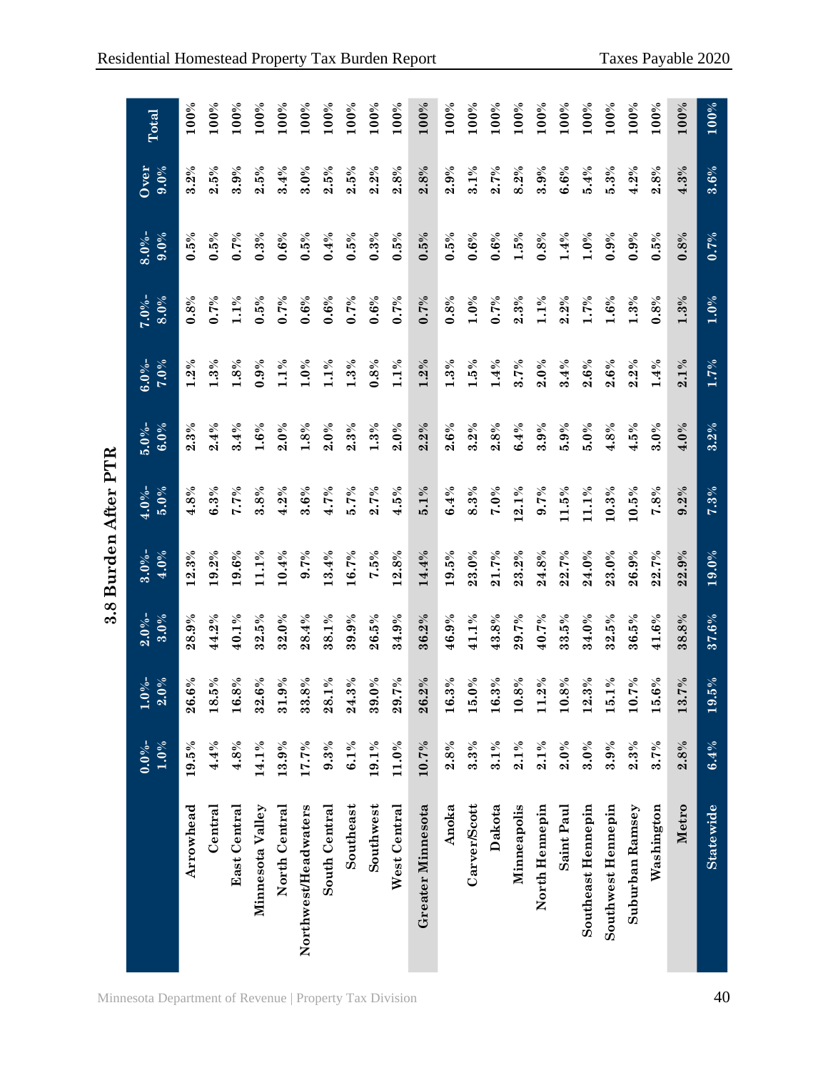## 3.8 Burden After PTR

| | 0.0%-1.0% | 1.0%-2.0% | 2.0%-3.0% | 3.0%-4.0% | 4.0%-5.0% | 5.0%-6.0% | 6.0%-7.0% | 7.0%-8.0% | 8.0%-9.0% | Over 9.0% | Total |
|---|---|---|---|---|---|---|---|---|---|---|---|
| Arrowhead | 19.5% | 26.6% | 28.9% | 12.3% | 4.8% | 2.3% | 1.2% | 0.8% | 0.5% | 3.2% | 100% |
| Central | 4.4% | 18.5% | 44.2% | 19.2% | 6.3% | 2.4% | 1.3% | 0.7% | 0.5% | 2.5% | 100% |
| East Central | 4.8% | 16.8% | 40.1% | 19.6% | 7.7% | 3.4% | 1.8% | 1.1% | 0.7% | 3.9% | 100% |
| Minnesota Valley | 14.1% | 32.6% | 32.5% | 11.1% | 3.8% | 1.6% | 0.9% | 0.5% | 0.3% | 2.5% | 100% |
| North Central | 13.9% | 31.9% | 32.0% | 10.4% | 4.2% | 2.0% | 1.1% | 0.7% | 0.6% | 3.4% | 100% |
| Northwest/Headwaters | 17.7% | 33.8% | 28.4% | 9.7% | 3.6% | 1.8% | 1.0% | 0.6% | 0.5% | 3.0% | 100% |
| South Central | 9.3% | 28.1% | 38.1% | 13.4% | 4.7% | 2.0% | 1.1% | 0.6% | 0.4% | 2.5% | 100% |
| Southeast | 6.1% | 24.3% | 39.9% | 16.7% | 5.7% | 2.3% | 1.3% | 0.7% | 0.5% | 2.5% | 100% |
| Southwest | 19.1% | 39.0% | 26.5% | 7.5% | 2.7% | 1.3% | 0.8% | 0.6% | 0.3% | 2.2% | 100% |
| West Central | 11.0% | 29.7% | 34.9% | 12.8% | 4.5% | 2.0% | 1.1% | 0.7% | 0.5% | 2.8% | 100% |
| Greater Minnesota | 10.7% | 26.2% | 36.2% | 14.4% | 5.1% | 2.2% | 1.2% | 0.7% | 0.5% | 2.8% | 100% |
| Anoka | 2.8% | 16.3% | 46.9% | 19.5% | 6.4% | 2.6% | 1.3% | 0.8% | 0.5% | 2.9% | 100% |
| Carver/Scott | 3.3% | 15.0% | 41.1% | 23.0% | 8.3% | 3.2% | 1.5% | 1.0% | 0.6% | 3.1% | 100% |
| Dakota | 3.1% | 16.3% | 43.8% | 21.7% | 7.0% | 2.8% | 1.4% | 0.7% | 0.6% | 2.7% | 100% |
| Minneapolis | 2.1% | 10.8% | 29.7% | 23.2% | 12.1% | 6.4% | 3.7% | 2.3% | 1.5% | 8.2% | 100% |
| North Hennepin | 2.1% | 11.2% | 40.7% | 24.8% | 9.7% | 3.9% | 2.0% | 1.1% | 0.8% | 3.9% | 100% |
| Saint Paul | 2.0% | 10.8% | 33.5% | 22.7% | 11.5% | 5.9% | 3.4% | 2.2% | 1.4% | 6.6% | 100% |
| Southeast Hennepin | 3.0% | 12.3% | 34.0% | 24.0% | 11.1% | 5.0% | 2.6% | 1.7% | 1.0% | 5.4% | 100% |
| Southwest Hennepin | 3.9% | 15.1% | 32.5% | 23.0% | 10.3% | 4.8% | 2.6% | 1.6% | 0.9% | 5.3% | 100% |
| Suburban Ramsey | 2.3% | 10.7% | 36.5% | 26.9% | 10.5% | 4.5% | 2.2% | 1.3% | 0.9% | 4.2% | 100% |
| Washington | 3.7% | 15.6% | 41.6% | 22.7% | 7.8% | 3.0% | 1.4% | 0.8% | 0.5% | 2.8% | 100% |
| Metro | 2.8% | 13.7% | 38.8% | 22.9% | 9.2% | 4.0% | 2.1% | 1.3% | 0.8% | 4.3% | 100% |
| Statewide | 6.4% | 19.5% | 37.6% | 19.0% | 7.3% | 3.2% | 1.7% | 1.0% | 0.7% | 3.6% | 100% |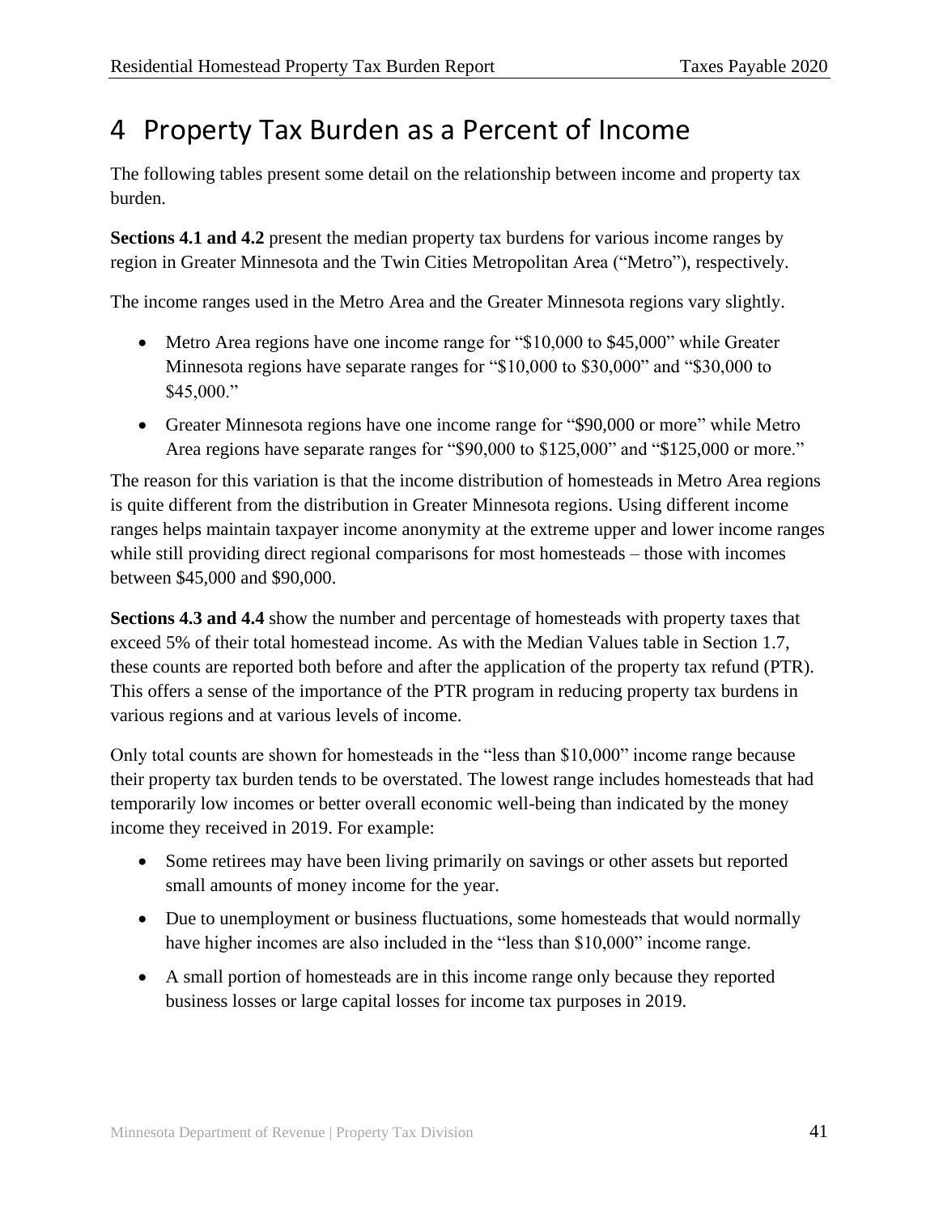# 4 Property Tax Burden as a Percent of Income

The following tables present some detail on the relationship between income and property tax burden.

**Sections 4.1 and 4.2** present the median property tax burdens for various income ranges by region in Greater Minnesota and the Twin Cities Metropolitan Area ("Metro"), respectively.

The income ranges used in the Metro Area and the Greater Minnesota regions vary slightly.

- Metro Area regions have one income range for "$10,000 to $45,000" while Greater Minnesota regions have separate ranges for "$10,000 to $30,000" and "$30,000 to $45,000."
- Greater Minnesota regions have one income range for "$90,000 or more" while Metro Area regions have separate ranges for "$90,000 to $125,000" and "$125,000 or more."

The reason for this variation is that the income distribution of homesteads in Metro Area regions is quite different from the distribution in Greater Minnesota regions. Using different income ranges helps maintain taxpayer income anonymity at the extreme upper and lower income ranges while still providing direct regional comparisons for most homesteads – those with incomes between $45,000 and $90,000.

**Sections 4.3 and 4.4** show the number and percentage of homesteads with property taxes that exceed 5% of their total homestead income. As with the Median Values table in Section 1.7, these counts are reported both before and after the application of the property tax refund (PTR). This offers a sense of the importance of the PTR program in reducing property tax burdens in various regions and at various levels of income.

Only total counts are shown for homesteads in the "less than $10,000" income range because their property tax burden tends to be overstated. The lowest range includes homesteads that had temporarily low incomes or better overall economic well-being than indicated by the money income they received in 2019. For example:

- Some retirees may have been living primarily on savings or other assets but reported small amounts of money income for the year.
- Due to unemployment or business fluctuations, some homesteads that would normally have higher incomes are also included in the "less than $10,000" income range.
- A small portion of homesteads are in this income range only because they reported business losses or large capital losses for income tax purposes in 2019.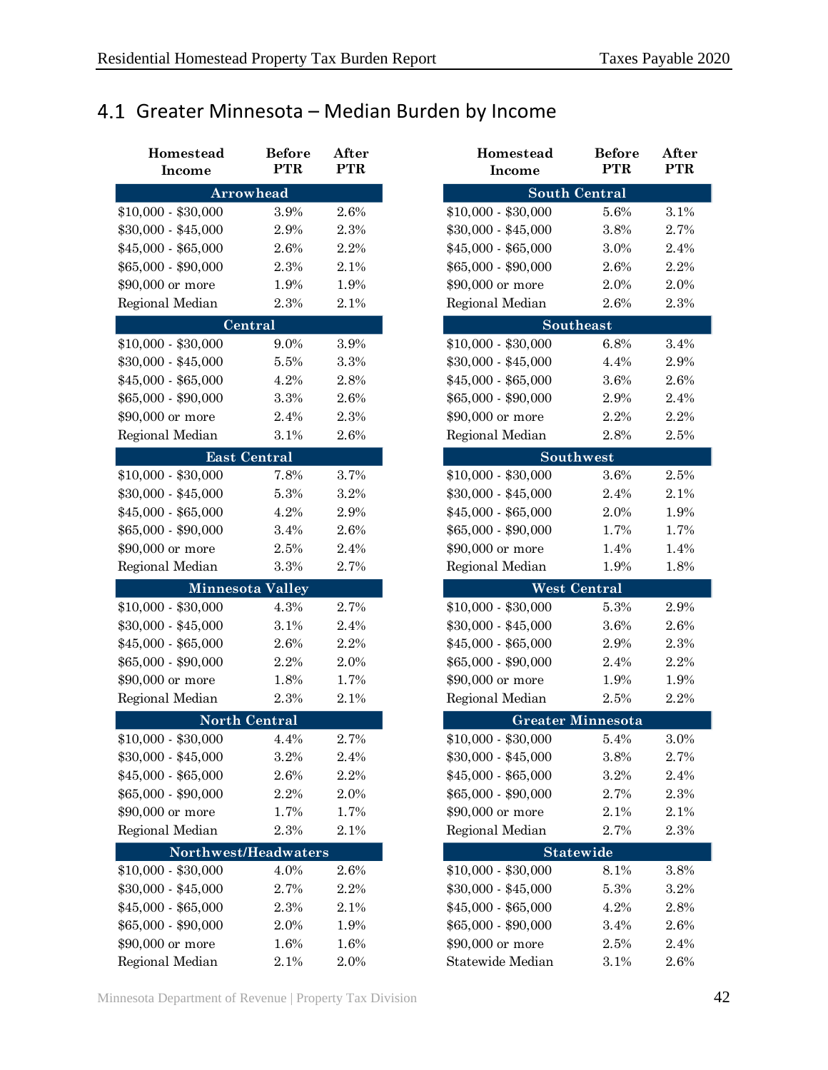## 4.1 Greater Minnesota – Median Burden by Income

| Homestead Income | Before PTR | After PTR |
|---|---|---|
| **Arrowhead** | | |
| $10,000 - $30,000 | 3.9% | 2.6% |
| $30,000 - $45,000 | 2.9% | 2.3% |
| $45,000 - $65,000 | 2.6% | 2.2% |
| $65,000 - $90,000 | 2.3% | 2.1% |
| $90,000 or more | 1.9% | 1.9% |
| Regional Median | 2.3% | 2.1% |
| **Central** | | |
| $10,000 - $30,000 | 9.0% | 3.9% |
| $30,000 - $45,000 | 5.5% | 3.3% |
| $45,000 - $65,000 | 4.2% | 2.8% |
| $65,000 - $90,000 | 3.3% | 2.6% |
| $90,000 or more | 2.4% | 2.3% |
| Regional Median | 3.1% | 2.6% |
| **East Central** | | |
| $10,000 - $30,000 | 7.8% | 3.7% |
| $30,000 - $45,000 | 5.3% | 3.2% |
| $45,000 - $65,000 | 4.2% | 2.9% |
| $65,000 - $90,000 | 3.4% | 2.6% |
| $90,000 or more | 2.5% | 2.4% |
| Regional Median | 3.3% | 2.7% |
| **Minnesota Valley** | | |
| $10,000 - $30,000 | 4.3% | 2.7% |
| $30,000 - $45,000 | 3.1% | 2.4% |
| $45,000 - $65,000 | 2.6% | 2.2% |
| $65,000 - $90,000 | 2.2% | 2.0% |
| $90,000 or more | 1.8% | 1.7% |
| Regional Median | 2.3% | 2.1% |
| **North Central** | | |
| $10,000 - $30,000 | 4.4% | 2.7% |
| $30,000 - $45,000 | 3.2% | 2.4% |
| $45,000 - $65,000 | 2.6% | 2.2% |
| $65,000 - $90,000 | 2.2% | 2.0% |
| $90,000 or more | 1.7% | 1.7% |
| Regional Median | 2.3% | 2.1% |
| **Northwest/Headwaters** | | |
| $10,000 - $30,000 | 4.0% | 2.6% |
| $30,000 - $45,000 | 2.7% | 2.2% |
| $45,000 - $65,000 | 2.3% | 2.1% |
| $65,000 - $90,000 | 2.0% | 1.9% |
| $90,000 or more | 1.6% | 1.6% |
| Regional Median | 2.1% | 2.0% |

| Homestead Income | Before PTR | After PTR |
|---|---|---|
| **South Central** | | |
| $10,000 - $30,000 | 5.6% | 3.1% |
| $30,000 - $45,000 | 3.8% | 2.7% |
| $45,000 - $65,000 | 3.0% | 2.4% |
| $65,000 - $90,000 | 2.6% | 2.2% |
| $90,000 or more | 2.0% | 2.0% |
| Regional Median | 2.6% | 2.3% |
| **Southeast** | | |
| $10,000 - $30,000 | 6.8% | 3.4% |
| $30,000 - $45,000 | 4.4% | 2.9% |
| $45,000 - $65,000 | 3.6% | 2.6% |
| $65,000 - $90,000 | 2.9% | 2.4% |
| $90,000 or more | 2.2% | 2.2% |
| Regional Median | 2.8% | 2.5% |
| **Southwest** | | |
| $10,000 - $30,000 | 3.6% | 2.5% |
| $30,000 - $45,000 | 2.4% | 2.1% |
| $45,000 - $65,000 | 2.0% | 1.9% |
| $65,000 - $90,000 | 1.7% | 1.7% |
| $90,000 or more | 1.4% | 1.4% |
| Regional Median | 1.9% | 1.8% |
| **West Central** | | |
| $10,000 - $30,000 | 5.3% | 2.9% |
| $30,000 - $45,000 | 3.6% | 2.6% |
| $45,000 - $65,000 | 2.9% | 2.3% |
| $65,000 - $90,000 | 2.4% | 2.2% |
| $90,000 or more | 1.9% | 1.9% |
| Regional Median | 2.5% | 2.2% |
| **Greater Minnesota** | | |
| $10,000 - $30,000 | 5.4% | 3.0% |
| $30,000 - $45,000 | 3.8% | 2.7% |
| $45,000 - $65,000 | 3.2% | 2.4% |
| $65,000 - $90,000 | 2.7% | 2.3% |
| $90,000 or more | 2.1% | 2.1% |
| Regional Median | 2.7% | 2.3% |
| **Statewide** | | |
| $10,000 - $30,000 | 8.1% | 3.8% |
| $30,000 - $45,000 | 5.3% | 3.2% |
| $45,000 - $65,000 | 4.2% | 2.8% |
| $65,000 - $90,000 | 3.4% | 2.6% |
| $90,000 or more | 2.5% | 2.4% |
| Statewide Median | 3.1% | 2.6% |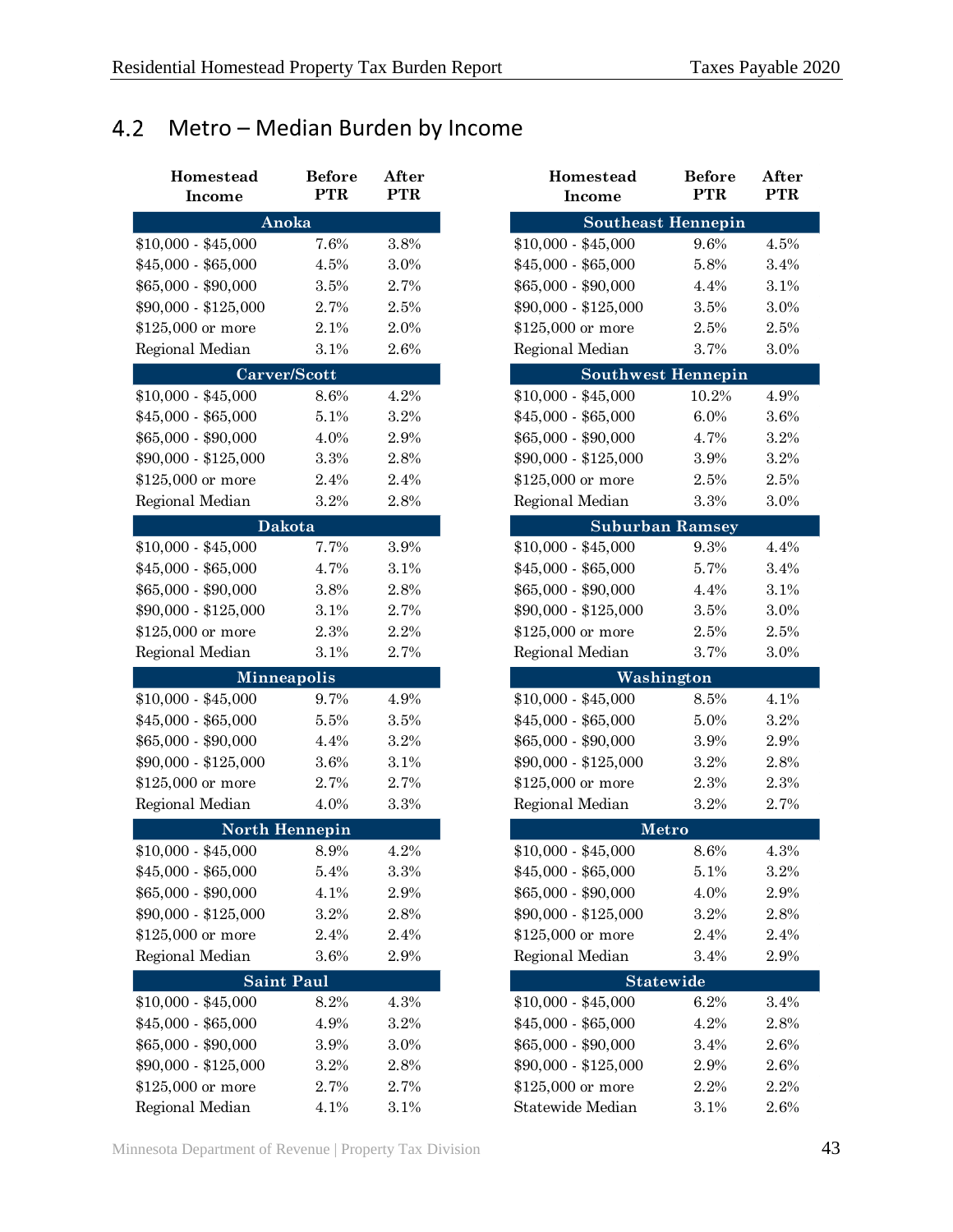## 4.2 Metro – Median Burden by Income

| Homestead Income | Before PTR | After PTR |
|---|---|---|
| **Anoka** | | |
| $10,000 - $45,000 | 7.6% | 3.8% |
| $45,000 - $65,000 | 4.5% | 3.0% |
| $65,000 - $90,000 | 3.5% | 2.7% |
| $90,000 - $125,000 | 2.7% | 2.5% |
| $125,000 or more | 2.1% | 2.0% |
| Regional Median | 3.1% | 2.6% |
| **Carver/Scott** | | |
| $10,000 - $45,000 | 8.6% | 4.2% |
| $45,000 - $65,000 | 5.1% | 3.2% |
| $65,000 - $90,000 | 4.0% | 2.9% |
| $90,000 - $125,000 | 3.3% | 2.8% |
| $125,000 or more | 2.4% | 2.4% |
| Regional Median | 3.2% | 2.8% |
| **Dakota** | | |
| $10,000 - $45,000 | 7.7% | 3.9% |
| $45,000 - $65,000 | 4.7% | 3.1% |
| $65,000 - $90,000 | 3.8% | 2.8% |
| $90,000 - $125,000 | 3.1% | 2.7% |
| $125,000 or more | 2.3% | 2.2% |
| Regional Median | 3.1% | 2.7% |
| **Minneapolis** | | |
| $10,000 - $45,000 | 9.7% | 4.9% |
| $45,000 - $65,000 | 5.5% | 3.5% |
| $65,000 - $90,000 | 4.4% | 3.2% |
| $90,000 - $125,000 | 3.6% | 3.1% |
| $125,000 or more | 2.7% | 2.7% |
| Regional Median | 4.0% | 3.3% |
| **North Hennepin** | | |
| $10,000 - $45,000 | 8.9% | 4.2% |
| $45,000 - $65,000 | 5.4% | 3.3% |
| $65,000 - $90,000 | 4.1% | 2.9% |
| $90,000 - $125,000 | 3.2% | 2.8% |
| $125,000 or more | 2.4% | 2.4% |
| Regional Median | 3.6% | 2.9% |
| **Saint Paul** | | |
| $10,000 - $45,000 | 8.2% | 4.3% |
| $45,000 - $65,000 | 4.9% | 3.2% |
| $65,000 - $90,000 | 3.9% | 3.0% |
| $90,000 - $125,000 | 3.2% | 2.8% |
| $125,000 or more | 2.7% | 2.7% |
| Regional Median | 4.1% | 3.1% |

| Homestead Income | Before PTR | After PTR |
|---|---|---|
| **Southeast Hennepin** | | |
| $10,000 - $45,000 | 9.6% | 4.5% |
| $45,000 - $65,000 | 5.8% | 3.4% |
| $65,000 - $90,000 | 4.4% | 3.1% |
| $90,000 - $125,000 | 3.5% | 3.0% |
| $125,000 or more | 2.5% | 2.5% |
| Regional Median | 3.7% | 3.0% |
| **Southwest Hennepin** | | |
| $10,000 - $45,000 | 10.2% | 4.9% |
| $45,000 - $65,000 | 6.0% | 3.6% |
| $65,000 - $90,000 | 4.7% | 3.2% |
| $90,000 - $125,000 | 3.9% | 3.2% |
| $125,000 or more | 2.5% | 2.5% |
| Regional Median | 3.3% | 3.0% |
| **Suburban Ramsey** | | |
| $10,000 - $45,000 | 9.3% | 4.4% |
| $45,000 - $65,000 | 5.7% | 3.4% |
| $65,000 - $90,000 | 4.4% | 3.1% |
| $90,000 - $125,000 | 3.5% | 3.0% |
| $125,000 or more | 2.5% | 2.5% |
| Regional Median | 3.7% | 3.0% |
| **Washington** | | |
| $10,000 - $45,000 | 8.5% | 4.1% |
| $45,000 - $65,000 | 5.0% | 3.2% |
| $65,000 - $90,000 | 3.9% | 2.9% |
| $90,000 - $125,000 | 3.2% | 2.8% |
| $125,000 or more | 2.3% | 2.3% |
| Regional Median | 3.2% | 2.7% |
| **Metro** | | |
| $10,000 - $45,000 | 8.6% | 4.3% |
| $45,000 - $65,000 | 5.1% | 3.2% |
| $65,000 - $90,000 | 4.0% | 2.9% |
| $90,000 - $125,000 | 3.2% | 2.8% |
| $125,000 or more | 2.4% | 2.4% |
| Regional Median | 3.4% | 2.9% |
| **Statewide** | | |
| $10,000 - $45,000 | 6.2% | 3.4% |
| $45,000 - $65,000 | 4.2% | 2.8% |
| $65,000 - $90,000 | 3.4% | 2.6% |
| $90,000 - $125,000 | 2.9% | 2.6% |
| $125,000 or more | 2.2% | 2.2% |
| Statewide Median | 3.1% | 2.6% |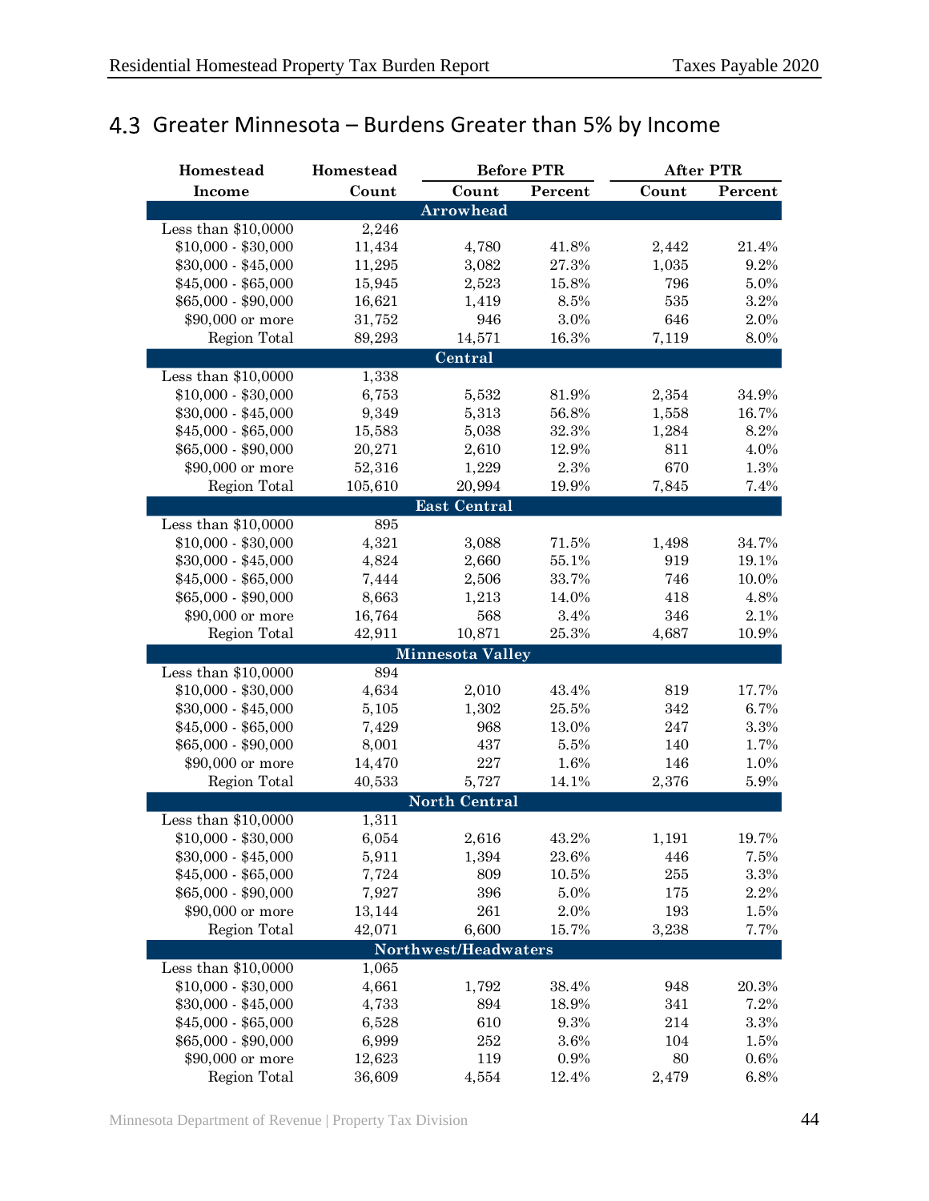## 4.3 Greater Minnesota – Burdens Greater than 5% by Income

| Homestead Income | Homestead Count | Before PTR | | After PTR | |
|---|---|---|---|---|---|
| | | Count | Percent | Count | Percent |
| **Arrowhead** | | | | | |
| Less than $10,0000 | 2,246 | | | | |
| $10,000 - $30,000 | 11,434 | 4,780 | 41.8% | 2,442 | 21.4% |
| $30,000 - $45,000 | 11,295 | 3,082 | 27.3% | 1,035 | 9.2% |
| $45,000 - $65,000 | 15,945 | 2,523 | 15.8% | 796 | 5.0% |
| $65,000 - $90,000 | 16,621 | 1,419 | 8.5% | 535 | 3.2% |
| $90,000 or more | 31,752 | 946 | 3.0% | 646 | 2.0% |
| Region Total | 89,293 | 14,571 | 16.3% | 7,119 | 8.0% |
| **Central** | | | | | |
| Less than $10,0000 | 1,338 | | | | |
| $10,000 - $30,000 | 6,753 | 5,532 | 81.9% | 2,354 | 34.9% |
| $30,000 - $45,000 | 9,349 | 5,313 | 56.8% | 1,558 | 16.7% |
| $45,000 - $65,000 | 15,583 | 5,038 | 32.3% | 1,284 | 8.2% |
| $65,000 - $90,000 | 20,271 | 2,610 | 12.9% | 811 | 4.0% |
| $90,000 or more | 52,316 | 1,229 | 2.3% | 670 | 1.3% |
| Region Total | 105,610 | 20,994 | 19.9% | 7,845 | 7.4% |
| **East Central** | | | | | |
| Less than $10,0000 | 895 | | | | |
| $10,000 - $30,000 | 4,321 | 3,088 | 71.5% | 1,498 | 34.7% |
| $30,000 - $45,000 | 4,824 | 2,660 | 55.1% | 919 | 19.1% |
| $45,000 - $65,000 | 7,444 | 2,506 | 33.7% | 746 | 10.0% |
| $65,000 - $90,000 | 8,663 | 1,213 | 14.0% | 418 | 4.8% |
| $90,000 or more | 16,764 | 568 | 3.4% | 346 | 2.1% |
| Region Total | 42,911 | 10,871 | 25.3% | 4,687 | 10.9% |
| **Minnesota Valley** | | | | | |
| Less than $10,0000 | 894 | | | | |
| $10,000 - $30,000 | 4,634 | 2,010 | 43.4% | 819 | 17.7% |
| $30,000 - $45,000 | 5,105 | 1,302 | 25.5% | 342 | 6.7% |
| $45,000 - $65,000 | 7,429 | 968 | 13.0% | 247 | 3.3% |
| $65,000 - $90,000 | 8,001 | 437 | 5.5% | 140 | 1.7% |
| $90,000 or more | 14,470 | 227 | 1.6% | 146 | 1.0% |
| Region Total | 40,533 | 5,727 | 14.1% | 2,376 | 5.9% |
| **North Central** | | | | | |
| Less than $10,0000 | 1,311 | | | | |
| $10,000 - $30,000 | 6,054 | 2,616 | 43.2% | 1,191 | 19.7% |
| $30,000 - $45,000 | 5,911 | 1,394 | 23.6% | 446 | 7.5% |
| $45,000 - $65,000 | 7,724 | 809 | 10.5% | 255 | 3.3% |
| $65,000 - $90,000 | 7,927 | 396 | 5.0% | 175 | 2.2% |
| $90,000 or more | 13,144 | 261 | 2.0% | 193 | 1.5% |
| Region Total | 42,071 | 6,600 | 15.7% | 3,238 | 7.7% |
| **Northwest/Headwaters** | | | | | |
| Less than $10,0000 | 1,065 | | | | |
| $10,000 - $30,000 | 4,661 | 1,792 | 38.4% | 948 | 20.3% |
| $30,000 - $45,000 | 4,733 | 894 | 18.9% | 341 | 7.2% |
| $45,000 - $65,000 | 6,528 | 610 | 9.3% | 214 | 3.3% |
| $65,000 - $90,000 | 6,999 | 252 | 3.6% | 104 | 1.5% |
| $90,000 or more | 12,623 | 119 | 0.9% | 80 | 0.6% |
| Region Total | 36,609 | 4,554 | 12.4% | 2,479 | 6.8% |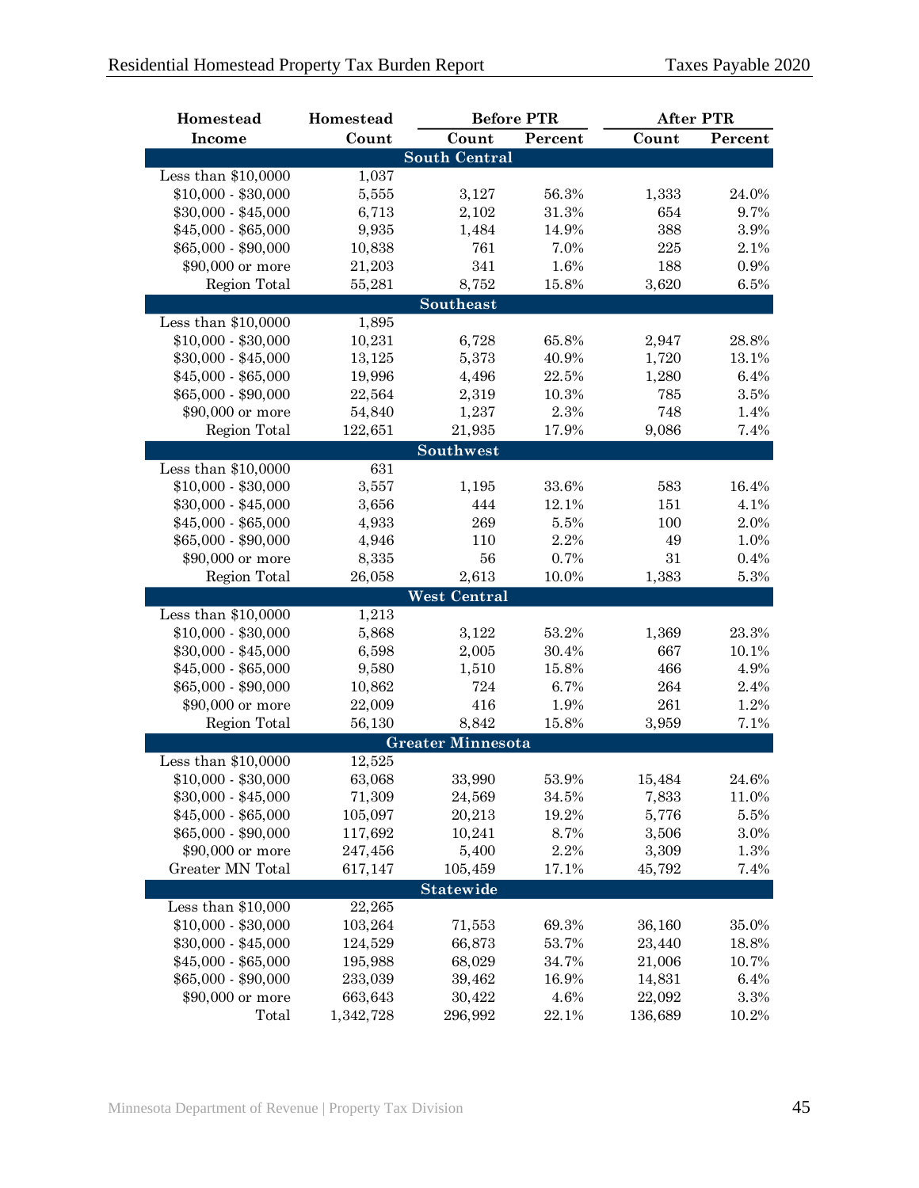| Homestead Income | Homestead Count | Before PTR | | After PTR | |
|---|---|---|---|---|---|
| | | Count | Percent | Count | Percent |
| **South Central** | | | | | |
| Less than $10,0000 | 1,037 | | | | |
| $10,000 - $30,000 | 5,555 | 3,127 | 56.3% | 1,333 | 24.0% |
| $30,000 - $45,000 | 6,713 | 2,102 | 31.3% | 654 | 9.7% |
| $45,000 - $65,000 | 9,935 | 1,484 | 14.9% | 388 | 3.9% |
| $65,000 - $90,000 | 10,838 | 761 | 7.0% | 225 | 2.1% |
| $90,000 or more | 21,203 | 341 | 1.6% | 188 | 0.9% |
| Region Total | 55,281 | 8,752 | 15.8% | 3,620 | 6.5% |
| **Southeast** | | | | | |
| Less than $10,0000 | 1,895 | | | | |
| $10,000 - $30,000 | 10,231 | 6,728 | 65.8% | 2,947 | 28.8% |
| $30,000 - $45,000 | 13,125 | 5,373 | 40.9% | 1,720 | 13.1% |
| $45,000 - $65,000 | 19,996 | 4,496 | 22.5% | 1,280 | 6.4% |
| $65,000 - $90,000 | 22,564 | 2,319 | 10.3% | 785 | 3.5% |
| $90,000 or more | 54,840 | 1,237 | 2.3% | 748 | 1.4% |
| Region Total | 122,651 | 21,935 | 17.9% | 9,086 | 7.4% |
| **Southwest** | | | | | |
| Less than $10,0000 | 631 | | | | |
| $10,000 - $30,000 | 3,557 | 1,195 | 33.6% | 583 | 16.4% |
| $30,000 - $45,000 | 3,656 | 444 | 12.1% | 151 | 4.1% |
| $45,000 - $65,000 | 4,933 | 269 | 5.5% | 100 | 2.0% |
| $65,000 - $90,000 | 4,946 | 110 | 2.2% | 49 | 1.0% |
| $90,000 or more | 8,335 | 56 | 0.7% | 31 | 0.4% |
| Region Total | 26,058 | 2,613 | 10.0% | 1,383 | 5.3% |
| **West Central** | | | | | |
| Less than $10,0000 | 1,213 | | | | |
| $10,000 - $30,000 | 5,868 | 3,122 | 53.2% | 1,369 | 23.3% |
| $30,000 - $45,000 | 6,598 | 2,005 | 30.4% | 667 | 10.1% |
| $45,000 - $65,000 | 9,580 | 1,510 | 15.8% | 466 | 4.9% |
| $65,000 - $90,000 | 10,862 | 724 | 6.7% | 264 | 2.4% |
| $90,000 or more | 22,009 | 416 | 1.9% | 261 | 1.2% |
| Region Total | 56,130 | 8,842 | 15.8% | 3,959 | 7.1% |
| **Greater Minnesota** | | | | | |
| Less than $10,0000 | 12,525 | | | | |
| $10,000 - $30,000 | 63,068 | 33,990 | 53.9% | 15,484 | 24.6% |
| $30,000 - $45,000 | 71,309 | 24,569 | 34.5% | 7,833 | 11.0% |
| $45,000 - $65,000 | 105,097 | 20,213 | 19.2% | 5,776 | 5.5% |
| $65,000 - $90,000 | 117,692 | 10,241 | 8.7% | 3,506 | 3.0% |
| $90,000 or more | 247,456 | 5,400 | 2.2% | 3,309 | 1.3% |
| Greater MN Total | 617,147 | 105,459 | 17.1% | 45,792 | 7.4% |
| **Statewide** | | | | | |
| Less than $10,000 | 22,265 | | | | |
| $10,000 - $30,000 | 103,264 | 71,553 | 69.3% | 36,160 | 35.0% |
| $30,000 - $45,000 | 124,529 | 66,873 | 53.7% | 23,440 | 18.8% |
| $45,000 - $65,000 | 195,988 | 68,029 | 34.7% | 21,006 | 10.7% |
| $65,000 - $90,000 | 233,039 | 39,462 | 16.9% | 14,831 | 6.4% |
| $90,000 or more | 663,643 | 30,422 | 4.6% | 22,092 | 3.3% |
| Total | 1,342,728 | 296,992 | 22.1% | 136,689 | 10.2% |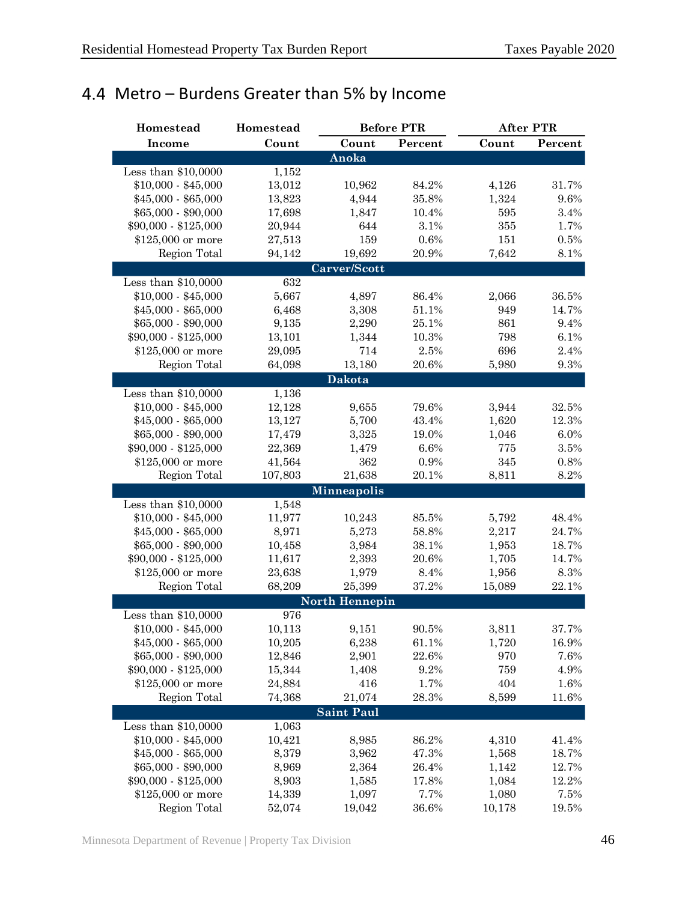## 4.4 Metro – Burdens Greater than 5% by Income

| Homestead Income | Homestead Count | Before PTR | | After PTR | |
|---|---|---|---|---|---|
| | | Count | Percent | Count | Percent |
| **Anoka** | | | | | |
| Less than $10,0000 | 1,152 | | | | |
| $10,000 - $45,000 | 13,012 | 10,962 | 84.2% | 4,126 | 31.7% |
| $45,000 - $65,000 | 13,823 | 4,944 | 35.8% | 1,324 | 9.6% |
| $65,000 - $90,000 | 17,698 | 1,847 | 10.4% | 595 | 3.4% |
| $90,000 - $125,000 | 20,944 | 644 | 3.1% | 355 | 1.7% |
| $125,000 or more | 27,513 | 159 | 0.6% | 151 | 0.5% |
| Region Total | 94,142 | 19,692 | 20.9% | 7,642 | 8.1% |
| **Carver/Scott** | | | | | |
| Less than $10,0000 | 632 | | | | |
| $10,000 - $45,000 | 5,667 | 4,897 | 86.4% | 2,066 | 36.5% |
| $45,000 - $65,000 | 6,468 | 3,308 | 51.1% | 949 | 14.7% |
| $65,000 - $90,000 | 9,135 | 2,290 | 25.1% | 861 | 9.4% |
| $90,000 - $125,000 | 13,101 | 1,344 | 10.3% | 798 | 6.1% |
| $125,000 or more | 29,095 | 714 | 2.5% | 696 | 2.4% |
| Region Total | 64,098 | 13,180 | 20.6% | 5,980 | 9.3% |
| **Dakota** | | | | | |
| Less than $10,0000 | 1,136 | | | | |
| $10,000 - $45,000 | 12,128 | 9,655 | 79.6% | 3,944 | 32.5% |
| $45,000 - $65,000 | 13,127 | 5,700 | 43.4% | 1,620 | 12.3% |
| $65,000 - $90,000 | 17,479 | 3,325 | 19.0% | 1,046 | 6.0% |
| $90,000 - $125,000 | 22,369 | 1,479 | 6.6% | 775 | 3.5% |
| $125,000 or more | 41,564 | 362 | 0.9% | 345 | 0.8% |
| Region Total | 107,803 | 21,638 | 20.1% | 8,811 | 8.2% |
| **Minneapolis** | | | | | |
| Less than $10,0000 | 1,548 | | | | |
| $10,000 - $45,000 | 11,977 | 10,243 | 85.5% | 5,792 | 48.4% |
| $45,000 - $65,000 | 8,971 | 5,273 | 58.8% | 2,217 | 24.7% |
| $65,000 - $90,000 | 10,458 | 3,984 | 38.1% | 1,953 | 18.7% |
| $90,000 - $125,000 | 11,617 | 2,393 | 20.6% | 1,705 | 14.7% |
| $125,000 or more | 23,638 | 1,979 | 8.4% | 1,956 | 8.3% |
| Region Total | 68,209 | 25,399 | 37.2% | 15,089 | 22.1% |
| **North Hennepin** | | | | | |
| Less than $10,0000 | 976 | | | | |
| $10,000 - $45,000 | 10,113 | 9,151 | 90.5% | 3,811 | 37.7% |
| $45,000 - $65,000 | 10,205 | 6,238 | 61.1% | 1,720 | 16.9% |
| $65,000 - $90,000 | 12,846 | 2,901 | 22.6% | 970 | 7.6% |
| $90,000 - $125,000 | 15,344 | 1,408 | 9.2% | 759 | 4.9% |
| $125,000 or more | 24,884 | 416 | 1.7% | 404 | 1.6% |
| Region Total | 74,368 | 21,074 | 28.3% | 8,599 | 11.6% |
| **Saint Paul** | | | | | |
| Less than $10,0000 | 1,063 | | | | |
| $10,000 - $45,000 | 10,421 | 8,985 | 86.2% | 4,310 | 41.4% |
| $45,000 - $65,000 | 8,379 | 3,962 | 47.3% | 1,568 | 18.7% |
| $65,000 - $90,000 | 8,969 | 2,364 | 26.4% | 1,142 | 12.7% |
| $90,000 - $125,000 | 8,903 | 1,585 | 17.8% | 1,084 | 12.2% |
| $125,000 or more | 14,339 | 1,097 | 7.7% | 1,080 | 7.5% |
| Region Total | 52,074 | 19,042 | 36.6% | 10,178 | 19.5% |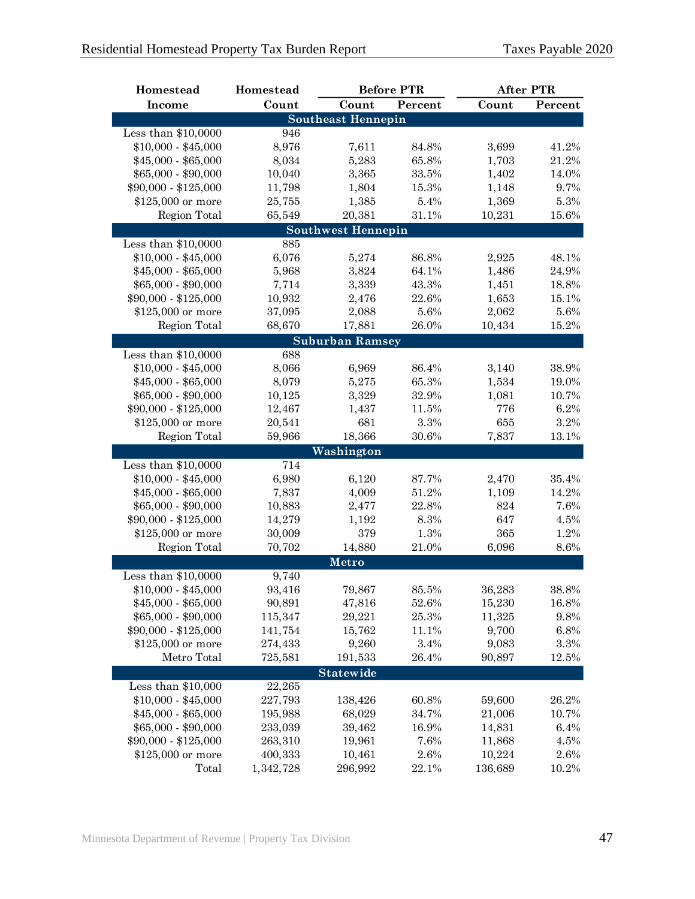| Homestead Income | Homestead Count | Before PTR | | After PTR | |
|---|---|---|---|---|---|
| | | Count | Percent | Count | Percent |
| **Southeast Hennepin** | | | | | |
| Less than $10,0000 | 946 | | | | |
| $10,000 - $45,000 | 8,976 | 7,611 | 84.8% | 3,699 | 41.2% |
| $45,000 - $65,000 | 8,034 | 5,283 | 65.8% | 1,703 | 21.2% |
| $65,000 - $90,000 | 10,040 | 3,365 | 33.5% | 1,402 | 14.0% |
| $90,000 - $125,000 | 11,798 | 1,804 | 15.3% | 1,148 | 9.7% |
| $125,000 or more | 25,755 | 1,385 | 5.4% | 1,369 | 5.3% |
| Region Total | 65,549 | 20,381 | 31.1% | 10,231 | 15.6% |
| **Southwest Hennepin** | | | | | |
| Less than $10,0000 | 885 | | | | |
| $10,000 - $45,000 | 6,076 | 5,274 | 86.8% | 2,925 | 48.1% |
| $45,000 - $65,000 | 5,968 | 3,824 | 64.1% | 1,486 | 24.9% |
| $65,000 - $90,000 | 7,714 | 3,339 | 43.3% | 1,451 | 18.8% |
| $90,000 - $125,000 | 10,932 | 2,476 | 22.6% | 1,653 | 15.1% |
| $125,000 or more | 37,095 | 2,088 | 5.6% | 2,062 | 5.6% |
| Region Total | 68,670 | 17,881 | 26.0% | 10,434 | 15.2% |
| **Suburban Ramsey** | | | | | |
| Less than $10,0000 | 688 | | | | |
| $10,000 - $45,000 | 8,066 | 6,969 | 86.4% | 3,140 | 38.9% |
| $45,000 - $65,000 | 8,079 | 5,275 | 65.3% | 1,534 | 19.0% |
| $65,000 - $90,000 | 10,125 | 3,329 | 32.9% | 1,081 | 10.7% |
| $90,000 - $125,000 | 12,467 | 1,437 | 11.5% | 776 | 6.2% |
| $125,000 or more | 20,541 | 681 | 3.3% | 655 | 3.2% |
| Region Total | 59,966 | 18,366 | 30.6% | 7,837 | 13.1% |
| **Washington** | | | | | |
| Less than $10,0000 | 714 | | | | |
| $10,000 - $45,000 | 6,980 | 6,120 | 87.7% | 2,470 | 35.4% |
| $45,000 - $65,000 | 7,837 | 4,009 | 51.2% | 1,109 | 14.2% |
| $65,000 - $90,000 | 10,883 | 2,477 | 22.8% | 824 | 7.6% |
| $90,000 - $125,000 | 14,279 | 1,192 | 8.3% | 647 | 4.5% |
| $125,000 or more | 30,009 | 379 | 1.3% | 365 | 1.2% |
| Region Total | 70,702 | 14,880 | 21.0% | 6,096 | 8.6% |
| **Metro** | | | | | |
| Less than $10,0000 | 9,740 | | | | |
| $10,000 - $45,000 | 93,416 | 79,867 | 85.5% | 36,283 | 38.8% |
| $45,000 - $65,000 | 90,891 | 47,816 | 52.6% | 15,230 | 16.8% |
| $65,000 - $90,000 | 115,347 | 29,221 | 25.3% | 11,325 | 9.8% |
| $90,000 - $125,000 | 141,754 | 15,762 | 11.1% | 9,700 | 6.8% |
| $125,000 or more | 274,433 | 9,260 | 3.4% | 9,083 | 3.3% |
| Metro Total | 725,581 | 191,533 | 26.4% | 90,897 | 12.5% |
| **Statewide** | | | | | |
| Less than $10,000 | 22,265 | | | | |
| $10,000 - $45,000 | 227,793 | 138,426 | 60.8% | 59,600 | 26.2% |
| $45,000 - $65,000 | 195,988 | 68,029 | 34.7% | 21,006 | 10.7% |
| $65,000 - $90,000 | 233,039 | 39,462 | 16.9% | 14,831 | 6.4% |
| $90,000 - $125,000 | 263,310 | 19,961 | 7.6% | 11,868 | 4.5% |
| $125,000 or more | 400,333 | 10,461 | 2.6% | 10,224 | 2.6% |
| Total | 1,342,728 | 296,992 | 22.1% | 136,689 | 10.2% |